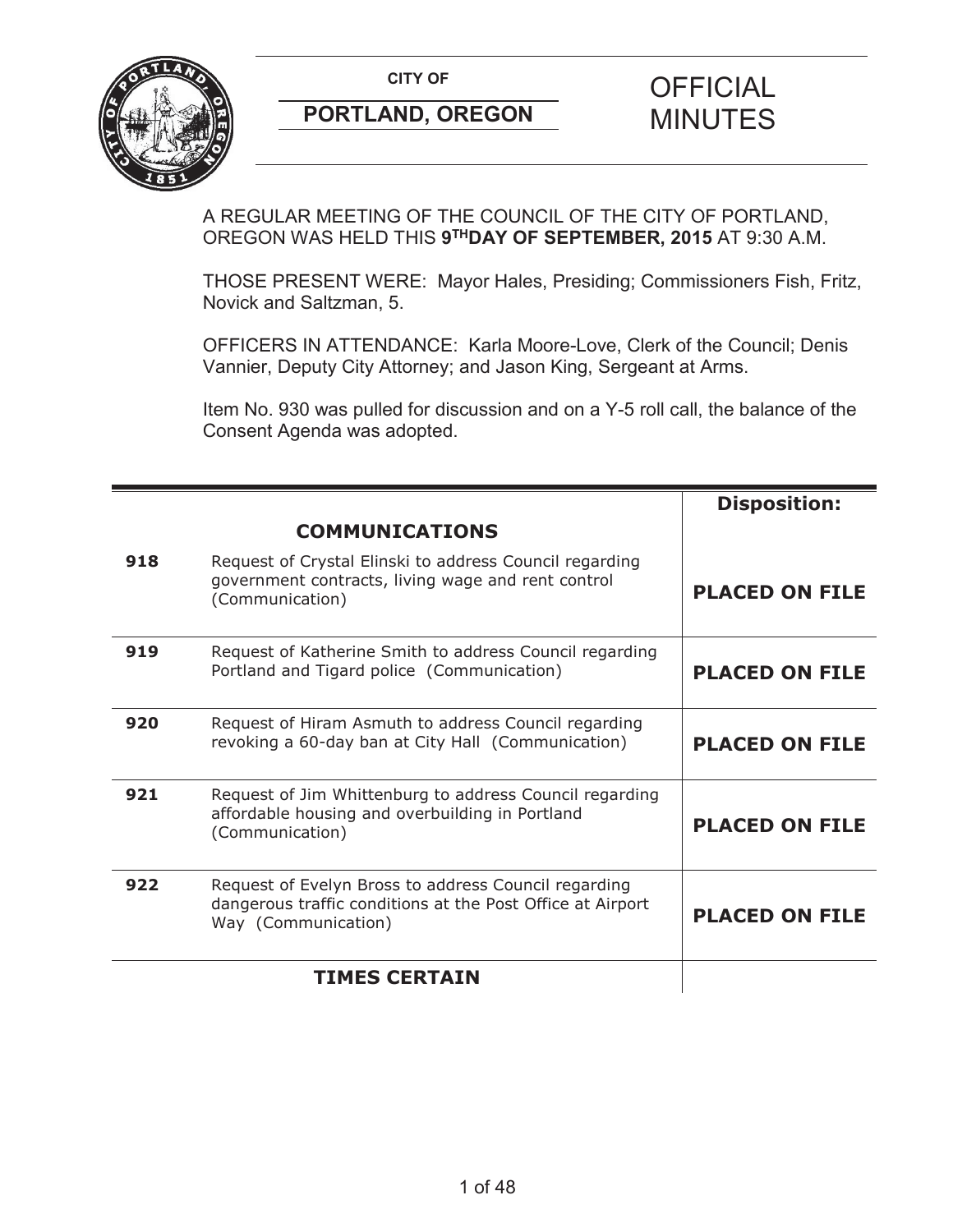**CITY OF**

**PORTLAND, OREGON**

# OFFICIAL MINUTES

A REGULAR MEETING OF THE COUNCIL OF THE CITY OF PORTLAND, OREGON WAS HELD THIS **9TH DAY OF SEPTEMBER, 2015** AT 9:30 A.M.

THOSE PRESENT WERE: Mayor Hales, Presiding; Commissioners Fish, Fritz, Novick and Saltzman, 5.

OFFICERS IN ATTENDANCE: Karla Moore-Love, Clerk of the Council; Denis Vannier, Deputy City Attorney; and Jason King, Sergeant at Arms.

Item No. 930 was pulled for discussion and on a Y-5 roll call, the balance of the Consent Agenda was adopted.

| | | **Disposition:** |
|---|---|---|
| | **COMMUNICATIONS** | |
| **918** | Request of Crystal Elinski to address Council regarding government contracts, living wage and rent control (Communication) | **PLACED ON FILE** |
| **919** | Request of Katherine Smith to address Council regarding Portland and Tigard police (Communication) | **PLACED ON FILE** |
| **920** | Request of Hiram Asmuth to address Council regarding revoking a 60-day ban at City Hall (Communication) | **PLACED ON FILE** |
| **921** | Request of Jim Whittenburg to address Council regarding affordable housing and overbuilding in Portland (Communication) | **PLACED ON FILE** |
| **922** | Request of Evelyn Bross to address Council regarding dangerous traffic conditions at the Post Office at Airport Way (Communication) | **PLACED ON FILE** |
| | **TIMES CERTAIN** | |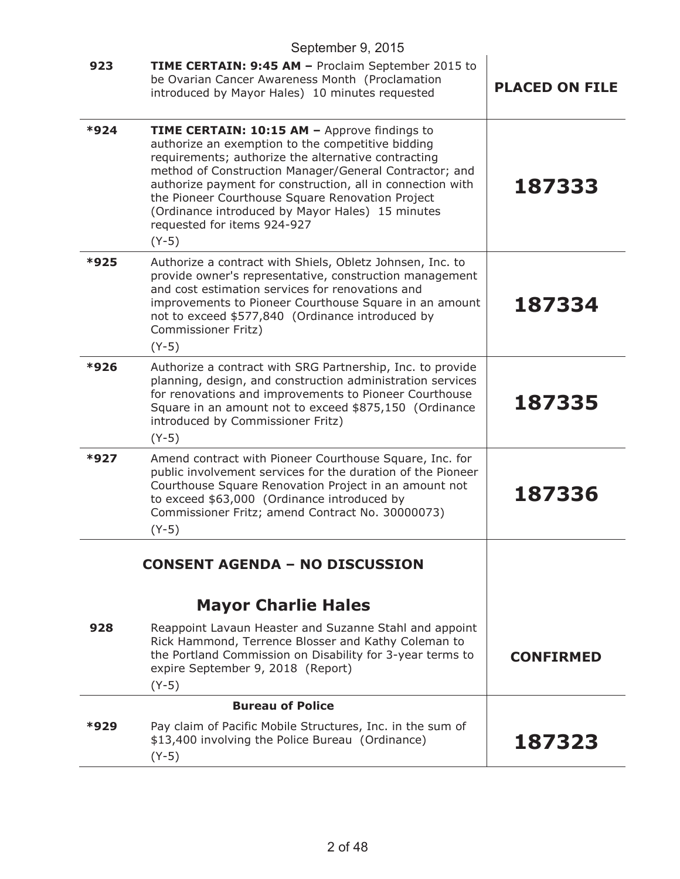September 9, 2015

| | | |
|---|---|---|
| 923 | **TIME CERTAIN: 9:45 AM –** Proclaim September 2015 to be Ovarian Cancer Awareness Month (Proclamation introduced by Mayor Hales) 10 minutes requested | **PLACED ON FILE** |
| *924 | **TIME CERTAIN: 10:15 AM –** Approve findings to authorize an exemption to the competitive bidding requirements; authorize the alternative contracting method of Construction Manager/General Contractor; and authorize payment for construction, all in connection with the Pioneer Courthouse Square Renovation Project (Ordinance introduced by Mayor Hales) 15 minutes requested for items 924-927<br>(Y-5) | **187333** |
| *925 | Authorize a contract with Shiels, Obletz Johnsen, Inc. to provide owner's representative, construction management and cost estimation services for renovations and improvements to Pioneer Courthouse Square in an amount not to exceed $577,840 (Ordinance introduced by Commissioner Fritz)<br>(Y-5) | **187334** |
| *926 | Authorize a contract with SRG Partnership, Inc. to provide planning, design, and construction administration services for renovations and improvements to Pioneer Courthouse Square in an amount not to exceed $875,150 (Ordinance introduced by Commissioner Fritz)<br>(Y-5) | **187335** |
| *927 | Amend contract with Pioneer Courthouse Square, Inc. for public involvement services for the duration of the Pioneer Courthouse Square Renovation Project in an amount not to exceed $63,000 (Ordinance introduced by Commissioner Fritz; amend Contract No. 30000073)<br>(Y-5) | **187336** |

## CONSENT AGENDA – NO DISCUSSION

### Mayor Charlie Hales

| | | |
|---|---|---|
| 928 | Reappoint Lavaun Heaster and Suzanne Stahl and appoint Rick Hammond, Terrence Blosser and Kathy Coleman to the Portland Commission on Disability for 3-year terms to expire September 9, 2018 (Report)<br>(Y-5) | **CONFIRMED** |

**Bureau of Police**

| | | |
|---|---|---|
| *929 | Pay claim of Pacific Mobile Structures, Inc. in the sum of $13,400 involving the Police Bureau (Ordinance)<br>(Y-5) | **187323** |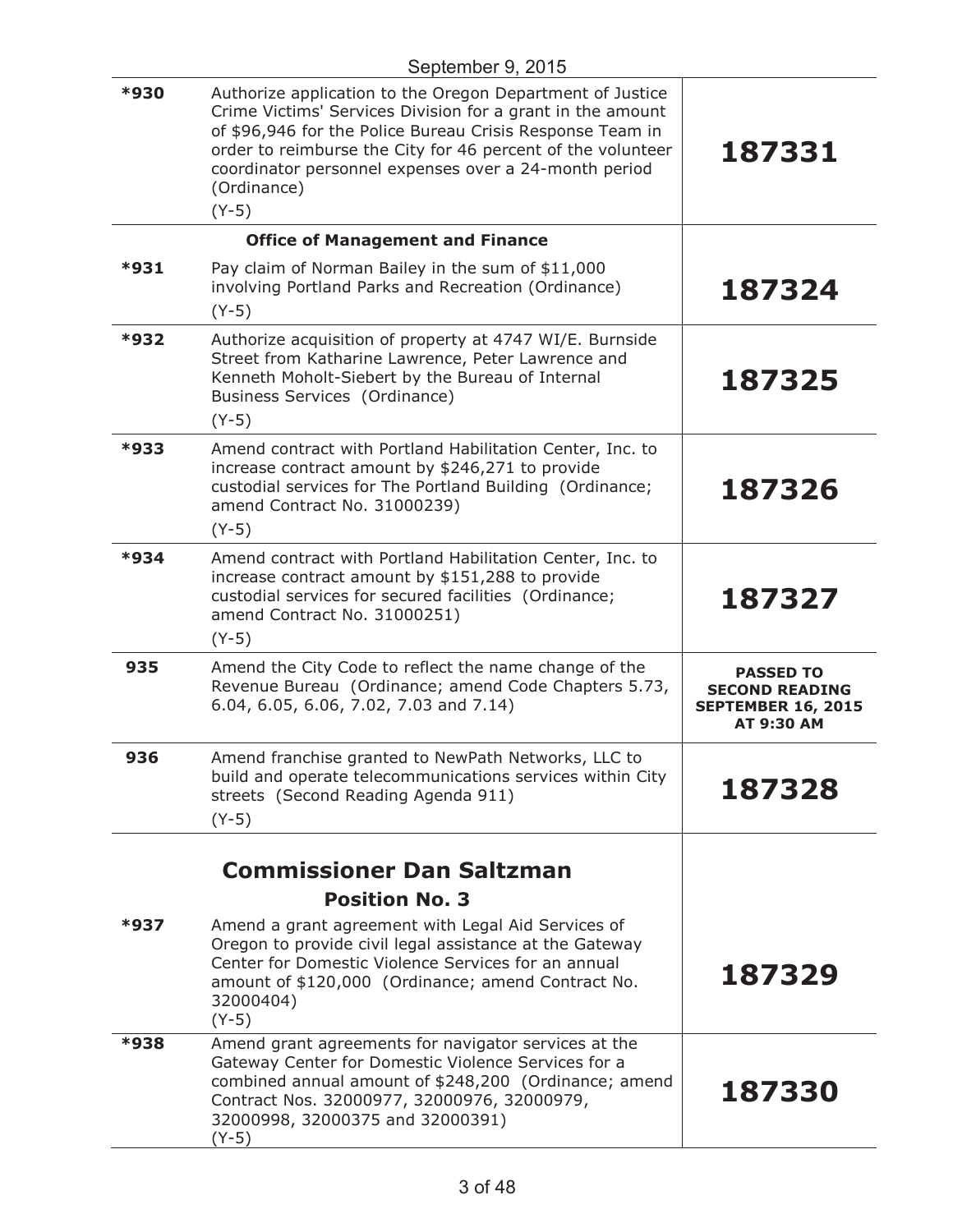September 9, 2015

| | | |
|---|---|---|
| *930 | Authorize application to the Oregon Department of Justice Crime Victims' Services Division for a grant in the amount of $96,946 for the Police Bureau Crisis Response Team in order to reimburse the City for 46 percent of the volunteer coordinator personnel expenses over a 24-month period (Ordinance)<br>(Y-5) | **187331** |
| | **Office of Management and Finance** | |
| *931 | Pay claim of Norman Bailey in the sum of $11,000 involving Portland Parks and Recreation (Ordinance)<br>(Y-5) | **187324** |
| *932 | Authorize acquisition of property at 4747 WI/E. Burnside Street from Katharine Lawrence, Peter Lawrence and Kenneth Moholt-Siebert by the Bureau of Internal Business Services (Ordinance)<br>(Y-5) | **187325** |
| *933 | Amend contract with Portland Habilitation Center, Inc. to increase contract amount by $246,271 to provide custodial services for The Portland Building (Ordinance; amend Contract No. 31000239)<br>(Y-5) | **187326** |
| *934 | Amend contract with Portland Habilitation Center, Inc. to increase contract amount by $151,288 to provide custodial services for secured facilities (Ordinance; amend Contract No. 31000251)<br>(Y-5) | **187327** |
| 935 | Amend the City Code to reflect the name change of the Revenue Bureau (Ordinance; amend Code Chapters 5.73, 6.04, 6.05, 6.06, 7.02, 7.03 and 7.14) | **PASSED TO SECOND READING SEPTEMBER 16, 2015 AT 9:30 AM** |
| 936 | Amend franchise granted to NewPath Networks, LLC to build and operate telecommunications services within City streets (Second Reading Agenda 911)<br>(Y-5) | **187328** |
| | **Commissioner Dan Saltzman**<br>**Position No. 3** | |
| *937 | Amend a grant agreement with Legal Aid Services of Oregon to provide civil legal assistance at the Gateway Center for Domestic Violence Services for an annual amount of $120,000 (Ordinance; amend Contract No. 32000404)<br>(Y-5) | **187329** |
| *938 | Amend grant agreements for navigator services at the Gateway Center for Domestic Violence Services for a combined annual amount of $248,200 (Ordinance; amend Contract Nos. 32000977, 32000976, 32000979, 32000998, 32000375 and 32000391)<br>(Y-5) | **187330** |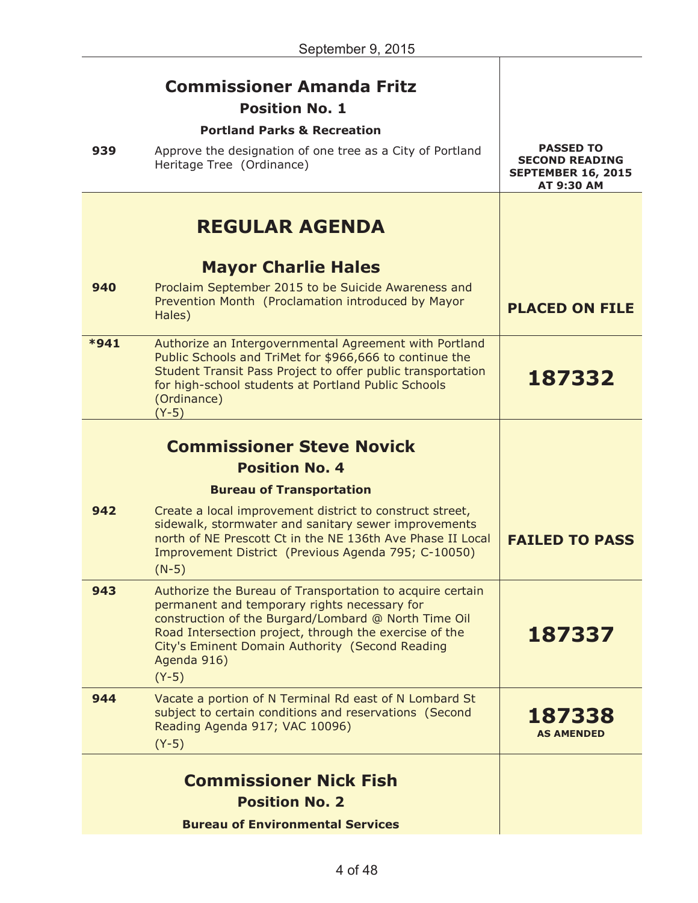| | | |
|---|---|---|
| | **Commissioner Amanda Fritz**<br>**Position No. 1**<br>**Portland Parks & Recreation** | |
| 939 | Approve the designation of one tree as a City of Portland Heritage Tree (Ordinance) | **PASSED TO SECOND READING SEPTEMBER 16, 2015 AT 9:30 AM** |
| | **REGULAR AGENDA** | |
| | **Mayor Charlie Hales** | |
| 940 | Proclaim September 2015 to be Suicide Awareness and Prevention Month (Proclamation introduced by Mayor Hales) | **PLACED ON FILE** |
| *941 | Authorize an Intergovernmental Agreement with Portland Public Schools and TriMet for $966,666 to continue the Student Transit Pass Project to offer public transportation for high-school students at Portland Public Schools (Ordinance)<br>(Y-5) | **187332** |
| | **Commissioner Steve Novick**<br>**Position No. 4**<br>**Bureau of Transportation** | |
| 942 | Create a local improvement district to construct street, sidewalk, stormwater and sanitary sewer improvements north of NE Prescott Ct in the NE 136th Ave Phase II Local Improvement District (Previous Agenda 795; C-10050)<br>(N-5) | **FAILED TO PASS** |
| 943 | Authorize the Bureau of Transportation to acquire certain permanent and temporary rights necessary for construction of the Burgard/Lombard @ North Time Oil Road Intersection project, through the exercise of the City's Eminent Domain Authority (Second Reading Agenda 916)<br>(Y-5) | **187337** |
| 944 | Vacate a portion of N Terminal Rd east of N Lombard St subject to certain conditions and reservations (Second Reading Agenda 917; VAC 10096)<br>(Y-5) | **187338**<br>**AS AMENDED** |
| | **Commissioner Nick Fish**<br>**Position No. 2**<br>**Bureau of Environmental Services** | |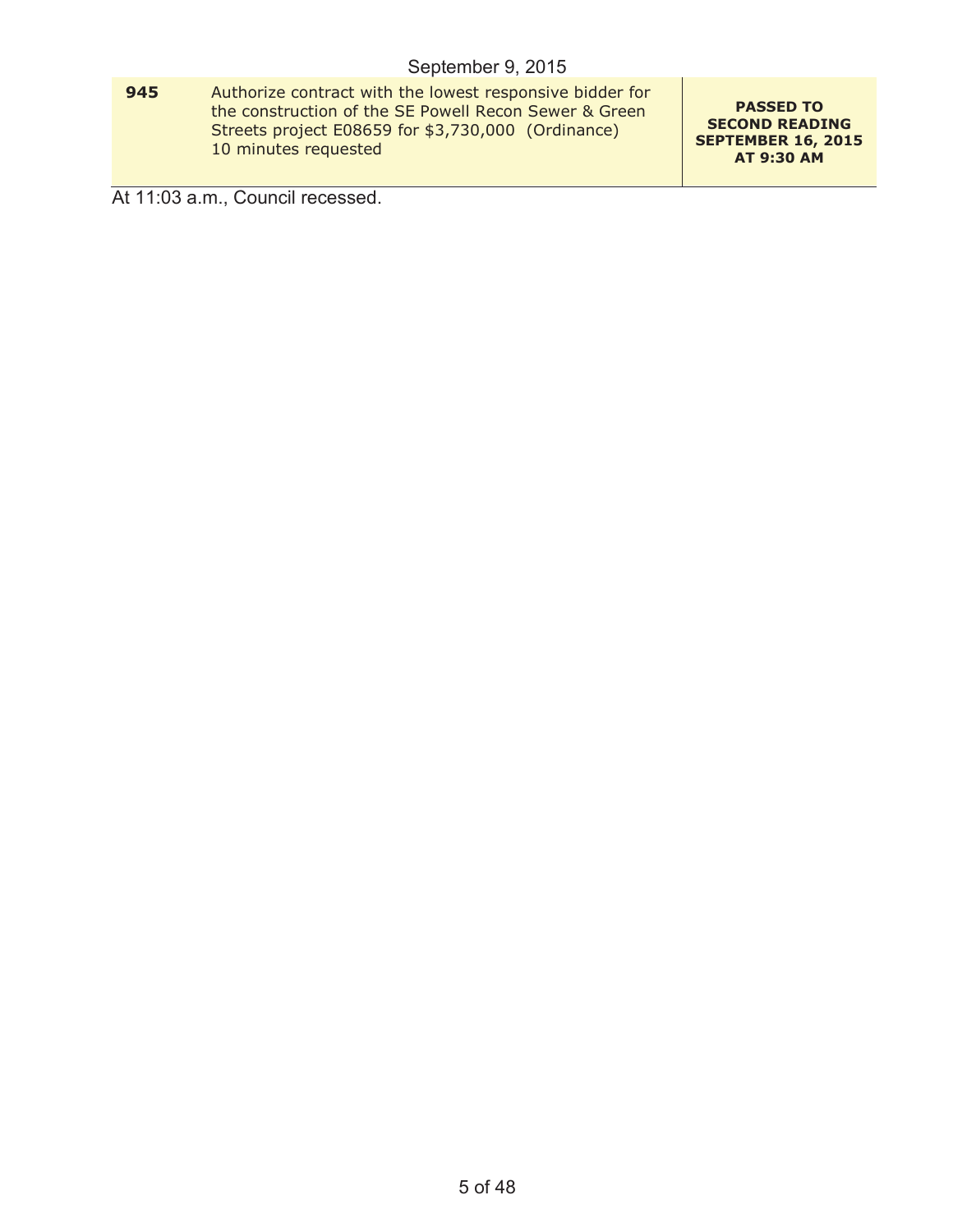September 9, 2015

| 945 | Authorize contract with the lowest responsive bidder for the construction of the SE Powell Recon Sewer & Green Streets project E08659 for $3,730,000 (Ordinance)<br>10 minutes requested | **PASSED TO SECOND READING SEPTEMBER 16, 2015 AT 9:30 AM** |
|---|---|---|

At 11:03 a.m., Council recessed.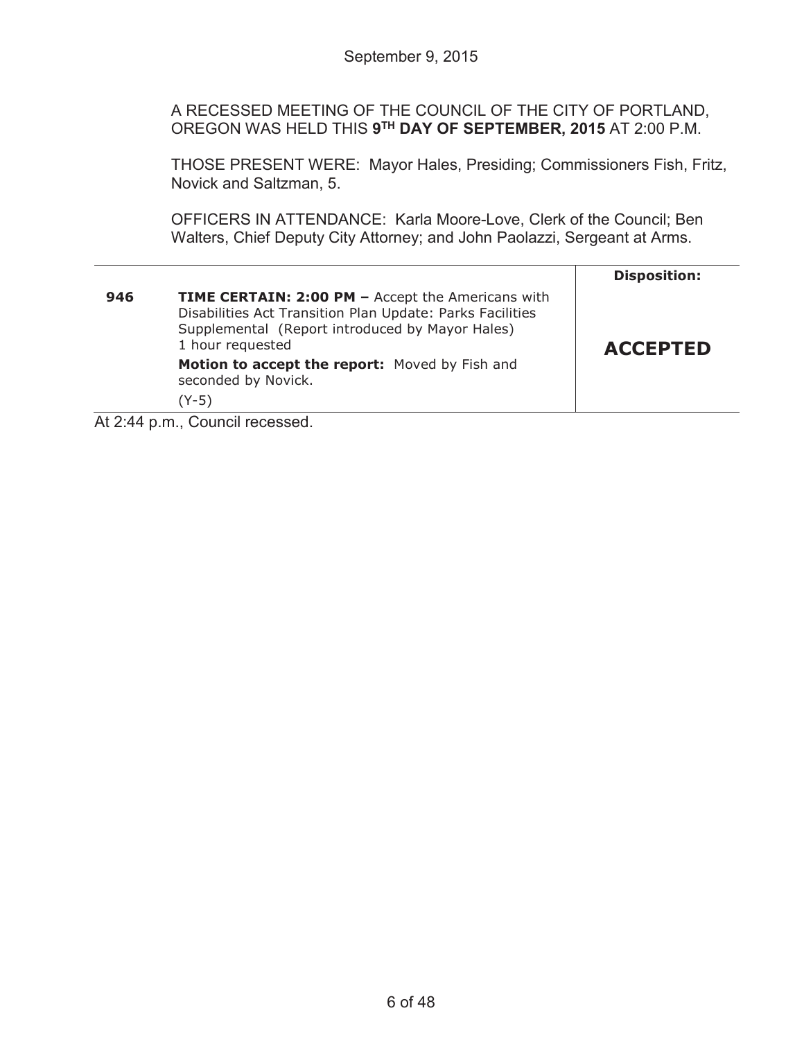September 9, 2015

A RECESSED MEETING OF THE COUNCIL OF THE CITY OF PORTLAND, OREGON WAS HELD THIS **9TH DAY OF SEPTEMBER, 2015** AT 2:00 P.M.

THOSE PRESENT WERE: Mayor Hales, Presiding; Commissioners Fish, Fritz, Novick and Saltzman, 5.

OFFICERS IN ATTENDANCE: Karla Moore-Love, Clerk of the Council; Ben Walters, Chief Deputy City Attorney; and John Paolazzi, Sergeant at Arms.

| | | **Disposition:** |
|---|---|---|
| **946** | **TIME CERTAIN: 2:00 PM –** Accept the Americans with Disabilities Act Transition Plan Update: Parks Facilities Supplemental (Report introduced by Mayor Hales) 1 hour requested<br>**Motion to accept the report:** Moved by Fish and seconded by Novick.<br>(Y-5) | **ACCEPTED** |

At 2:44 p.m., Council recessed.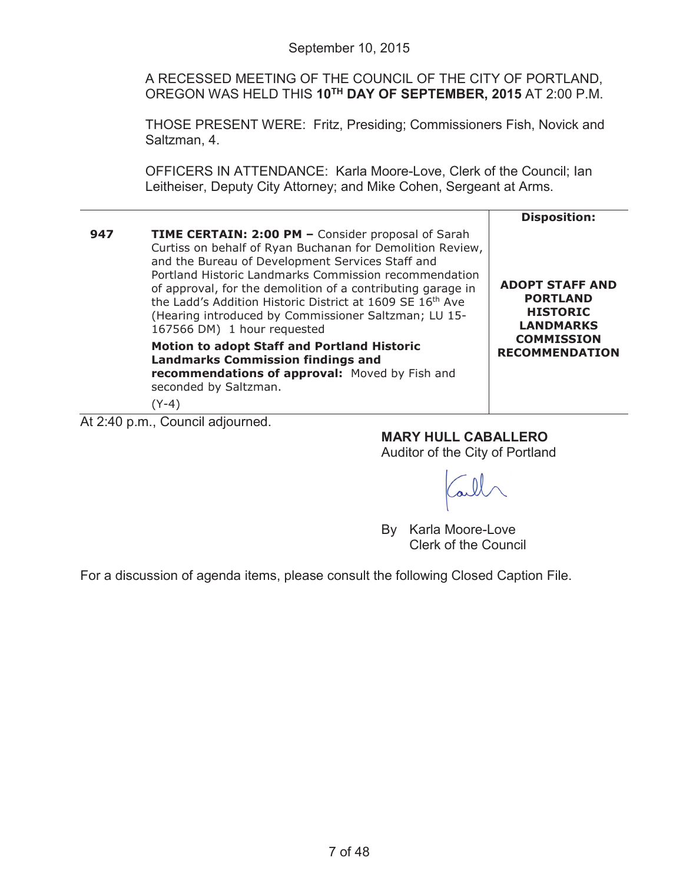September 10, 2015

A RECESSED MEETING OF THE COUNCIL OF THE CITY OF PORTLAND, OREGON WAS HELD THIS **10TH DAY OF SEPTEMBER, 2015** AT 2:00 P.M.

THOSE PRESENT WERE: Fritz, Presiding; Commissioners Fish, Novick and Saltzman, 4.

OFFICERS IN ATTENDANCE: Karla Moore-Love, Clerk of the Council; Ian Leitheiser, Deputy City Attorney; and Mike Cohen, Sergeant at Arms.

| | | Disposition: |
|---|---|---|
| **947** | **TIME CERTAIN: 2:00 PM –** Consider proposal of Sarah Curtiss on behalf of Ryan Buchanan for Demolition Review, and the Bureau of Development Services Staff and Portland Historic Landmarks Commission recommendation of approval, for the demolition of a contributing garage in the Ladd's Addition Historic District at 1609 SE 16th Ave (Hearing introduced by Commissioner Saltzman; LU 15-167566 DM) 1 hour requested<br><br>**Motion to adopt Staff and Portland Historic Landmarks Commission findings and recommendations of approval:** Moved by Fish and seconded by Saltzman.<br><br>(Y-4) | **ADOPT STAFF AND PORTLAND HISTORIC LANDMARKS COMMISSION RECOMMENDATION** |

At 2:40 p.m., Council adjourned.

**MARY HULL CABALLERO**
Auditor of the City of Portland

By Karla Moore-Love
Clerk of the Council

For a discussion of agenda items, please consult the following Closed Caption File.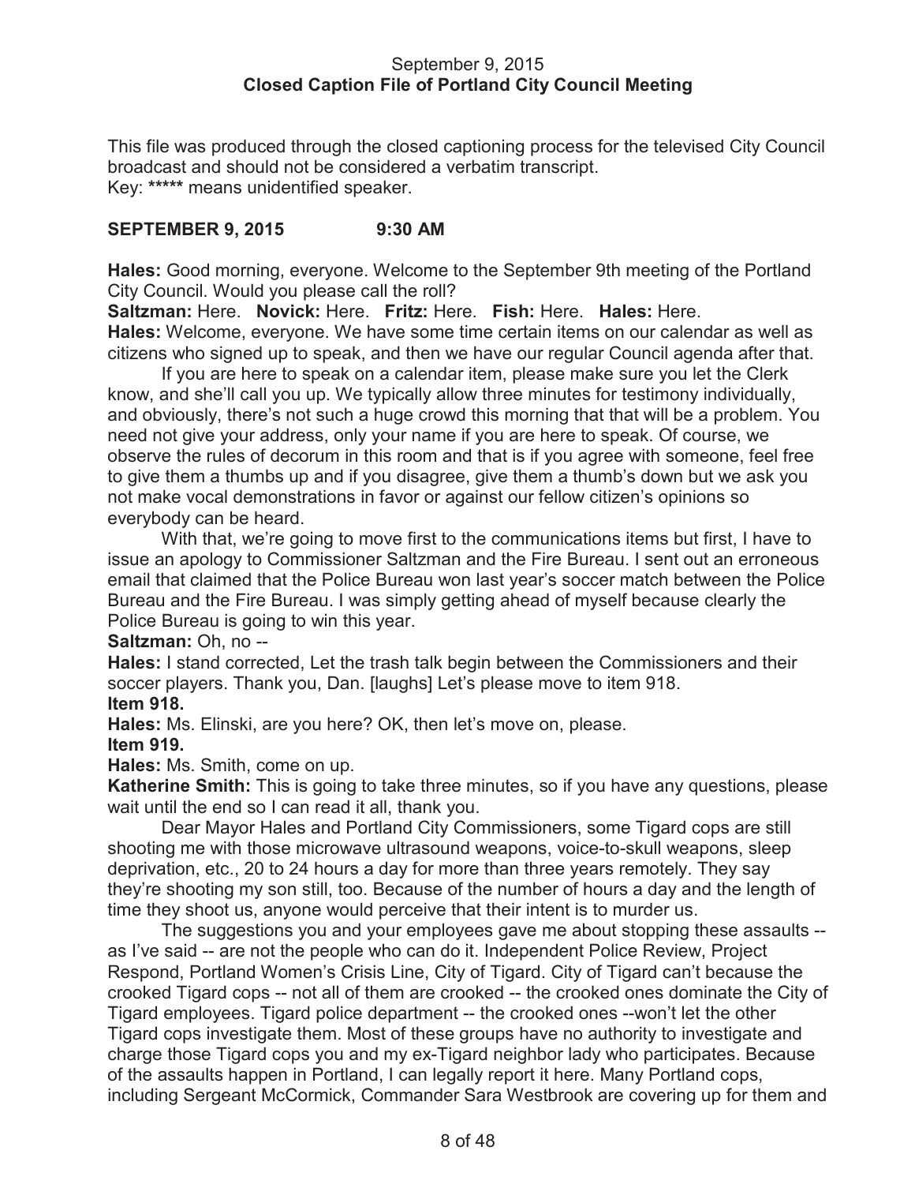September 9, 2015
**Closed Caption File of Portland City Council Meeting**

This file was produced through the closed captioning process for the televised City Council broadcast and should not be considered a verbatim transcript.
Key: ***** means unidentified speaker.

**SEPTEMBER 9, 2015 9:30 AM**

**Hales:** Good morning, everyone. Welcome to the September 9th meeting of the Portland City Council. Would you please call the roll?
**Saltzman:** Here. **Novick:** Here. **Fritz:** Here. **Fish:** Here. **Hales:** Here.
**Hales:** Welcome, everyone. We have some time certain items on our calendar as well as citizens who signed up to speak, and then we have our regular Council agenda after that.

If you are here to speak on a calendar item, please make sure you let the Clerk know, and she'll call you up. We typically allow three minutes for testimony individually, and obviously, there's not such a huge crowd this morning that that will be a problem. You need not give your address, only your name if you are here to speak. Of course, we observe the rules of decorum in this room and that is if you agree with someone, feel free to give them a thumbs up and if you disagree, give them a thumb's down but we ask you not make vocal demonstrations in favor or against our fellow citizen's opinions so everybody can be heard.

With that, we're going to move first to the communications items but first, I have to issue an apology to Commissioner Saltzman and the Fire Bureau. I sent out an erroneous email that claimed that the Police Bureau won last year's soccer match between the Police Bureau and the Fire Bureau. I was simply getting ahead of myself because clearly the Police Bureau is going to win this year.
**Saltzman:** Oh, no --
**Hales:** I stand corrected, Let the trash talk begin between the Commissioners and their soccer players. Thank you, Dan. [laughs] Let's please move to item 918.
**Item 918.**
**Hales:** Ms. Elinski, are you here? OK, then let's move on, please.
**Item 919.**
**Hales:** Ms. Smith, come on up.
**Katherine Smith:** This is going to take three minutes, so if you have any questions, please wait until the end so I can read it all, thank you.

Dear Mayor Hales and Portland City Commissioners, some Tigard cops are still shooting me with those microwave ultrasound weapons, voice-to-skull weapons, sleep deprivation, etc., 20 to 24 hours a day for more than three years remotely. They say they're shooting my son still, too. Because of the number of hours a day and the length of time they shoot us, anyone would perceive that their intent is to murder us.

The suggestions you and your employees gave me about stopping these assaults -- as I've said -- are not the people who can do it. Independent Police Review, Project Respond, Portland Women's Crisis Line, City of Tigard. City of Tigard can't because the crooked Tigard cops -- not all of them are crooked -- the crooked ones dominate the City of Tigard employees. Tigard police department -- the crooked ones --won't let the other Tigard cops investigate them. Most of these groups have no authority to investigate and charge those Tigard cops you and my ex-Tigard neighbor lady who participates. Because of the assaults happen in Portland, I can legally report it here. Many Portland cops, including Sergeant McCormick, Commander Sara Westbrook are covering up for them and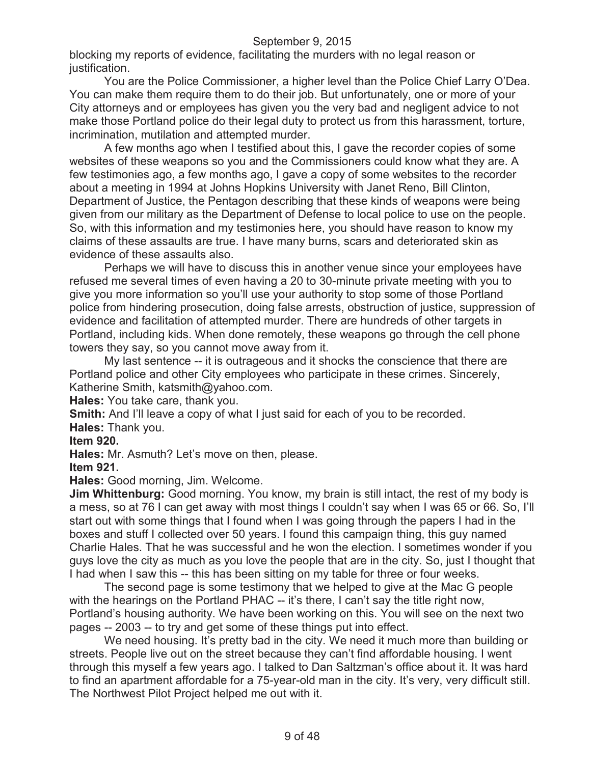blocking my reports of evidence, facilitating the murders with no legal reason or justification.

You are the Police Commissioner, a higher level than the Police Chief Larry O'Dea. You can make them require them to do their job. But unfortunately, one or more of your City attorneys and or employees has given you the very bad and negligent advice to not make those Portland police do their legal duty to protect us from this harassment, torture, incrimination, mutilation and attempted murder.

A few months ago when I testified about this, I gave the recorder copies of some websites of these weapons so you and the Commissioners could know what they are. A few testimonies ago, a few months ago, I gave a copy of some websites to the recorder about a meeting in 1994 at Johns Hopkins University with Janet Reno, Bill Clinton, Department of Justice, the Pentagon describing that these kinds of weapons were being given from our military as the Department of Defense to local police to use on the people. So, with this information and my testimonies here, you should have reason to know my claims of these assaults are true. I have many burns, scars and deteriorated skin as evidence of these assaults also.

Perhaps we will have to discuss this in another venue since your employees have refused me several times of even having a 20 to 30-minute private meeting with you to give you more information so you'll use your authority to stop some of those Portland police from hindering prosecution, doing false arrests, obstruction of justice, suppression of evidence and facilitation of attempted murder. There are hundreds of other targets in Portland, including kids. When done remotely, these weapons go through the cell phone towers they say, so you cannot move away from it.

My last sentence -- it is outrageous and it shocks the conscience that there are Portland police and other City employees who participate in these crimes. Sincerely, Katherine Smith, katsmith@yahoo.com.

**Hales:** You take care, thank you.

**Smith:** And I'll leave a copy of what I just said for each of you to be recorded.

**Hales:** Thank you.

**Item 920.**

**Hales:** Mr. Asmuth? Let's move on then, please.

**Item 921.**

**Hales:** Good morning, Jim. Welcome.

**Jim Whittenburg:** Good morning. You know, my brain is still intact, the rest of my body is a mess, so at 76 I can get away with most things I couldn't say when I was 65 or 66. So, I'll start out with some things that I found when I was going through the papers I had in the boxes and stuff I collected over 50 years. I found this campaign thing, this guy named Charlie Hales. That he was successful and he won the election. I sometimes wonder if you guys love the city as much as you love the people that are in the city. So, just I thought that I had when I saw this -- this has been sitting on my table for three or four weeks.

The second page is some testimony that we helped to give at the Mac G people with the hearings on the Portland PHAC -- it's there, I can't say the title right now, Portland's housing authority. We have been working on this. You will see on the next two pages -- 2003 -- to try and get some of these things put into effect.

We need housing. It's pretty bad in the city. We need it much more than building or streets. People live out on the street because they can't find affordable housing. I went through this myself a few years ago. I talked to Dan Saltzman's office about it. It was hard to find an apartment affordable for a 75-year-old man in the city. It's very, very difficult still. The Northwest Pilot Project helped me out with it.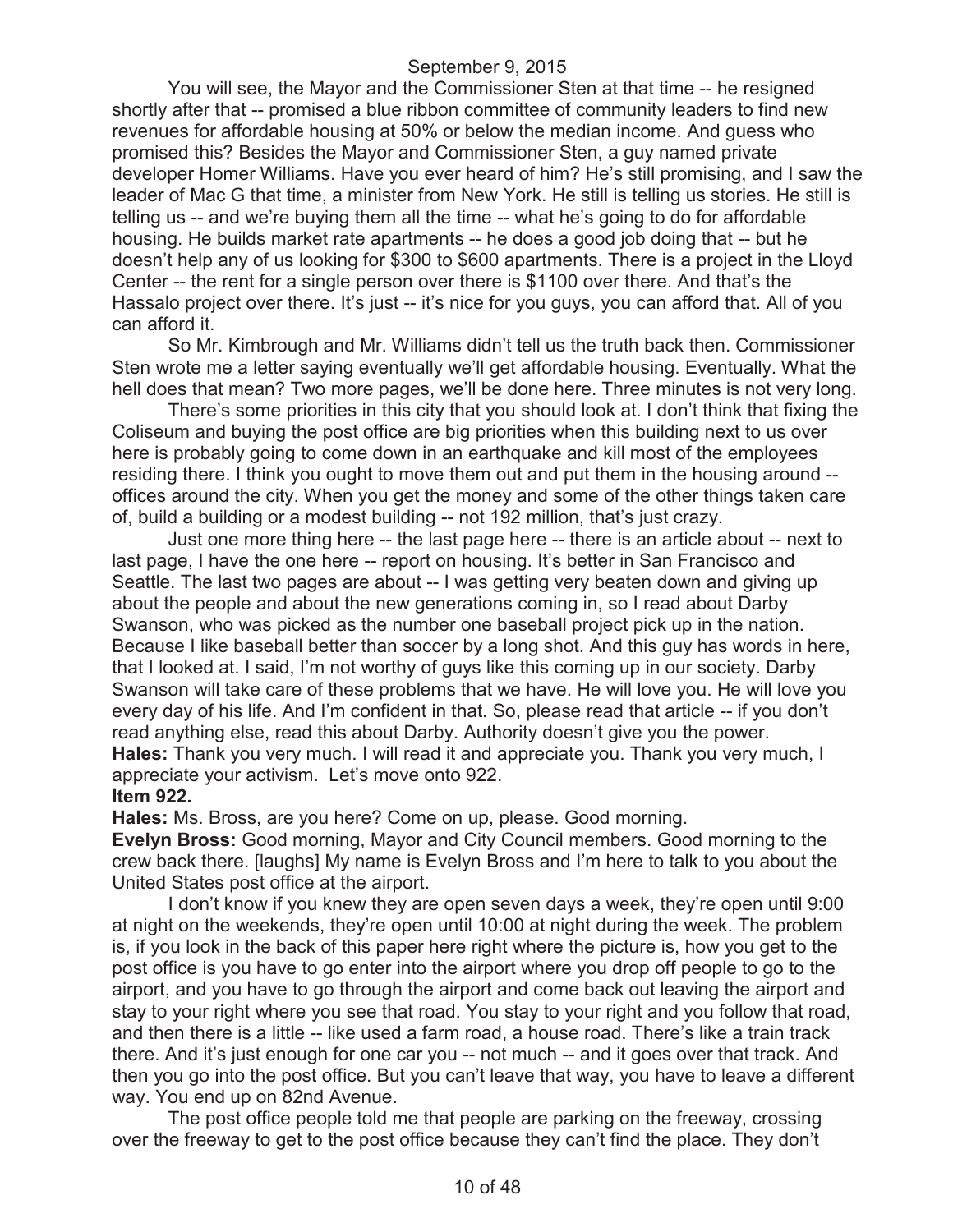You will see, the Mayor and the Commissioner Sten at that time -- he resigned shortly after that -- promised a blue ribbon committee of community leaders to find new revenues for affordable housing at 50% or below the median income. And guess who promised this? Besides the Mayor and Commissioner Sten, a guy named private developer Homer Williams. Have you ever heard of him? He's still promising, and I saw the leader of Mac G that time, a minister from New York. He still is telling us stories. He still is telling us -- and we're buying them all the time -- what he's going to do for affordable housing. He builds market rate apartments -- he does a good job doing that -- but he doesn't help any of us looking for $300 to $600 apartments. There is a project in the Lloyd Center -- the rent for a single person over there is $1100 over there. And that's the Hassalo project over there. It's just -- it's nice for you guys, you can afford that. All of you can afford it.

So Mr. Kimbrough and Mr. Williams didn't tell us the truth back then. Commissioner Sten wrote me a letter saying eventually we'll get affordable housing. Eventually. What the hell does that mean? Two more pages, we'll be done here. Three minutes is not very long.

There's some priorities in this city that you should look at. I don't think that fixing the Coliseum and buying the post office are big priorities when this building next to us over here is probably going to come down in an earthquake and kill most of the employees residing there. I think you ought to move them out and put them in the housing around -- offices around the city. When you get the money and some of the other things taken care of, build a building or a modest building -- not 192 million, that's just crazy.

Just one more thing here -- the last page here -- there is an article about -- next to last page, I have the one here -- report on housing. It's better in San Francisco and Seattle. The last two pages are about -- I was getting very beaten down and giving up about the people and about the new generations coming in, so I read about Darby Swanson, who was picked as the number one baseball project pick up in the nation. Because I like baseball better than soccer by a long shot. And this guy has words in here, that I looked at. I said, I'm not worthy of guys like this coming up in our society. Darby Swanson will take care of these problems that we have. He will love you. He will love you every day of his life. And I'm confident in that. So, please read that article -- if you don't read anything else, read this about Darby. Authority doesn't give you the power.

**Hales:** Thank you very much. I will read it and appreciate you. Thank you very much, I appreciate your activism. Let's move onto 922.

**Item 922.**

**Hales:** Ms. Bross, are you here? Come on up, please. Good morning.

**Evelyn Bross:** Good morning, Mayor and City Council members. Good morning to the crew back there. [laughs] My name is Evelyn Bross and I'm here to talk to you about the United States post office at the airport.

I don't know if you knew they are open seven days a week, they're open until 9:00 at night on the weekends, they're open until 10:00 at night during the week. The problem is, if you look in the back of this paper here right where the picture is, how you get to the post office is you have to go enter into the airport where you drop off people to go to the airport, and you have to go through the airport and come back out leaving the airport and stay to your right where you see that road. You stay to your right and you follow that road, and then there is a little -- like used a farm road, a house road. There's like a train track there. And it's just enough for one car you -- not much -- and it goes over that track. And then you go into the post office. But you can't leave that way, you have to leave a different way. You end up on 82nd Avenue.

The post office people told me that people are parking on the freeway, crossing over the freeway to get to the post office because they can't find the place. They don't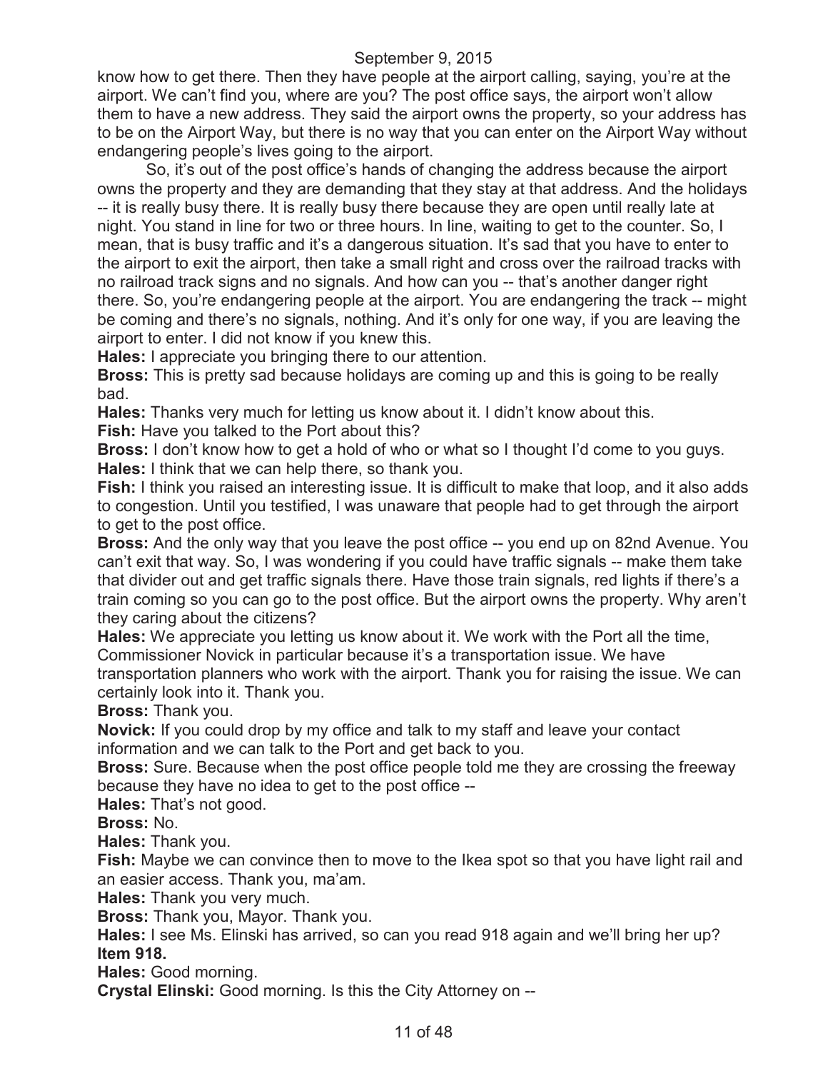know how to get there. Then they have people at the airport calling, saying, you're at the airport. We can't find you, where are you? The post office says, the airport won't allow them to have a new address. They said the airport owns the property, so your address has to be on the Airport Way, but there is no way that you can enter on the Airport Way without endangering people's lives going to the airport.

So, it's out of the post office's hands of changing the address because the airport owns the property and they are demanding that they stay at that address. And the holidays -- it is really busy there. It is really busy there because they are open until really late at night. You stand in line for two or three hours. In line, waiting to get to the counter. So, I mean, that is busy traffic and it's a dangerous situation. It's sad that you have to enter to the airport to exit the airport, then take a small right and cross over the railroad tracks with no railroad track signs and no signals. And how can you -- that's another danger right there. So, you're endangering people at the airport. You are endangering the track -- might be coming and there's no signals, nothing. And it's only for one way, if you are leaving the airport to enter. I did not know if you knew this.

**Hales:** I appreciate you bringing there to our attention.

**Bross:** This is pretty sad because holidays are coming up and this is going to be really bad.

**Hales:** Thanks very much for letting us know about it. I didn't know about this.

**Fish:** Have you talked to the Port about this?

**Bross:** I don't know how to get a hold of who or what so I thought I'd come to you guys.

**Hales:** I think that we can help there, so thank you.

**Fish:** I think you raised an interesting issue. It is difficult to make that loop, and it also adds to congestion. Until you testified, I was unaware that people had to get through the airport to get to the post office.

**Bross:** And the only way that you leave the post office -- you end up on 82nd Avenue. You can't exit that way. So, I was wondering if you could have traffic signals -- make them take that divider out and get traffic signals there. Have those train signals, red lights if there's a train coming so you can go to the post office. But the airport owns the property. Why aren't they caring about the citizens?

**Hales:** We appreciate you letting us know about it. We work with the Port all the time, Commissioner Novick in particular because it's a transportation issue. We have transportation planners who work with the airport. Thank you for raising the issue. We can certainly look into it. Thank you.

**Bross:** Thank you.

**Novick:** If you could drop by my office and talk to my staff and leave your contact information and we can talk to the Port and get back to you.

**Bross:** Sure. Because when the post office people told me they are crossing the freeway because they have no idea to get to the post office --

**Hales:** That's not good.

**Bross:** No.

**Hales:** Thank you.

**Fish:** Maybe we can convince then to move to the Ikea spot so that you have light rail and an easier access. Thank you, ma'am.

**Hales:** Thank you very much.

**Bross:** Thank you, Mayor. Thank you.

**Hales:** I see Ms. Elinski has arrived, so can you read 918 again and we'll bring her up?

**Item 918.**

**Hales:** Good morning.

**Crystal Elinski:** Good morning. Is this the City Attorney on --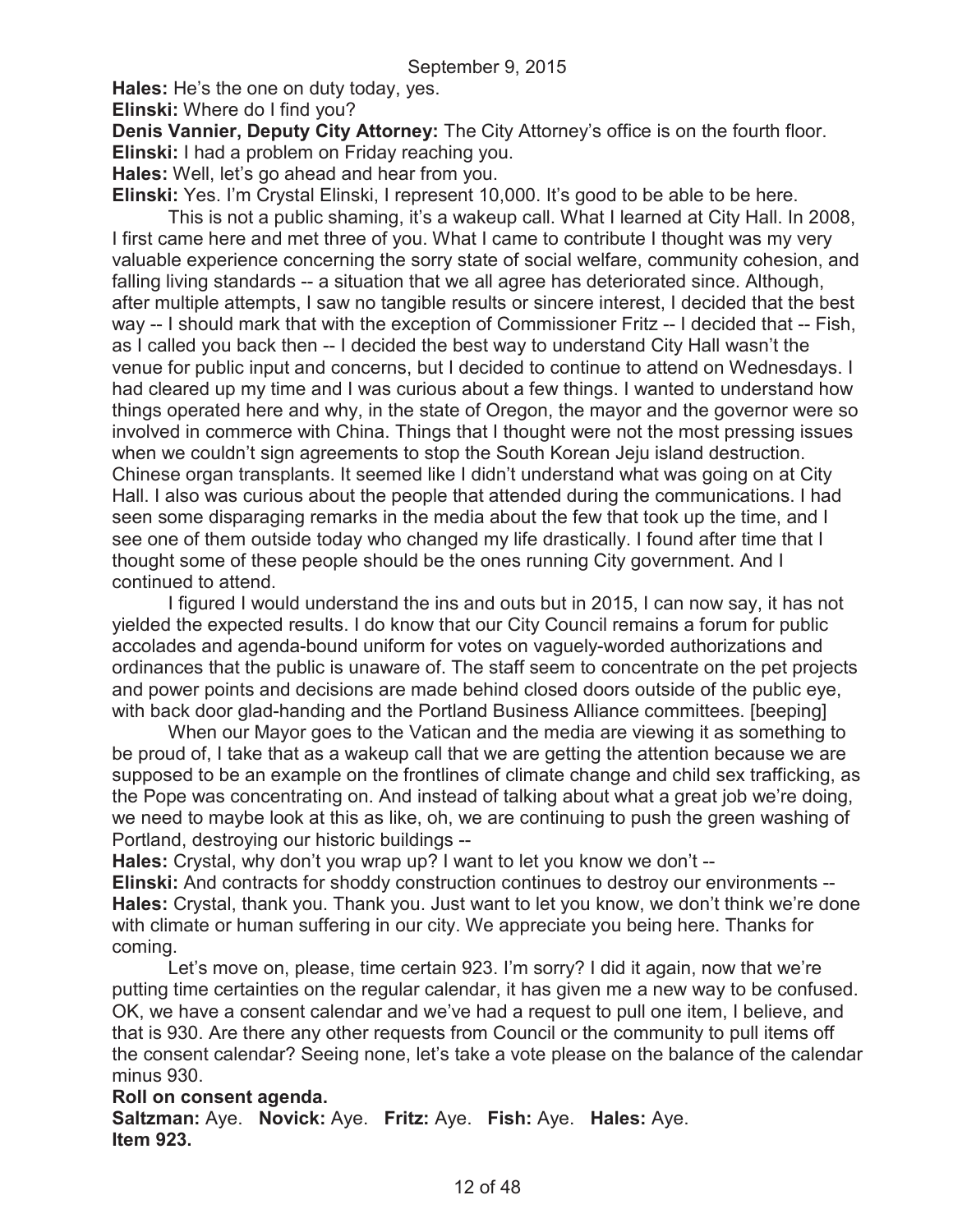**Hales:** He's the one on duty today, yes.

**Elinski:** Where do I find you?

**Denis Vannier, Deputy City Attorney:** The City Attorney's office is on the fourth floor.

**Elinski:** I had a problem on Friday reaching you.

**Hales:** Well, let's go ahead and hear from you.

**Elinski:** Yes. I'm Crystal Elinski, I represent 10,000. It's good to be able to be here.

This is not a public shaming, it's a wakeup call. What I learned at City Hall. In 2008, I first came here and met three of you. What I came to contribute I thought was my very valuable experience concerning the sorry state of social welfare, community cohesion, and falling living standards -- a situation that we all agree has deteriorated since. Although, after multiple attempts, I saw no tangible results or sincere interest, I decided that the best way -- I should mark that with the exception of Commissioner Fritz -- I decided that -- Fish, as I called you back then -- I decided the best way to understand City Hall wasn't the venue for public input and concerns, but I decided to continue to attend on Wednesdays. I had cleared up my time and I was curious about a few things. I wanted to understand how things operated here and why, in the state of Oregon, the mayor and the governor were so involved in commerce with China. Things that I thought were not the most pressing issues when we couldn't sign agreements to stop the South Korean Jeju island destruction. Chinese organ transplants. It seemed like I didn't understand what was going on at City Hall. I also was curious about the people that attended during the communications. I had seen some disparaging remarks in the media about the few that took up the time, and I see one of them outside today who changed my life drastically. I found after time that I thought some of these people should be the ones running City government. And I continued to attend.

I figured I would understand the ins and outs but in 2015, I can now say, it has not yielded the expected results. I do know that our City Council remains a forum for public accolades and agenda-bound uniform for votes on vaguely-worded authorizations and ordinances that the public is unaware of. The staff seem to concentrate on the pet projects and power points and decisions are made behind closed doors outside of the public eye, with back door glad-handing and the Portland Business Alliance committees. [beeping]

When our Mayor goes to the Vatican and the media are viewing it as something to be proud of, I take that as a wakeup call that we are getting the attention because we are supposed to be an example on the frontlines of climate change and child sex trafficking, as the Pope was concentrating on. And instead of talking about what a great job we're doing, we need to maybe look at this as like, oh, we are continuing to push the green washing of Portland, destroying our historic buildings --

**Hales:** Crystal, why don't you wrap up? I want to let you know we don't --

**Elinski:** And contracts for shoddy construction continues to destroy our environments --

**Hales:** Crystal, thank you. Thank you. Just want to let you know, we don't think we're done with climate or human suffering in our city. We appreciate you being here. Thanks for coming.

Let's move on, please, time certain 923. I'm sorry? I did it again, now that we're putting time certainties on the regular calendar, it has given me a new way to be confused. OK, we have a consent calendar and we've had a request to pull one item, I believe, and that is 930. Are there any other requests from Council or the community to pull items off the consent calendar? Seeing none, let's take a vote please on the balance of the calendar minus 930.

**Roll on consent agenda.**

**Saltzman:** Aye. **Novick:** Aye. **Fritz:** Aye. **Fish:** Aye. **Hales:** Aye.

**Item 923.**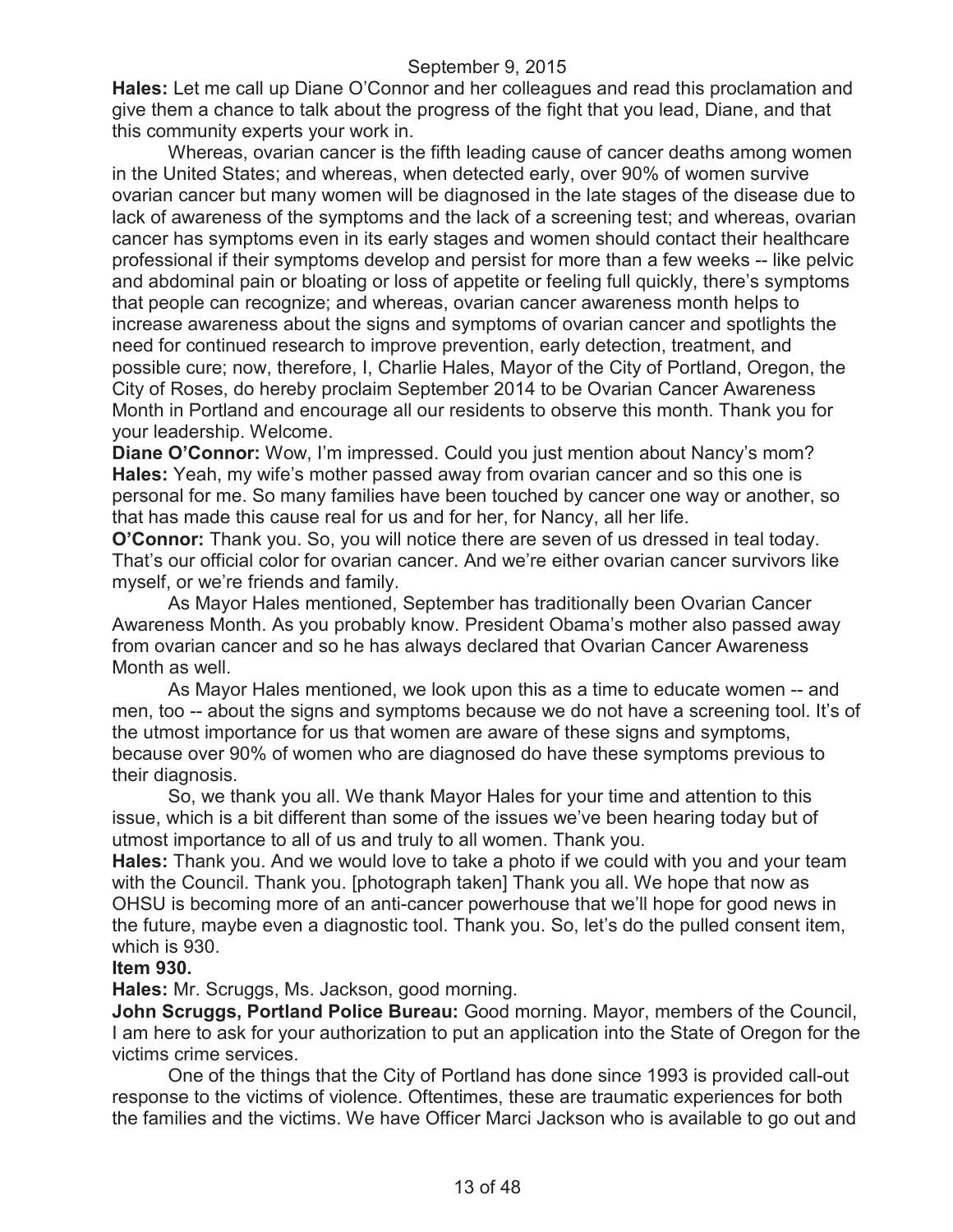**Hales:** Let me call up Diane O'Connor and her colleagues and read this proclamation and give them a chance to talk about the progress of the fight that you lead, Diane, and that this community experts your work in.

Whereas, ovarian cancer is the fifth leading cause of cancer deaths among women in the United States; and whereas, when detected early, over 90% of women survive ovarian cancer but many women will be diagnosed in the late stages of the disease due to lack of awareness of the symptoms and the lack of a screening test; and whereas, ovarian cancer has symptoms even in its early stages and women should contact their healthcare professional if their symptoms develop and persist for more than a few weeks -- like pelvic and abdominal pain or bloating or loss of appetite or feeling full quickly, there's symptoms that people can recognize; and whereas, ovarian cancer awareness month helps to increase awareness about the signs and symptoms of ovarian cancer and spotlights the need for continued research to improve prevention, early detection, treatment, and possible cure; now, therefore, I, Charlie Hales, Mayor of the City of Portland, Oregon, the City of Roses, do hereby proclaim September 2014 to be Ovarian Cancer Awareness Month in Portland and encourage all our residents to observe this month. Thank you for your leadership. Welcome.

**Diane O'Connor:** Wow, I'm impressed. Could you just mention about Nancy's mom?

**Hales:** Yeah, my wife's mother passed away from ovarian cancer and so this one is personal for me. So many families have been touched by cancer one way or another, so that has made this cause real for us and for her, for Nancy, all her life.

**O'Connor:** Thank you. So, you will notice there are seven of us dressed in teal today. That's our official color for ovarian cancer. And we're either ovarian cancer survivors like myself, or we're friends and family.

As Mayor Hales mentioned, September has traditionally been Ovarian Cancer Awareness Month. As you probably know. President Obama's mother also passed away from ovarian cancer and so he has always declared that Ovarian Cancer Awareness Month as well.

As Mayor Hales mentioned, we look upon this as a time to educate women -- and men, too -- about the signs and symptoms because we do not have a screening tool. It's of the utmost importance for us that women are aware of these signs and symptoms, because over 90% of women who are diagnosed do have these symptoms previous to their diagnosis.

So, we thank you all. We thank Mayor Hales for your time and attention to this issue, which is a bit different than some of the issues we've been hearing today but of utmost importance to all of us and truly to all women. Thank you.

**Hales:** Thank you. And we would love to take a photo if we could with you and your team with the Council. Thank you. [photograph taken] Thank you all. We hope that now as OHSU is becoming more of an anti-cancer powerhouse that we'll hope for good news in the future, maybe even a diagnostic tool. Thank you. So, let's do the pulled consent item, which is 930.

**Item 930.**

**Hales:** Mr. Scruggs, Ms. Jackson, good morning.

**John Scruggs, Portland Police Bureau:** Good morning. Mayor, members of the Council, I am here to ask for your authorization to put an application into the State of Oregon for the victims crime services.

One of the things that the City of Portland has done since 1993 is provided call-out response to the victims of violence. Oftentimes, these are traumatic experiences for both the families and the victims. We have Officer Marci Jackson who is available to go out and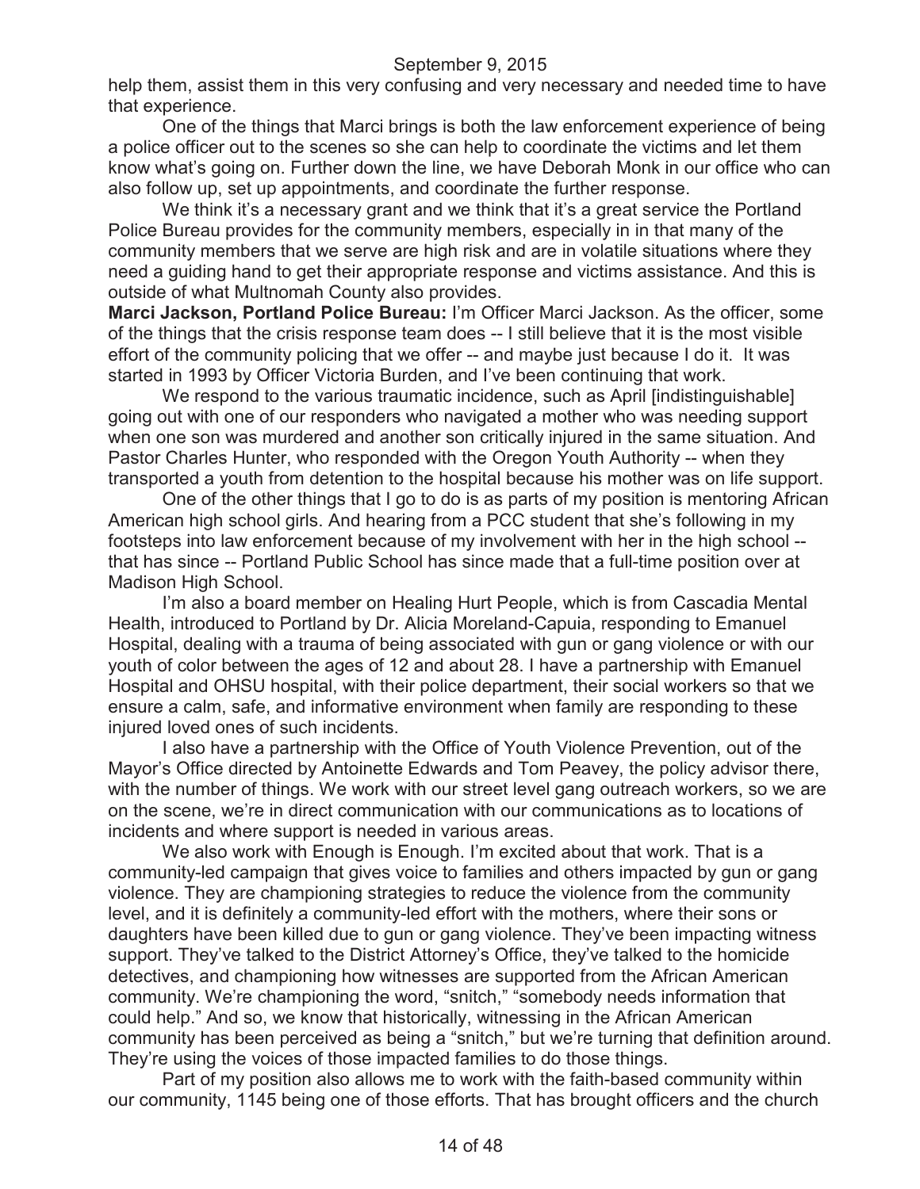help them, assist them in this very confusing and very necessary and needed time to have that experience.

One of the things that Marci brings is both the law enforcement experience of being a police officer out to the scenes so she can help to coordinate the victims and let them know what's going on. Further down the line, we have Deborah Monk in our office who can also follow up, set up appointments, and coordinate the further response.

We think it's a necessary grant and we think that it's a great service the Portland Police Bureau provides for the community members, especially in in that many of the community members that we serve are high risk and are in volatile situations where they need a guiding hand to get their appropriate response and victims assistance. And this is outside of what Multnomah County also provides.

**Marci Jackson, Portland Police Bureau:** I'm Officer Marci Jackson. As the officer, some of the things that the crisis response team does -- I still believe that it is the most visible effort of the community policing that we offer -- and maybe just because I do it. It was started in 1993 by Officer Victoria Burden, and I've been continuing that work.

We respond to the various traumatic incidence, such as April [indistinguishable] going out with one of our responders who navigated a mother who was needing support when one son was murdered and another son critically injured in the same situation. And Pastor Charles Hunter, who responded with the Oregon Youth Authority -- when they transported a youth from detention to the hospital because his mother was on life support.

One of the other things that I go to do is as parts of my position is mentoring African American high school girls. And hearing from a PCC student that she's following in my footsteps into law enforcement because of my involvement with her in the high school -- that has since -- Portland Public School has since made that a full-time position over at Madison High School.

I'm also a board member on Healing Hurt People, which is from Cascadia Mental Health, introduced to Portland by Dr. Alicia Moreland-Capuia, responding to Emanuel Hospital, dealing with a trauma of being associated with gun or gang violence or with our youth of color between the ages of 12 and about 28. I have a partnership with Emanuel Hospital and OHSU hospital, with their police department, their social workers so that we ensure a calm, safe, and informative environment when family are responding to these injured loved ones of such incidents.

I also have a partnership with the Office of Youth Violence Prevention, out of the Mayor's Office directed by Antoinette Edwards and Tom Peavey, the policy advisor there, with the number of things. We work with our street level gang outreach workers, so we are on the scene, we're in direct communication with our communications as to locations of incidents and where support is needed in various areas.

We also work with Enough is Enough. I'm excited about that work. That is a community-led campaign that gives voice to families and others impacted by gun or gang violence. They are championing strategies to reduce the violence from the community level, and it is definitely a community-led effort with the mothers, where their sons or daughters have been killed due to gun or gang violence. They've been impacting witness support. They've talked to the District Attorney's Office, they've talked to the homicide detectives, and championing how witnesses are supported from the African American community. We're championing the word, "snitch," "somebody needs information that could help." And so, we know that historically, witnessing in the African American community has been perceived as being a "snitch," but we're turning that definition around. They're using the voices of those impacted families to do those things.

Part of my position also allows me to work with the faith-based community within our community, 1145 being one of those efforts. That has brought officers and the church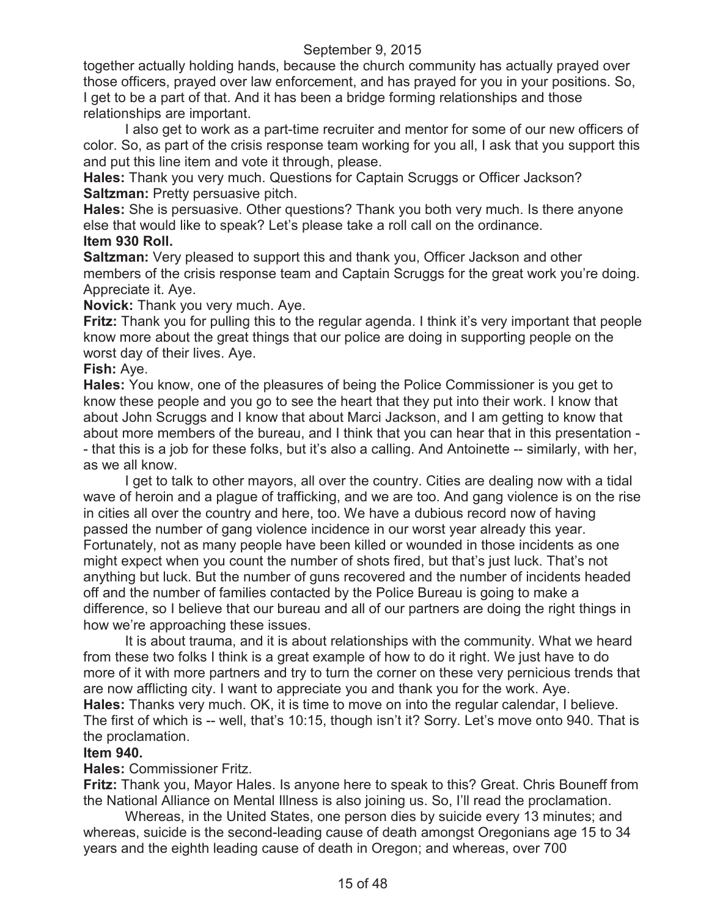together actually holding hands, because the church community has actually prayed over those officers, prayed over law enforcement, and has prayed for you in your positions. So, I get to be a part of that. And it has been a bridge forming relationships and those relationships are important.

I also get to work as a part-time recruiter and mentor for some of our new officers of color. So, as part of the crisis response team working for you all, I ask that you support this and put this line item and vote it through, please.

**Hales:** Thank you very much. Questions for Captain Scruggs or Officer Jackson?

**Saltzman:** Pretty persuasive pitch.

**Hales:** She is persuasive. Other questions? Thank you both very much. Is there anyone else that would like to speak? Let's please take a roll call on the ordinance.

**Item 930 Roll.**

**Saltzman:** Very pleased to support this and thank you, Officer Jackson and other members of the crisis response team and Captain Scruggs for the great work you're doing. Appreciate it. Aye.

**Novick:** Thank you very much. Aye.

**Fritz:** Thank you for pulling this to the regular agenda. I think it's very important that people know more about the great things that our police are doing in supporting people on the worst day of their lives. Aye.

**Fish:** Aye.

**Hales:** You know, one of the pleasures of being the Police Commissioner is you get to know these people and you go to see the heart that they put into their work. I know that about John Scruggs and I know that about Marci Jackson, and I am getting to know that about more members of the bureau, and I think that you can hear that in this presentation -- that this is a job for these folks, but it's also a calling. And Antoinette -- similarly, with her, as we all know.

I get to talk to other mayors, all over the country. Cities are dealing now with a tidal wave of heroin and a plague of trafficking, and we are too. And gang violence is on the rise in cities all over the country and here, too. We have a dubious record now of having passed the number of gang violence incidence in our worst year already this year. Fortunately, not as many people have been killed or wounded in those incidents as one might expect when you count the number of shots fired, but that's just luck. That's not anything but luck. But the number of guns recovered and the number of incidents headed off and the number of families contacted by the Police Bureau is going to make a difference, so I believe that our bureau and all of our partners are doing the right things in how we're approaching these issues.

It is about trauma, and it is about relationships with the community. What we heard from these two folks I think is a great example of how to do it right. We just have to do more of it with more partners and try to turn the corner on these very pernicious trends that are now afflicting city. I want to appreciate you and thank you for the work. Aye.

**Hales:** Thanks very much. OK, it is time to move on into the regular calendar, I believe. The first of which is -- well, that's 10:15, though isn't it? Sorry. Let's move onto 940. That is the proclamation.

**Item 940.**

**Hales:** Commissioner Fritz.

**Fritz:** Thank you, Mayor Hales. Is anyone here to speak to this? Great. Chris Bouneff from the National Alliance on Mental Illness is also joining us. So, I'll read the proclamation.

Whereas, in the United States, one person dies by suicide every 13 minutes; and whereas, suicide is the second-leading cause of death amongst Oregonians age 15 to 34 years and the eighth leading cause of death in Oregon; and whereas, over 700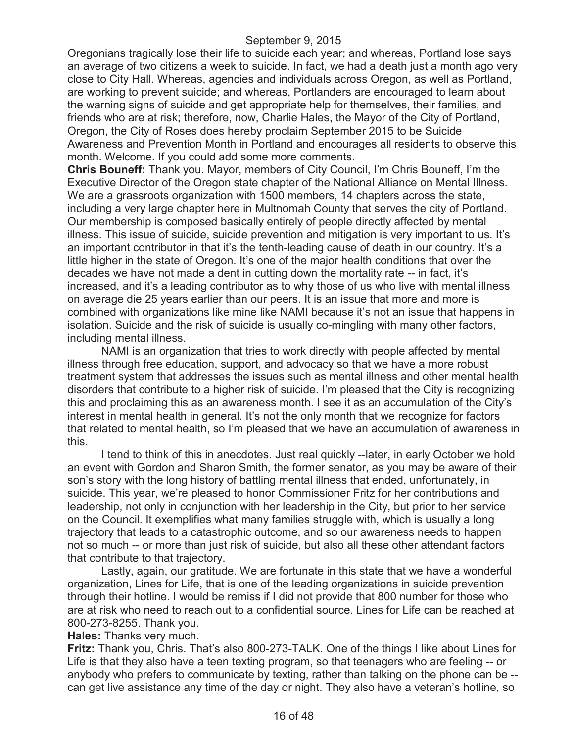Oregonians tragically lose their life to suicide each year; and whereas, Portland lose says an average of two citizens a week to suicide. In fact, we had a death just a month ago very close to City Hall. Whereas, agencies and individuals across Oregon, as well as Portland, are working to prevent suicide; and whereas, Portlanders are encouraged to learn about the warning signs of suicide and get appropriate help for themselves, their families, and friends who are at risk; therefore, now, Charlie Hales, the Mayor of the City of Portland, Oregon, the City of Roses does hereby proclaim September 2015 to be Suicide Awareness and Prevention Month in Portland and encourages all residents to observe this month. Welcome. If you could add some more comments.

**Chris Bouneff:** Thank you. Mayor, members of City Council, I'm Chris Bouneff, I'm the Executive Director of the Oregon state chapter of the National Alliance on Mental Illness. We are a grassroots organization with 1500 members, 14 chapters across the state, including a very large chapter here in Multnomah County that serves the city of Portland. Our membership is composed basically entirely of people directly affected by mental illness. This issue of suicide, suicide prevention and mitigation is very important to us. It's an important contributor in that it's the tenth-leading cause of death in our country. It's a little higher in the state of Oregon. It's one of the major health conditions that over the decades we have not made a dent in cutting down the mortality rate -- in fact, it's increased, and it's a leading contributor as to why those of us who live with mental illness on average die 25 years earlier than our peers. It is an issue that more and more is combined with organizations like mine like NAMI because it's not an issue that happens in isolation. Suicide and the risk of suicide is usually co-mingling with many other factors, including mental illness.

NAMI is an organization that tries to work directly with people affected by mental illness through free education, support, and advocacy so that we have a more robust treatment system that addresses the issues such as mental illness and other mental health disorders that contribute to a higher risk of suicide. I'm pleased that the City is recognizing this and proclaiming this as an awareness month. I see it as an accumulation of the City's interest in mental health in general. It's not the only month that we recognize for factors that related to mental health, so I'm pleased that we have an accumulation of awareness in this.

I tend to think of this in anecdotes. Just real quickly --later, in early October we hold an event with Gordon and Sharon Smith, the former senator, as you may be aware of their son's story with the long history of battling mental illness that ended, unfortunately, in suicide. This year, we're pleased to honor Commissioner Fritz for her contributions and leadership, not only in conjunction with her leadership in the City, but prior to her service on the Council. It exemplifies what many families struggle with, which is usually a long trajectory that leads to a catastrophic outcome, and so our awareness needs to happen not so much -- or more than just risk of suicide, but also all these other attendant factors that contribute to that trajectory.

Lastly, again, our gratitude. We are fortunate in this state that we have a wonderful organization, Lines for Life, that is one of the leading organizations in suicide prevention through their hotline. I would be remiss if I did not provide that 800 number for those who are at risk who need to reach out to a confidential source. Lines for Life can be reached at 800-273-8255. Thank you.

**Hales:** Thanks very much.

**Fritz:** Thank you, Chris. That's also 800-273-TALK. One of the things I like about Lines for Life is that they also have a teen texting program, so that teenagers who are feeling -- or anybody who prefers to communicate by texting, rather than talking on the phone can be -- can get live assistance any time of the day or night. They also have a veteran's hotline, so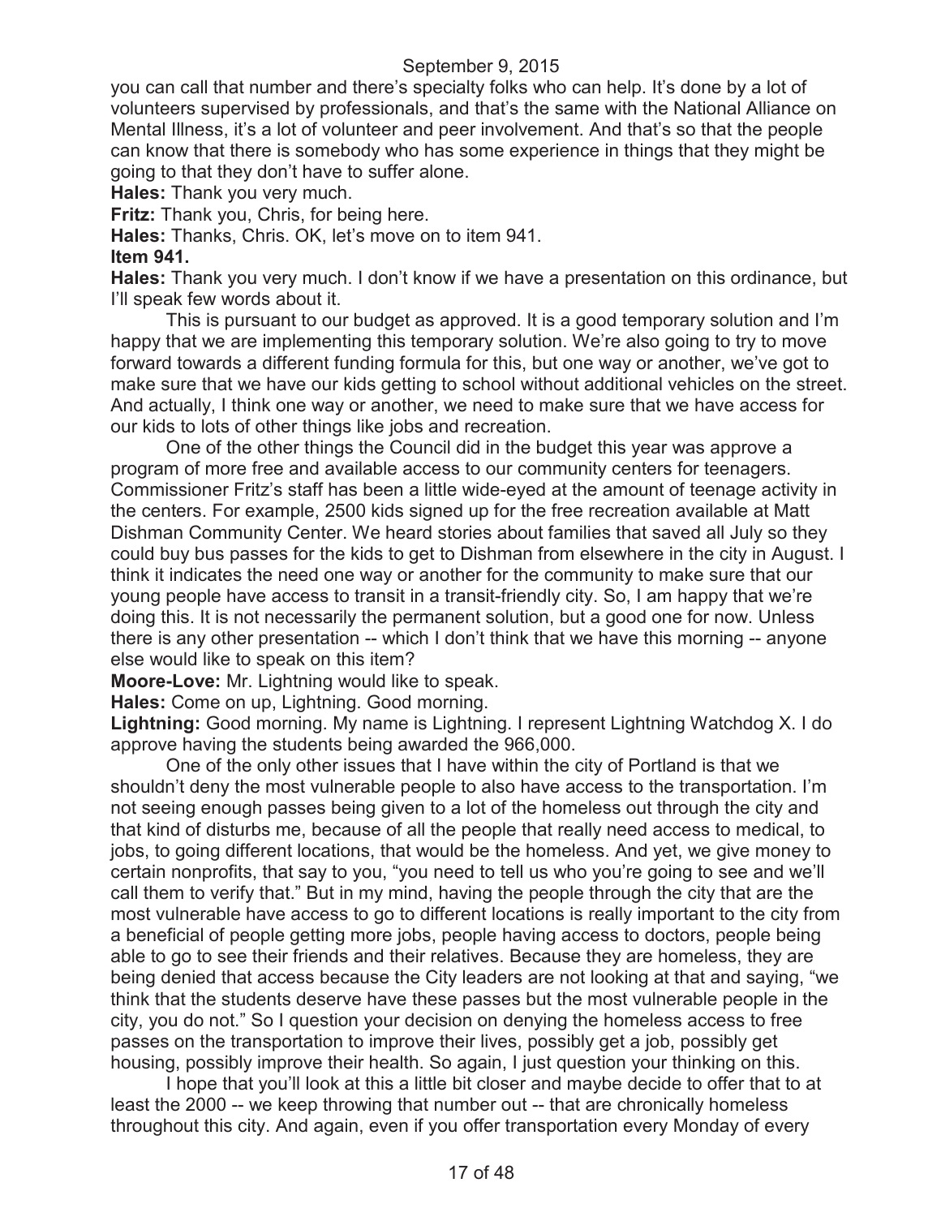you can call that number and there's specialty folks who can help. It's done by a lot of volunteers supervised by professionals, and that's the same with the National Alliance on Mental Illness, it's a lot of volunteer and peer involvement. And that's so that the people can know that there is somebody who has some experience in things that they might be going to that they don't have to suffer alone.

**Hales:** Thank you very much.

**Fritz:** Thank you, Chris, for being here.

**Hales:** Thanks, Chris. OK, let's move on to item 941.

**Item 941.**

**Hales:** Thank you very much. I don't know if we have a presentation on this ordinance, but I'll speak few words about it.

This is pursuant to our budget as approved. It is a good temporary solution and I'm happy that we are implementing this temporary solution. We're also going to try to move forward towards a different funding formula for this, but one way or another, we've got to make sure that we have our kids getting to school without additional vehicles on the street. And actually, I think one way or another, we need to make sure that we have access for our kids to lots of other things like jobs and recreation.

One of the other things the Council did in the budget this year was approve a program of more free and available access to our community centers for teenagers. Commissioner Fritz's staff has been a little wide-eyed at the amount of teenage activity in the centers. For example, 2500 kids signed up for the free recreation available at Matt Dishman Community Center. We heard stories about families that saved all July so they could buy bus passes for the kids to get to Dishman from elsewhere in the city in August. I think it indicates the need one way or another for the community to make sure that our young people have access to transit in a transit-friendly city. So, I am happy that we're doing this. It is not necessarily the permanent solution, but a good one for now. Unless there is any other presentation -- which I don't think that we have this morning -- anyone else would like to speak on this item?

**Moore-Love:** Mr. Lightning would like to speak.

**Hales:** Come on up, Lightning. Good morning.

**Lightning:** Good morning. My name is Lightning. I represent Lightning Watchdog X. I do approve having the students being awarded the 966,000.

One of the only other issues that I have within the city of Portland is that we shouldn't deny the most vulnerable people to also have access to the transportation. I'm not seeing enough passes being given to a lot of the homeless out through the city and that kind of disturbs me, because of all the people that really need access to medical, to jobs, to going different locations, that would be the homeless. And yet, we give money to certain nonprofits, that say to you, "you need to tell us who you're going to see and we'll call them to verify that." But in my mind, having the people through the city that are the most vulnerable have access to go to different locations is really important to the city from a beneficial of people getting more jobs, people having access to doctors, people being able to go to see their friends and their relatives. Because they are homeless, they are being denied that access because the City leaders are not looking at that and saying, "we think that the students deserve have these passes but the most vulnerable people in the city, you do not." So I question your decision on denying the homeless access to free passes on the transportation to improve their lives, possibly get a job, possibly get housing, possibly improve their health. So again, I just question your thinking on this.

I hope that you'll look at this a little bit closer and maybe decide to offer that to at least the 2000 -- we keep throwing that number out -- that are chronically homeless throughout this city. And again, even if you offer transportation every Monday of every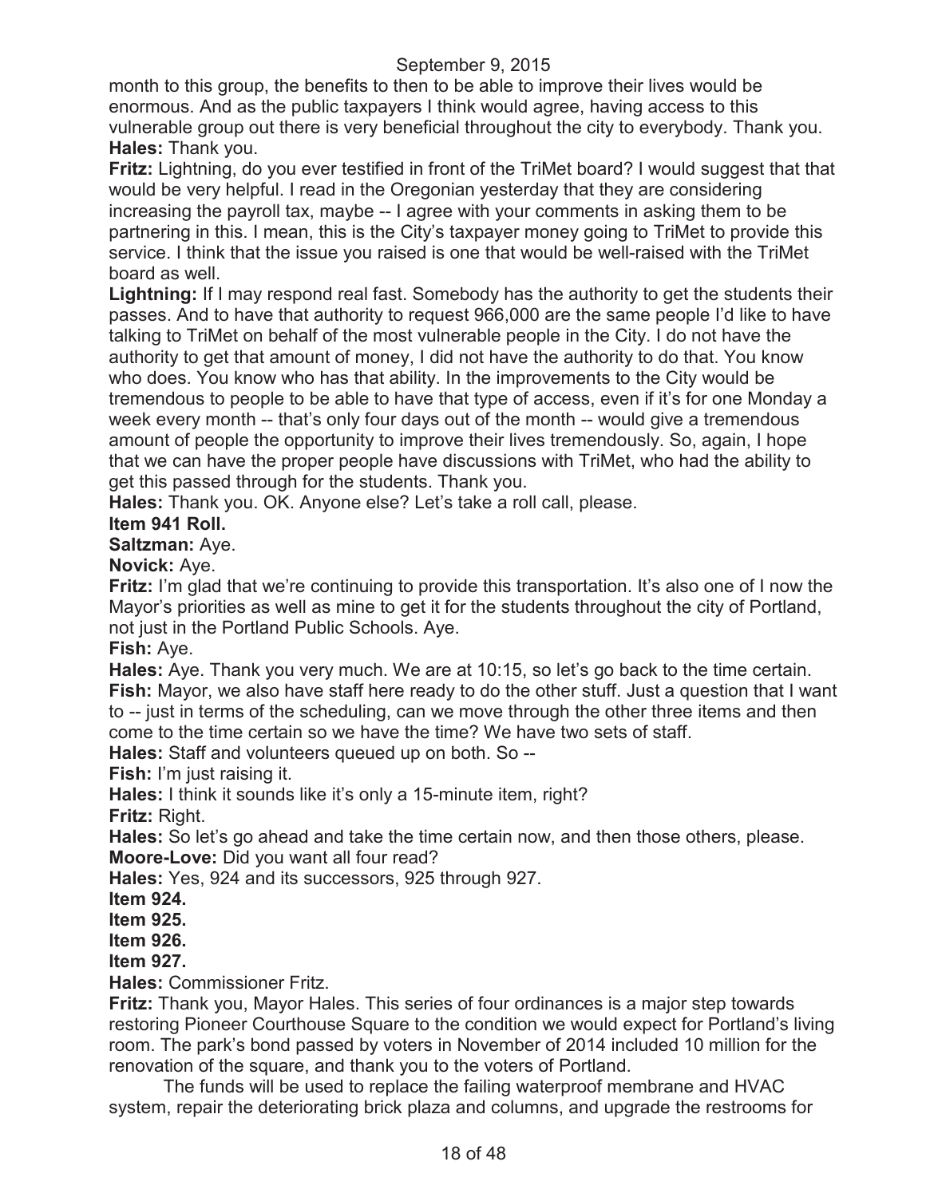month to this group, the benefits to then to be able to improve their lives would be enormous. And as the public taxpayers I think would agree, having access to this vulnerable group out there is very beneficial throughout the city to everybody. Thank you.
**Hales:** Thank you.
**Fritz:** Lightning, do you ever testified in front of the TriMet board? I would suggest that that would be very helpful. I read in the Oregonian yesterday that they are considering increasing the payroll tax, maybe -- I agree with your comments in asking them to be partnering in this. I mean, this is the City's taxpayer money going to TriMet to provide this service. I think that the issue you raised is one that would be well-raised with the TriMet board as well.
**Lightning:** If I may respond real fast. Somebody has the authority to get the students their passes. And to have that authority to request 966,000 are the same people I'd like to have talking to TriMet on behalf of the most vulnerable people in the City. I do not have the authority to get that amount of money, I did not have the authority to do that. You know who does. You know who has that ability. In the improvements to the City would be tremendous to people to be able to have that type of access, even if it's for one Monday a week every month -- that's only four days out of the month -- would give a tremendous amount of people the opportunity to improve their lives tremendously. So, again, I hope that we can have the proper people have discussions with TriMet, who had the ability to get this passed through for the students. Thank you.
**Hales:** Thank you. OK. Anyone else? Let's take a roll call, please.
**Item 941 Roll.**
**Saltzman:** Aye.
**Novick:** Aye.
**Fritz:** I'm glad that we're continuing to provide this transportation. It's also one of I now the Mayor's priorities as well as mine to get it for the students throughout the city of Portland, not just in the Portland Public Schools. Aye.
**Fish:** Aye.
**Hales:** Aye. Thank you very much. We are at 10:15, so let's go back to the time certain.
**Fish:** Mayor, we also have staff here ready to do the other stuff. Just a question that I want to -- just in terms of the scheduling, can we move through the other three items and then come to the time certain so we have the time? We have two sets of staff.
**Hales:** Staff and volunteers queued up on both. So --
**Fish:** I'm just raising it.
**Hales:** I think it sounds like it's only a 15-minute item, right?
**Fritz:** Right.
**Hales:** So let's go ahead and take the time certain now, and then those others, please.
**Moore-Love:** Did you want all four read?
**Hales:** Yes, 924 and its successors, 925 through 927.
**Item 924.**
**Item 925.**
**Item 926.**
**Item 927.**
**Hales:** Commissioner Fritz.
**Fritz:** Thank you, Mayor Hales. This series of four ordinances is a major step towards restoring Pioneer Courthouse Square to the condition we would expect for Portland's living room. The park's bond passed by voters in November of 2014 included 10 million for the renovation of the square, and thank you to the voters of Portland.

The funds will be used to replace the failing waterproof membrane and HVAC system, repair the deteriorating brick plaza and columns, and upgrade the restrooms for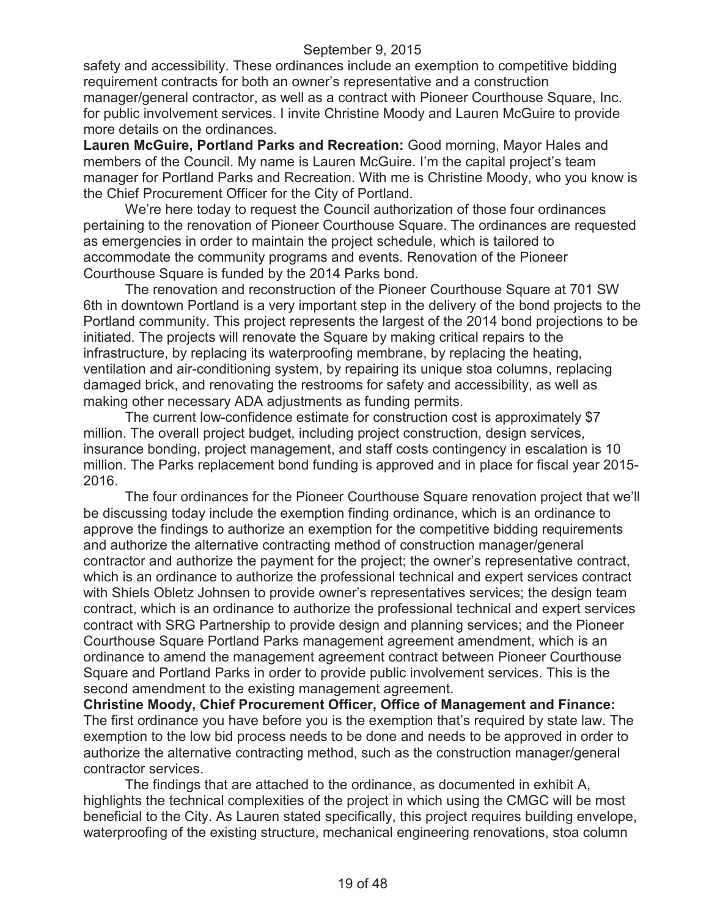safety and accessibility. These ordinances include an exemption to competitive bidding requirement contracts for both an owner's representative and a construction manager/general contractor, as well as a contract with Pioneer Courthouse Square, Inc. for public involvement services. I invite Christine Moody and Lauren McGuire to provide more details on the ordinances.

**Lauren McGuire, Portland Parks and Recreation:** Good morning, Mayor Hales and members of the Council. My name is Lauren McGuire. I'm the capital project's team manager for Portland Parks and Recreation. With me is Christine Moody, who you know is the Chief Procurement Officer for the City of Portland.

We're here today to request the Council authorization of those four ordinances pertaining to the renovation of Pioneer Courthouse Square. The ordinances are requested as emergencies in order to maintain the project schedule, which is tailored to accommodate the community programs and events. Renovation of the Pioneer Courthouse Square is funded by the 2014 Parks bond.

The renovation and reconstruction of the Pioneer Courthouse Square at 701 SW 6th in downtown Portland is a very important step in the delivery of the bond projects to the Portland community. This project represents the largest of the 2014 bond projections to be initiated. The projects will renovate the Square by making critical repairs to the infrastructure, by replacing its waterproofing membrane, by replacing the heating, ventilation and air-conditioning system, by repairing its unique stoa columns, replacing damaged brick, and renovating the restrooms for safety and accessibility, as well as making other necessary ADA adjustments as funding permits.

The current low-confidence estimate for construction cost is approximately $7 million. The overall project budget, including project construction, design services, insurance bonding, project management, and staff costs contingency in escalation is 10 million. The Parks replacement bond funding is approved and in place for fiscal year 2015-2016.

The four ordinances for the Pioneer Courthouse Square renovation project that we'll be discussing today include the exemption finding ordinance, which is an ordinance to approve the findings to authorize an exemption for the competitive bidding requirements and authorize the alternative contracting method of construction manager/general contractor and authorize the payment for the project; the owner's representative contract, which is an ordinance to authorize the professional technical and expert services contract with Shiels Obletz Johnsen to provide owner's representatives services; the design team contract, which is an ordinance to authorize the professional technical and expert services contract with SRG Partnership to provide design and planning services; and the Pioneer Courthouse Square Portland Parks management agreement amendment, which is an ordinance to amend the management agreement contract between Pioneer Courthouse Square and Portland Parks in order to provide public involvement services. This is the second amendment to the existing management agreement.

**Christine Moody, Chief Procurement Officer, Office of Management and Finance:** The first ordinance you have before you is the exemption that's required by state law. The exemption to the low bid process needs to be done and needs to be approved in order to authorize the alternative contracting method, such as the construction manager/general contractor services.

The findings that are attached to the ordinance, as documented in exhibit A, highlights the technical complexities of the project in which using the CMGC will be most beneficial to the City. As Lauren stated specifically, this project requires building envelope, waterproofing of the existing structure, mechanical engineering renovations, stoa column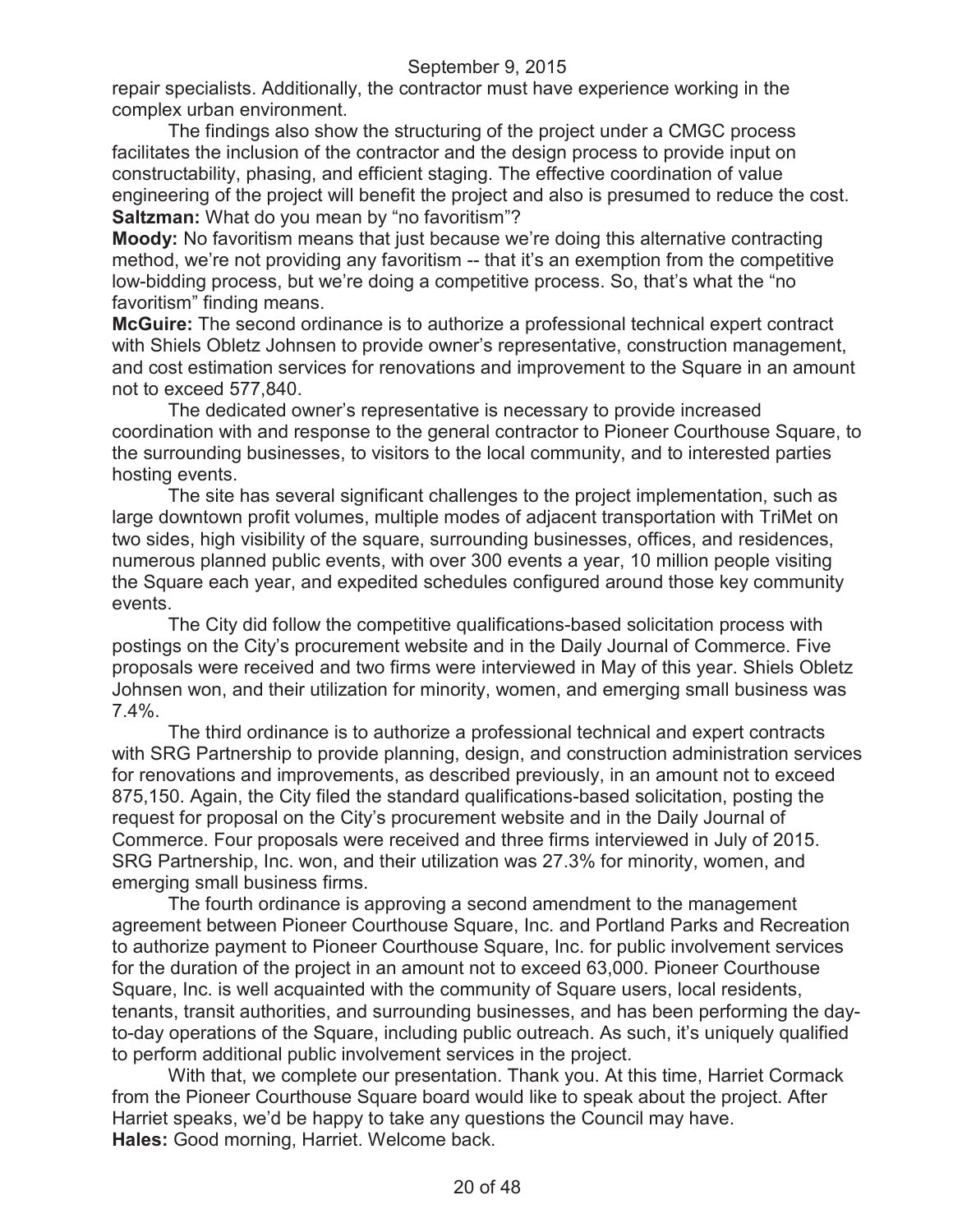repair specialists. Additionally, the contractor must have experience working in the complex urban environment.

The findings also show the structuring of the project under a CMGC process facilitates the inclusion of the contractor and the design process to provide input on constructability, phasing, and efficient staging. The effective coordination of value engineering of the project will benefit the project and also is presumed to reduce the cost.

**Saltzman:** What do you mean by "no favoritism"?

**Moody:** No favoritism means that just because we're doing this alternative contracting method, we're not providing any favoritism -- that it's an exemption from the competitive low-bidding process, but we're doing a competitive process. So, that's what the "no favoritism" finding means.

**McGuire:** The second ordinance is to authorize a professional technical expert contract with Shiels Obletz Johnsen to provide owner's representative, construction management, and cost estimation services for renovations and improvement to the Square in an amount not to exceed 577,840.

The dedicated owner's representative is necessary to provide increased coordination with and response to the general contractor to Pioneer Courthouse Square, to the surrounding businesses, to visitors to the local community, and to interested parties hosting events.

The site has several significant challenges to the project implementation, such as large downtown profit volumes, multiple modes of adjacent transportation with TriMet on two sides, high visibility of the square, surrounding businesses, offices, and residences, numerous planned public events, with over 300 events a year, 10 million people visiting the Square each year, and expedited schedules configured around those key community events.

The City did follow the competitive qualifications-based solicitation process with postings on the City's procurement website and in the Daily Journal of Commerce. Five proposals were received and two firms were interviewed in May of this year. Shiels Obletz Johnsen won, and their utilization for minority, women, and emerging small business was 7.4%.

The third ordinance is to authorize a professional technical and expert contracts with SRG Partnership to provide planning, design, and construction administration services for renovations and improvements, as described previously, in an amount not to exceed 875,150. Again, the City filed the standard qualifications-based solicitation, posting the request for proposal on the City's procurement website and in the Daily Journal of Commerce. Four proposals were received and three firms interviewed in July of 2015. SRG Partnership, Inc. won, and their utilization was 27.3% for minority, women, and emerging small business firms.

The fourth ordinance is approving a second amendment to the management agreement between Pioneer Courthouse Square, Inc. and Portland Parks and Recreation to authorize payment to Pioneer Courthouse Square, Inc. for public involvement services for the duration of the project in an amount not to exceed 63,000. Pioneer Courthouse Square, Inc. is well acquainted with the community of Square users, local residents, tenants, transit authorities, and surrounding businesses, and has been performing the day-to-day operations of the Square, including public outreach. As such, it's uniquely qualified to perform additional public involvement services in the project.

With that, we complete our presentation. Thank you. At this time, Harriet Cormack from the Pioneer Courthouse Square board would like to speak about the project. After Harriet speaks, we'd be happy to take any questions the Council may have.

**Hales:** Good morning, Harriet. Welcome back.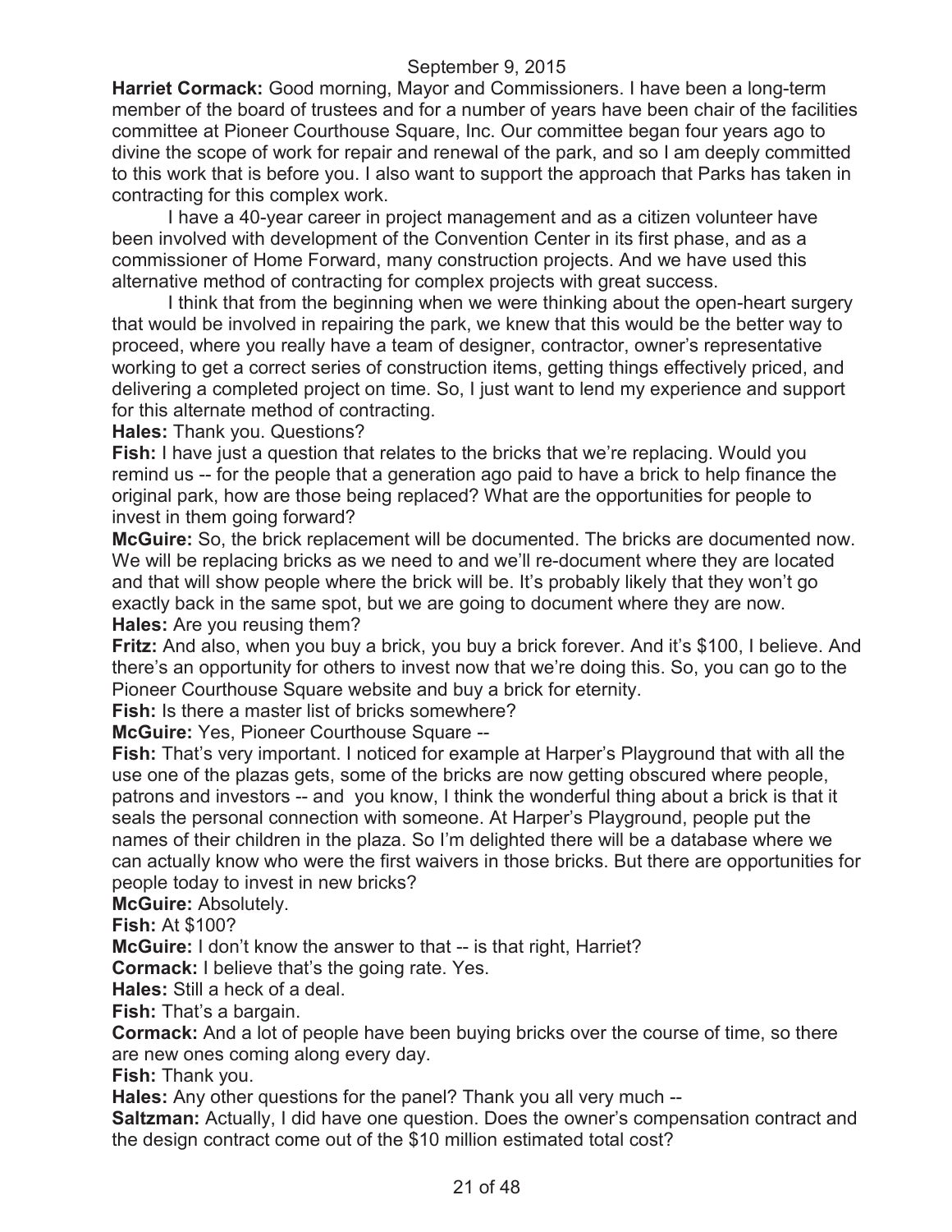**Harriet Cormack:** Good morning, Mayor and Commissioners. I have been a long-term member of the board of trustees and for a number of years have been chair of the facilities committee at Pioneer Courthouse Square, Inc. Our committee began four years ago to divine the scope of work for repair and renewal of the park, and so I am deeply committed to this work that is before you. I also want to support the approach that Parks has taken in contracting for this complex work.

I have a 40-year career in project management and as a citizen volunteer have been involved with development of the Convention Center in its first phase, and as a commissioner of Home Forward, many construction projects. And we have used this alternative method of contracting for complex projects with great success.

I think that from the beginning when we were thinking about the open-heart surgery that would be involved in repairing the park, we knew that this would be the better way to proceed, where you really have a team of designer, contractor, owner's representative working to get a correct series of construction items, getting things effectively priced, and delivering a completed project on time. So, I just want to lend my experience and support for this alternate method of contracting.

**Hales:** Thank you. Questions?

**Fish:** I have just a question that relates to the bricks that we're replacing. Would you remind us -- for the people that a generation ago paid to have a brick to help finance the original park, how are those being replaced? What are the opportunities for people to invest in them going forward?

**McGuire:** So, the brick replacement will be documented. The bricks are documented now. We will be replacing bricks as we need to and we'll re-document where they are located and that will show people where the brick will be. It's probably likely that they won't go exactly back in the same spot, but we are going to document where they are now.

**Hales:** Are you reusing them?

**Fritz:** And also, when you buy a brick, you buy a brick forever. And it's $100, I believe. And there's an opportunity for others to invest now that we're doing this. So, you can go to the Pioneer Courthouse Square website and buy a brick for eternity.

**Fish:** Is there a master list of bricks somewhere?

**McGuire:** Yes, Pioneer Courthouse Square --

**Fish:** That's very important. I noticed for example at Harper's Playground that with all the use one of the plazas gets, some of the bricks are now getting obscured where people, patrons and investors -- and you know, I think the wonderful thing about a brick is that it seals the personal connection with someone. At Harper's Playground, people put the names of their children in the plaza. So I'm delighted there will be a database where we can actually know who were the first waivers in those bricks. But there are opportunities for people today to invest in new bricks?

**McGuire:** Absolutely.

**Fish:** At $100?

**McGuire:** I don't know the answer to that -- is that right, Harriet?

**Cormack:** I believe that's the going rate. Yes.

**Hales:** Still a heck of a deal.

**Fish:** That's a bargain.

**Cormack:** And a lot of people have been buying bricks over the course of time, so there are new ones coming along every day.

**Fish:** Thank you.

**Hales:** Any other questions for the panel? Thank you all very much --

**Saltzman:** Actually, I did have one question. Does the owner's compensation contract and the design contract come out of the $10 million estimated total cost?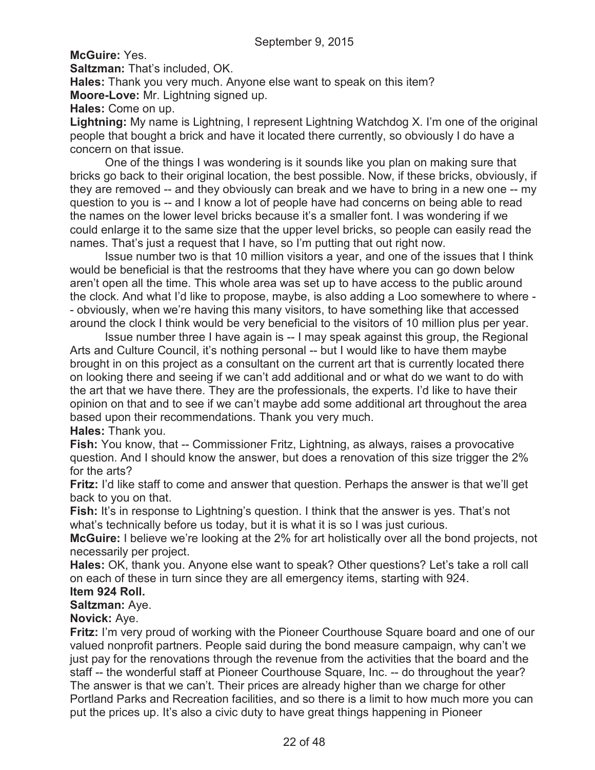**McGuire:** Yes.

**Saltzman:** That's included, OK.

**Hales:** Thank you very much. Anyone else want to speak on this item?

**Moore-Love:** Mr. Lightning signed up.

**Hales:** Come on up.

**Lightning:** My name is Lightning, I represent Lightning Watchdog X. I'm one of the original people that bought a brick and have it located there currently, so obviously I do have a concern on that issue.

One of the things I was wondering is it sounds like you plan on making sure that bricks go back to their original location, the best possible. Now, if these bricks, obviously, if they are removed -- and they obviously can break and we have to bring in a new one -- my question to you is -- and I know a lot of people have had concerns on being able to read the names on the lower level bricks because it's a smaller font. I was wondering if we could enlarge it to the same size that the upper level bricks, so people can easily read the names. That's just a request that I have, so I'm putting that out right now.

Issue number two is that 10 million visitors a year, and one of the issues that I think would be beneficial is that the restrooms that they have where you can go down below aren't open all the time. This whole area was set up to have access to the public around the clock. And what I'd like to propose, maybe, is also adding a Loo somewhere to where -- obviously, when we're having this many visitors, to have something like that accessed around the clock I think would be very beneficial to the visitors of 10 million plus per year.

Issue number three I have again is -- I may speak against this group, the Regional Arts and Culture Council, it's nothing personal -- but I would like to have them maybe brought in on this project as a consultant on the current art that is currently located there on looking there and seeing if we can't add additional and or what do we want to do with the art that we have there. They are the professionals, the experts. I'd like to have their opinion on that and to see if we can't maybe add some additional art throughout the area based upon their recommendations. Thank you very much.

**Hales:** Thank you.

**Fish:** You know, that -- Commissioner Fritz, Lightning, as always, raises a provocative question. And I should know the answer, but does a renovation of this size trigger the 2% for the arts?

**Fritz:** I'd like staff to come and answer that question. Perhaps the answer is that we'll get back to you on that.

**Fish:** It's in response to Lightning's question. I think that the answer is yes. That's not what's technically before us today, but it is what it is so I was just curious.

**McGuire:** I believe we're looking at the 2% for art holistically over all the bond projects, not necessarily per project.

**Hales:** OK, thank you. Anyone else want to speak? Other questions? Let's take a roll call on each of these in turn since they are all emergency items, starting with 924.

**Item 924 Roll.**

**Saltzman:** Aye.

**Novick:** Aye.

**Fritz:** I'm very proud of working with the Pioneer Courthouse Square board and one of our valued nonprofit partners. People said during the bond measure campaign, why can't we just pay for the renovations through the revenue from the activities that the board and the staff -- the wonderful staff at Pioneer Courthouse Square, Inc. -- do throughout the year? The answer is that we can't. Their prices are already higher than we charge for other Portland Parks and Recreation facilities, and so there is a limit to how much more you can put the prices up. It's also a civic duty to have great things happening in Pioneer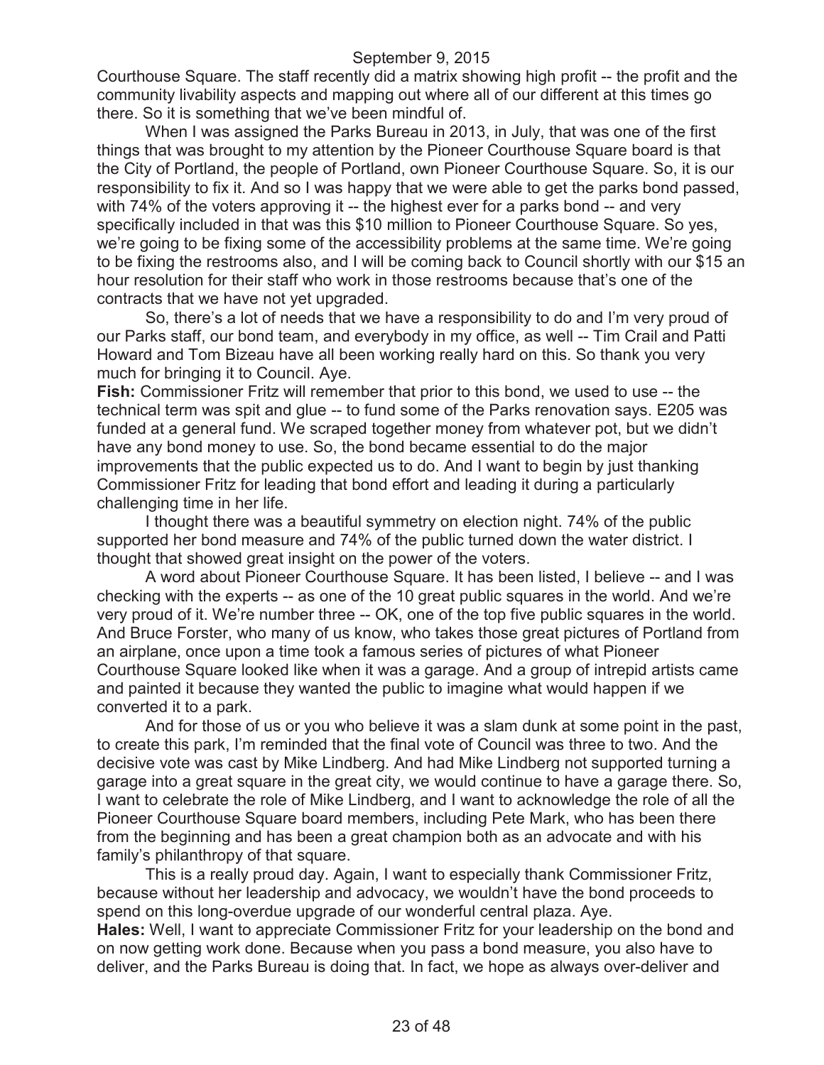Courthouse Square. The staff recently did a matrix showing high profit -- the profit and the community livability aspects and mapping out where all of our different at this times go there. So it is something that we've been mindful of.

When I was assigned the Parks Bureau in 2013, in July, that was one of the first things that was brought to my attention by the Pioneer Courthouse Square board is that the City of Portland, the people of Portland, own Pioneer Courthouse Square. So, it is our responsibility to fix it. And so I was happy that we were able to get the parks bond passed, with 74% of the voters approving it -- the highest ever for a parks bond -- and very specifically included in that was this $10 million to Pioneer Courthouse Square. So yes, we're going to be fixing some of the accessibility problems at the same time. We're going to be fixing the restrooms also, and I will be coming back to Council shortly with our $15 an hour resolution for their staff who work in those restrooms because that's one of the contracts that we have not yet upgraded.

So, there's a lot of needs that we have a responsibility to do and I'm very proud of our Parks staff, our bond team, and everybody in my office, as well -- Tim Crail and Patti Howard and Tom Bizeau have all been working really hard on this. So thank you very much for bringing it to Council. Aye.

**Fish:** Commissioner Fritz will remember that prior to this bond, we used to use -- the technical term was spit and glue -- to fund some of the Parks renovation says. E205 was funded at a general fund. We scraped together money from whatever pot, but we didn't have any bond money to use. So, the bond became essential to do the major improvements that the public expected us to do. And I want to begin by just thanking Commissioner Fritz for leading that bond effort and leading it during a particularly challenging time in her life.

I thought there was a beautiful symmetry on election night. 74% of the public supported her bond measure and 74% of the public turned down the water district. I thought that showed great insight on the power of the voters.

A word about Pioneer Courthouse Square. It has been listed, I believe -- and I was checking with the experts -- as one of the 10 great public squares in the world. And we're very proud of it. We're number three -- OK, one of the top five public squares in the world. And Bruce Forster, who many of us know, who takes those great pictures of Portland from an airplane, once upon a time took a famous series of pictures of what Pioneer Courthouse Square looked like when it was a garage. And a group of intrepid artists came and painted it because they wanted the public to imagine what would happen if we converted it to a park.

And for those of us or you who believe it was a slam dunk at some point in the past, to create this park, I'm reminded that the final vote of Council was three to two. And the decisive vote was cast by Mike Lindberg. And had Mike Lindberg not supported turning a garage into a great square in the great city, we would continue to have a garage there. So, I want to celebrate the role of Mike Lindberg, and I want to acknowledge the role of all the Pioneer Courthouse Square board members, including Pete Mark, who has been there from the beginning and has been a great champion both as an advocate and with his family's philanthropy of that square.

This is a really proud day. Again, I want to especially thank Commissioner Fritz, because without her leadership and advocacy, we wouldn't have the bond proceeds to spend on this long-overdue upgrade of our wonderful central plaza. Aye.

**Hales:** Well, I want to appreciate Commissioner Fritz for your leadership on the bond and on now getting work done. Because when you pass a bond measure, you also have to deliver, and the Parks Bureau is doing that. In fact, we hope as always over-deliver and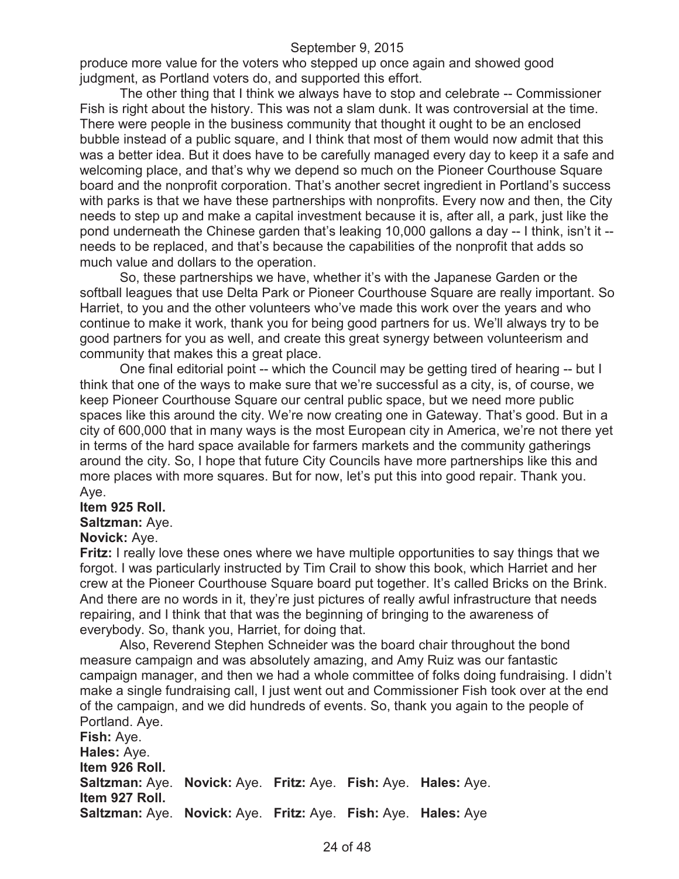produce more value for the voters who stepped up once again and showed good judgment, as Portland voters do, and supported this effort.

The other thing that I think we always have to stop and celebrate -- Commissioner Fish is right about the history. This was not a slam dunk. It was controversial at the time. There were people in the business community that thought it ought to be an enclosed bubble instead of a public square, and I think that most of them would now admit that this was a better idea. But it does have to be carefully managed every day to keep it a safe and welcoming place, and that's why we depend so much on the Pioneer Courthouse Square board and the nonprofit corporation. That's another secret ingredient in Portland's success with parks is that we have these partnerships with nonprofits. Every now and then, the City needs to step up and make a capital investment because it is, after all, a park, just like the pond underneath the Chinese garden that's leaking 10,000 gallons a day -- I think, isn't it -- needs to be replaced, and that's because the capabilities of the nonprofit that adds so much value and dollars to the operation.

So, these partnerships we have, whether it's with the Japanese Garden or the softball leagues that use Delta Park or Pioneer Courthouse Square are really important. So Harriet, to you and the other volunteers who've made this work over the years and who continue to make it work, thank you for being good partners for us. We'll always try to be good partners for you as well, and create this great synergy between volunteerism and community that makes this a great place.

One final editorial point -- which the Council may be getting tired of hearing -- but I think that one of the ways to make sure that we're successful as a city, is, of course, we keep Pioneer Courthouse Square our central public space, but we need more public spaces like this around the city. We're now creating one in Gateway. That's good. But in a city of 600,000 that in many ways is the most European city in America, we're not there yet in terms of the hard space available for farmers markets and the community gatherings around the city. So, I hope that future City Councils have more partnerships like this and more places with more squares. But for now, let's put this into good repair. Thank you. Aye.

**Item 925 Roll.**

**Saltzman:** Aye.

**Novick:** Aye.

**Fritz:** I really love these ones where we have multiple opportunities to say things that we forgot. I was particularly instructed by Tim Crail to show this book, which Harriet and her crew at the Pioneer Courthouse Square board put together. It's called Bricks on the Brink. And there are no words in it, they're just pictures of really awful infrastructure that needs repairing, and I think that that was the beginning of bringing to the awareness of everybody. So, thank you, Harriet, for doing that.

Also, Reverend Stephen Schneider was the board chair throughout the bond measure campaign and was absolutely amazing, and Amy Ruiz was our fantastic campaign manager, and then we had a whole committee of folks doing fundraising. I didn't make a single fundraising call, I just went out and Commissioner Fish took over at the end of the campaign, and we did hundreds of events. So, thank you again to the people of Portland. Aye.

**Fish:** Aye.

**Hales:** Aye.

**Item 926 Roll.**

**Saltzman:** Aye. **Novick:** Aye. **Fritz:** Aye. **Fish:** Aye. **Hales:** Aye.

**Item 927 Roll.**

**Saltzman:** Aye. **Novick:** Aye. **Fritz:** Aye. **Fish:** Aye. **Hales:** Aye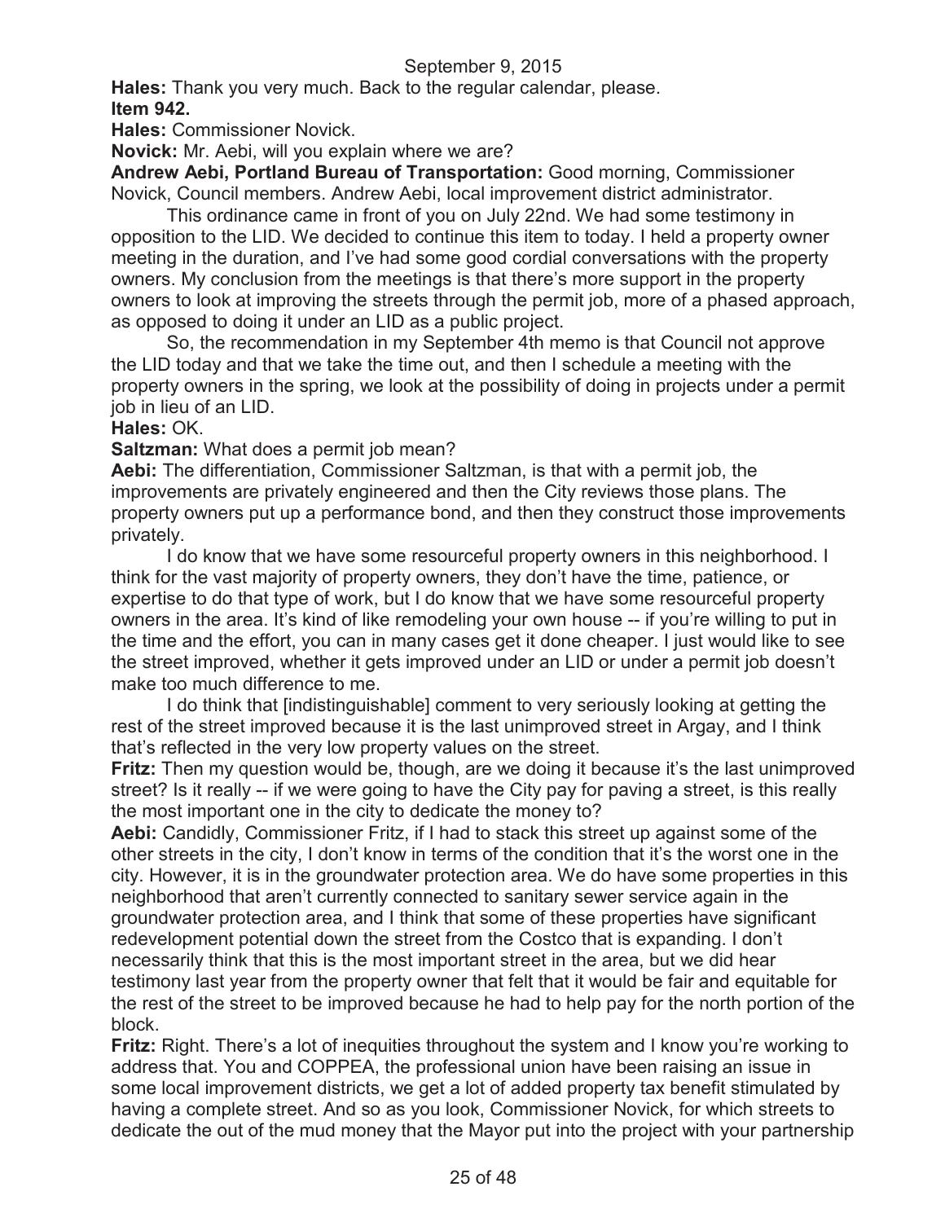**Hales:** Thank you very much. Back to the regular calendar, please.

**Item 942.**

**Hales:** Commissioner Novick.

**Novick:** Mr. Aebi, will you explain where we are?

**Andrew Aebi, Portland Bureau of Transportation:** Good morning, Commissioner Novick, Council members. Andrew Aebi, local improvement district administrator.

This ordinance came in front of you on July 22nd. We had some testimony in opposition to the LID. We decided to continue this item to today. I held a property owner meeting in the duration, and I've had some good cordial conversations with the property owners. My conclusion from the meetings is that there's more support in the property owners to look at improving the streets through the permit job, more of a phased approach, as opposed to doing it under an LID as a public project.

So, the recommendation in my September 4th memo is that Council not approve the LID today and that we take the time out, and then I schedule a meeting with the property owners in the spring, we look at the possibility of doing in projects under a permit job in lieu of an LID.

**Hales:** OK.

**Saltzman:** What does a permit job mean?

**Aebi:** The differentiation, Commissioner Saltzman, is that with a permit job, the improvements are privately engineered and then the City reviews those plans. The property owners put up a performance bond, and then they construct those improvements privately.

I do know that we have some resourceful property owners in this neighborhood. I think for the vast majority of property owners, they don't have the time, patience, or expertise to do that type of work, but I do know that we have some resourceful property owners in the area. It's kind of like remodeling your own house -- if you're willing to put in the time and the effort, you can in many cases get it done cheaper. I just would like to see the street improved, whether it gets improved under an LID or under a permit job doesn't make too much difference to me.

I do think that [indistinguishable] comment to very seriously looking at getting the rest of the street improved because it is the last unimproved street in Argay, and I think that's reflected in the very low property values on the street.

**Fritz:** Then my question would be, though, are we doing it because it's the last unimproved street? Is it really -- if we were going to have the City pay for paving a street, is this really the most important one in the city to dedicate the money to?

**Aebi:** Candidly, Commissioner Fritz, if I had to stack this street up against some of the other streets in the city, I don't know in terms of the condition that it's the worst one in the city. However, it is in the groundwater protection area. We do have some properties in this neighborhood that aren't currently connected to sanitary sewer service again in the groundwater protection area, and I think that some of these properties have significant redevelopment potential down the street from the Costco that is expanding. I don't necessarily think that this is the most important street in the area, but we did hear testimony last year from the property owner that felt that it would be fair and equitable for the rest of the street to be improved because he had to help pay for the north portion of the block.

**Fritz:** Right. There's a lot of inequities throughout the system and I know you're working to address that. You and COPPEA, the professional union have been raising an issue in some local improvement districts, we get a lot of added property tax benefit stimulated by having a complete street. And so as you look, Commissioner Novick, for which streets to dedicate the out of the mud money that the Mayor put into the project with your partnership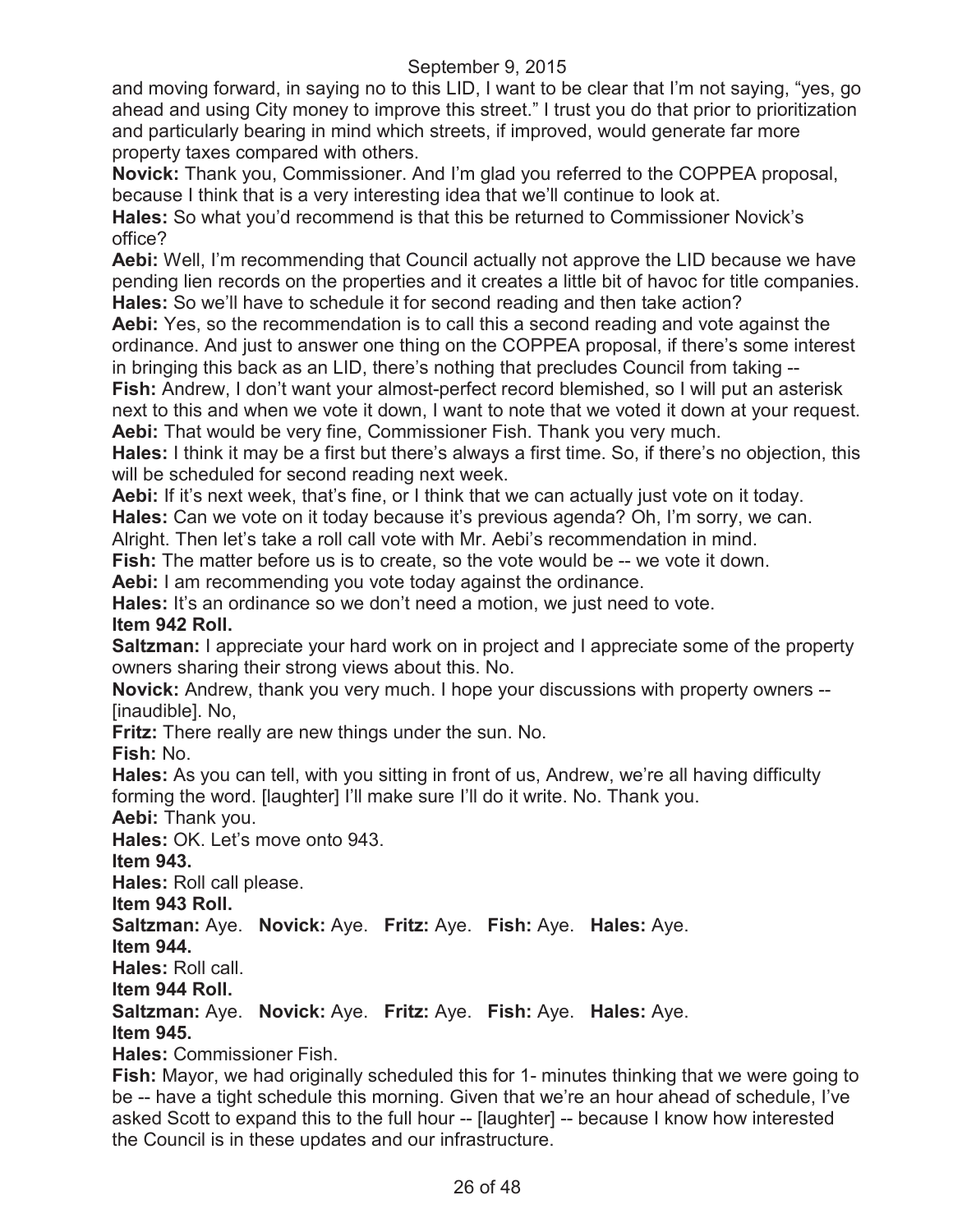and moving forward, in saying no to this LID, I want to be clear that I'm not saying, "yes, go ahead and using City money to improve this street." I trust you do that prior to prioritization and particularly bearing in mind which streets, if improved, would generate far more property taxes compared with others.

**Novick:** Thank you, Commissioner. And I'm glad you referred to the COPPEA proposal, because I think that is a very interesting idea that we'll continue to look at.

**Hales:** So what you'd recommend is that this be returned to Commissioner Novick's office?

**Aebi:** Well, I'm recommending that Council actually not approve the LID because we have pending lien records on the properties and it creates a little bit of havoc for title companies.

**Hales:** So we'll have to schedule it for second reading and then take action?

**Aebi:** Yes, so the recommendation is to call this a second reading and vote against the ordinance. And just to answer one thing on the COPPEA proposal, if there's some interest in bringing this back as an LID, there's nothing that precludes Council from taking --

**Fish:** Andrew, I don't want your almost-perfect record blemished, so I will put an asterisk next to this and when we vote it down, I want to note that we voted it down at your request.

**Aebi:** That would be very fine, Commissioner Fish. Thank you very much.

**Hales:** I think it may be a first but there's always a first time. So, if there's no objection, this will be scheduled for second reading next week.

**Aebi:** If it's next week, that's fine, or I think that we can actually just vote on it today.

**Hales:** Can we vote on it today because it's previous agenda? Oh, I'm sorry, we can. Alright. Then let's take a roll call vote with Mr. Aebi's recommendation in mind.

**Fish:** The matter before us is to create, so the vote would be -- we vote it down.

**Aebi:** I am recommending you vote today against the ordinance.

**Hales:** It's an ordinance so we don't need a motion, we just need to vote.

**Item 942 Roll.**

**Saltzman:** I appreciate your hard work on in project and I appreciate some of the property owners sharing their strong views about this. No.

**Novick:** Andrew, thank you very much. I hope your discussions with property owners -- [inaudible]. No,

**Fritz:** There really are new things under the sun. No.

**Fish:** No.

**Hales:** As you can tell, with you sitting in front of us, Andrew, we're all having difficulty forming the word. [laughter] I'll make sure I'll do it write. No. Thank you.

**Aebi:** Thank you.

**Hales:** OK. Let's move onto 943.

**Item 943.**

**Hales:** Roll call please.

**Item 943 Roll.**

**Saltzman:** Aye. **Novick:** Aye. **Fritz:** Aye. **Fish:** Aye. **Hales:** Aye.

**Item 944.**

**Hales:** Roll call.

**Item 944 Roll.**

**Saltzman:** Aye. **Novick:** Aye. **Fritz:** Aye. **Fish:** Aye. **Hales:** Aye.

**Item 945.**

**Hales:** Commissioner Fish.

**Fish:** Mayor, we had originally scheduled this for 1- minutes thinking that we were going to be -- have a tight schedule this morning. Given that we're an hour ahead of schedule, I've asked Scott to expand this to the full hour -- [laughter] -- because I know how interested the Council is in these updates and our infrastructure.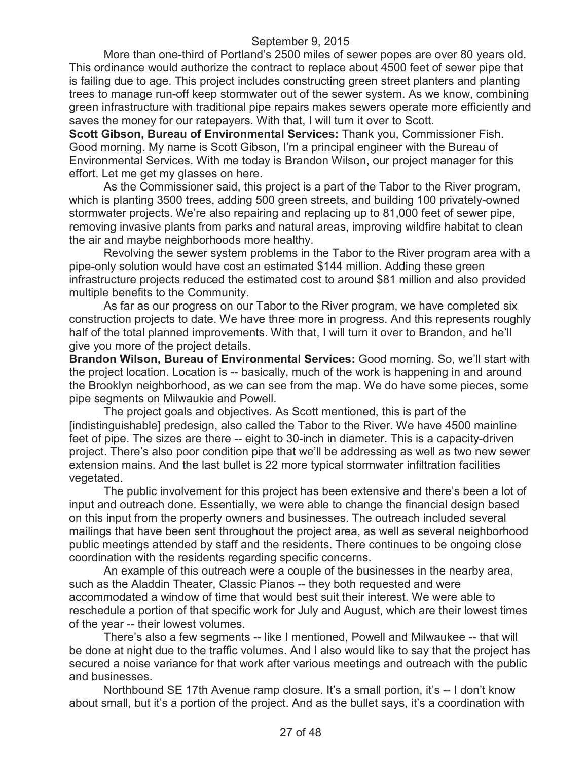More than one-third of Portland's 2500 miles of sewer popes are over 80 years old. This ordinance would authorize the contract to replace about 4500 feet of sewer pipe that is failing due to age. This project includes constructing green street planters and planting trees to manage run-off keep stormwater out of the sewer system. As we know, combining green infrastructure with traditional pipe repairs makes sewers operate more efficiently and saves the money for our ratepayers. With that, I will turn it over to Scott.

**Scott Gibson, Bureau of Environmental Services:** Thank you, Commissioner Fish. Good morning. My name is Scott Gibson, I'm a principal engineer with the Bureau of Environmental Services. With me today is Brandon Wilson, our project manager for this effort. Let me get my glasses on here.

As the Commissioner said, this project is a part of the Tabor to the River program, which is planting 3500 trees, adding 500 green streets, and building 100 privately-owned stormwater projects. We're also repairing and replacing up to 81,000 feet of sewer pipe, removing invasive plants from parks and natural areas, improving wildfire habitat to clean the air and maybe neighborhoods more healthy.

Revolving the sewer system problems in the Tabor to the River program area with a pipe-only solution would have cost an estimated $144 million. Adding these green infrastructure projects reduced the estimated cost to around $81 million and also provided multiple benefits to the Community.

As far as our progress on our Tabor to the River program, we have completed six construction projects to date. We have three more in progress. And this represents roughly half of the total planned improvements. With that, I will turn it over to Brandon, and he'll give you more of the project details.

**Brandon Wilson, Bureau of Environmental Services:** Good morning. So, we'll start with the project location. Location is -- basically, much of the work is happening in and around the Brooklyn neighborhood, as we can see from the map. We do have some pieces, some pipe segments on Milwaukie and Powell.

The project goals and objectives. As Scott mentioned, this is part of the [indistinguishable] predesign, also called the Tabor to the River. We have 4500 mainline feet of pipe. The sizes are there -- eight to 30-inch in diameter. This is a capacity-driven project. There's also poor condition pipe that we'll be addressing as well as two new sewer extension mains. And the last bullet is 22 more typical stormwater infiltration facilities vegetated.

The public involvement for this project has been extensive and there's been a lot of input and outreach done. Essentially, we were able to change the financial design based on this input from the property owners and businesses. The outreach included several mailings that have been sent throughout the project area, as well as several neighborhood public meetings attended by staff and the residents. There continues to be ongoing close coordination with the residents regarding specific concerns.

An example of this outreach were a couple of the businesses in the nearby area, such as the Aladdin Theater, Classic Pianos -- they both requested and were accommodated a window of time that would best suit their interest. We were able to reschedule a portion of that specific work for July and August, which are their lowest times of the year -- their lowest volumes.

There's also a few segments -- like I mentioned, Powell and Milwaukee -- that will be done at night due to the traffic volumes. And I also would like to say that the project has secured a noise variance for that work after various meetings and outreach with the public and businesses.

Northbound SE 17th Avenue ramp closure. It's a small portion, it's -- I don't know about small, but it's a portion of the project. And as the bullet says, it's a coordination with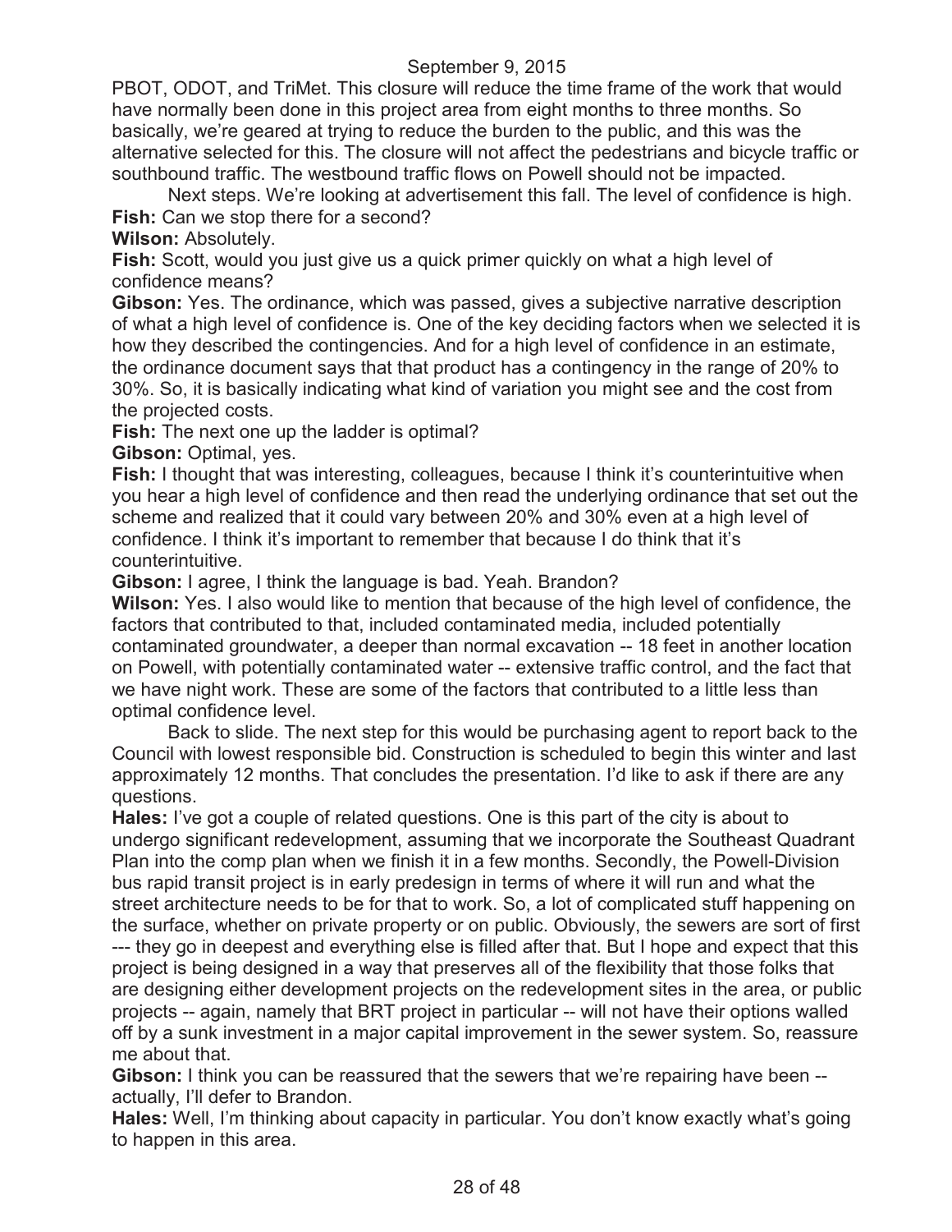PBOT, ODOT, and TriMet. This closure will reduce the time frame of the work that would have normally been done in this project area from eight months to three months. So basically, we're geared at trying to reduce the burden to the public, and this was the alternative selected for this. The closure will not affect the pedestrians and bicycle traffic or southbound traffic. The westbound traffic flows on Powell should not be impacted.

Next steps. We're looking at advertisement this fall. The level of confidence is high.

**Fish:** Can we stop there for a second?

**Wilson:** Absolutely.

**Fish:** Scott, would you just give us a quick primer quickly on what a high level of confidence means?

**Gibson:** Yes. The ordinance, which was passed, gives a subjective narrative description of what a high level of confidence is. One of the key deciding factors when we selected it is how they described the contingencies. And for a high level of confidence in an estimate, the ordinance document says that that product has a contingency in the range of 20% to 30%. So, it is basically indicating what kind of variation you might see and the cost from the projected costs.

**Fish:** The next one up the ladder is optimal?

**Gibson:** Optimal, yes.

**Fish:** I thought that was interesting, colleagues, because I think it's counterintuitive when you hear a high level of confidence and then read the underlying ordinance that set out the scheme and realized that it could vary between 20% and 30% even at a high level of confidence. I think it's important to remember that because I do think that it's counterintuitive.

**Gibson:** I agree, I think the language is bad. Yeah. Brandon?

**Wilson:** Yes. I also would like to mention that because of the high level of confidence, the factors that contributed to that, included contaminated media, included potentially contaminated groundwater, a deeper than normal excavation -- 18 feet in another location on Powell, with potentially contaminated water -- extensive traffic control, and the fact that we have night work. These are some of the factors that contributed to a little less than optimal confidence level.

Back to slide. The next step for this would be purchasing agent to report back to the Council with lowest responsible bid. Construction is scheduled to begin this winter and last approximately 12 months. That concludes the presentation. I'd like to ask if there are any questions.

**Hales:** I've got a couple of related questions. One is this part of the city is about to undergo significant redevelopment, assuming that we incorporate the Southeast Quadrant Plan into the comp plan when we finish it in a few months. Secondly, the Powell-Division bus rapid transit project is in early predesign in terms of where it will run and what the street architecture needs to be for that to work. So, a lot of complicated stuff happening on the surface, whether on private property or on public. Obviously, the sewers are sort of first --- they go in deepest and everything else is filled after that. But I hope and expect that this project is being designed in a way that preserves all of the flexibility that those folks that are designing either development projects on the redevelopment sites in the area, or public projects -- again, namely that BRT project in particular -- will not have their options walled off by a sunk investment in a major capital improvement in the sewer system. So, reassure me about that.

**Gibson:** I think you can be reassured that the sewers that we're repairing have been -- actually, I'll defer to Brandon.

**Hales:** Well, I'm thinking about capacity in particular. You don't know exactly what's going to happen in this area.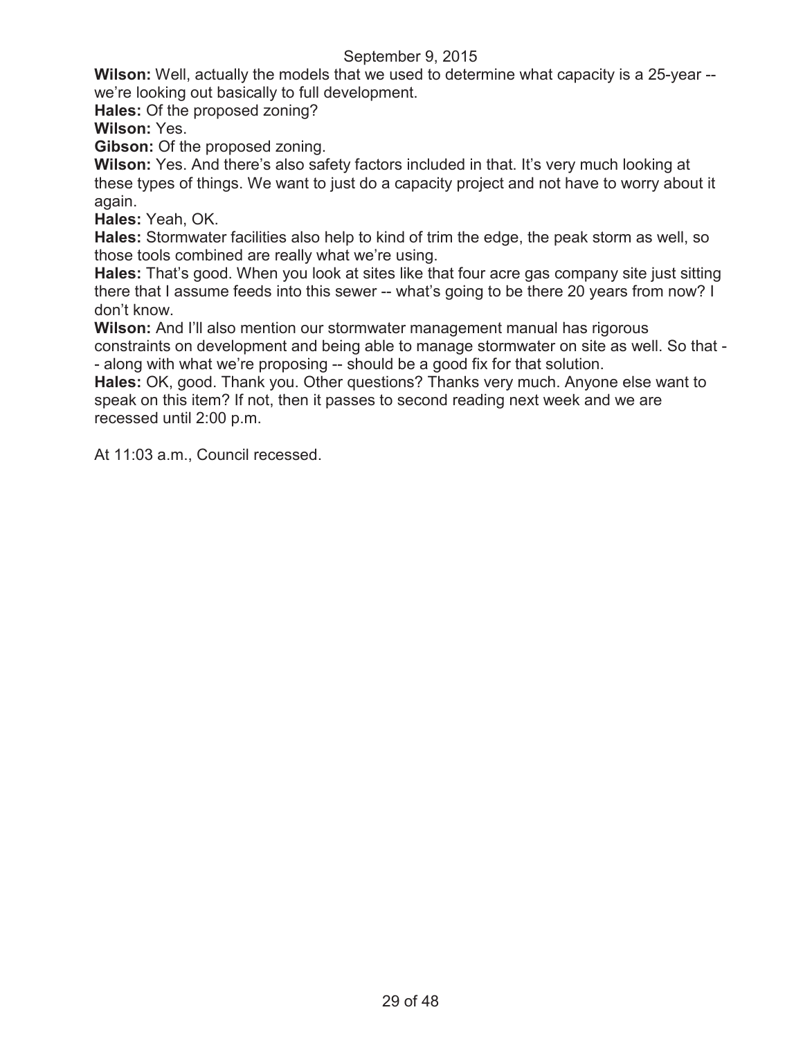**Wilson:** Well, actually the models that we used to determine what capacity is a 25-year -- we're looking out basically to full development.

**Hales:** Of the proposed zoning?

**Wilson:** Yes.

**Gibson:** Of the proposed zoning.

**Wilson:** Yes. And there's also safety factors included in that. It's very much looking at these types of things. We want to just do a capacity project and not have to worry about it again.

**Hales:** Yeah, OK.

**Hales:** Stormwater facilities also help to kind of trim the edge, the peak storm as well, so those tools combined are really what we're using.

**Hales:** That's good. When you look at sites like that four acre gas company site just sitting there that I assume feeds into this sewer -- what's going to be there 20 years from now? I don't know.

**Wilson:** And I'll also mention our stormwater management manual has rigorous constraints on development and being able to manage stormwater on site as well. So that -- along with what we're proposing -- should be a good fix for that solution.

**Hales:** OK, good. Thank you. Other questions? Thanks very much. Anyone else want to speak on this item? If not, then it passes to second reading next week and we are recessed until 2:00 p.m.

At 11:03 a.m., Council recessed.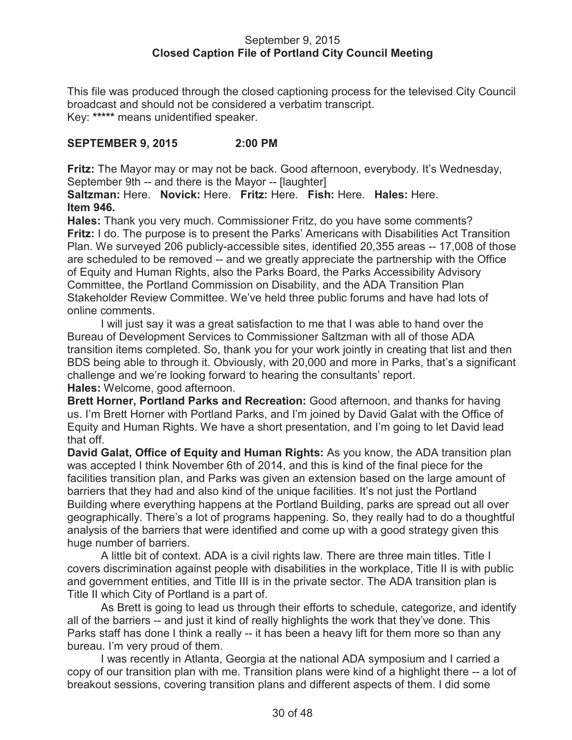September 9, 2015
**Closed Caption File of Portland City Council Meeting**

This file was produced through the closed captioning process for the televised City Council broadcast and should not be considered a verbatim transcript.
Key: ***** means unidentified speaker.

**SEPTEMBER 9, 2015 2:00 PM**

**Fritz:** The Mayor may or may not be back. Good afternoon, everybody. It's Wednesday, September 9th -- and there is the Mayor -- [laughter]
**Saltzman:** Here. **Novick:** Here. **Fritz:** Here. **Fish:** Here. **Hales:** Here.
**Item 946.**
**Hales:** Thank you very much. Commissioner Fritz, do you have some comments?
**Fritz:** I do. The purpose is to present the Parks' Americans with Disabilities Act Transition Plan. We surveyed 206 publicly-accessible sites, identified 20,355 areas -- 17,008 of those are scheduled to be removed -- and we greatly appreciate the partnership with the Office of Equity and Human Rights, also the Parks Board, the Parks Accessibility Advisory Committee, the Portland Commission on Disability, and the ADA Transition Plan Stakeholder Review Committee. We've held three public forums and have had lots of online comments.

I will just say it was a great satisfaction to me that I was able to hand over the Bureau of Development Services to Commissioner Saltzman with all of those ADA transition items completed. So, thank you for your work jointly in creating that list and then BDS being able to through it. Obviously, with 20,000 and more in Parks, that's a significant challenge and we're looking forward to hearing the consultants' report.
**Hales:** Welcome, good afternoon.
**Brett Horner, Portland Parks and Recreation:** Good afternoon, and thanks for having us. I'm Brett Horner with Portland Parks, and I'm joined by David Galat with the Office of Equity and Human Rights. We have a short presentation, and I'm going to let David lead that off.
**David Galat, Office of Equity and Human Rights:** As you know, the ADA transition plan was accepted I think November 6th of 2014, and this is kind of the final piece for the facilities transition plan, and Parks was given an extension based on the large amount of barriers that they had and also kind of the unique facilities. It's not just the Portland Building where everything happens at the Portland Building, parks are spread out all over geographically. There's a lot of programs happening. So, they really had to do a thoughtful analysis of the barriers that were identified and come up with a good strategy given this huge number of barriers.

A little bit of context. ADA is a civil rights law. There are three main titles. Title I covers discrimination against people with disabilities in the workplace, Title II is with public and government entities, and Title III is in the private sector. The ADA transition plan is Title II which City of Portland is a part of.

As Brett is going to lead us through their efforts to schedule, categorize, and identify all of the barriers -- and just it kind of really highlights the work that they've done. This Parks staff has done I think a really -- it has been a heavy lift for them more so than any bureau. I'm very proud of them.

I was recently in Atlanta, Georgia at the national ADA symposium and I carried a copy of our transition plan with me. Transition plans were kind of a highlight there -- a lot of breakout sessions, covering transition plans and different aspects of them. I did some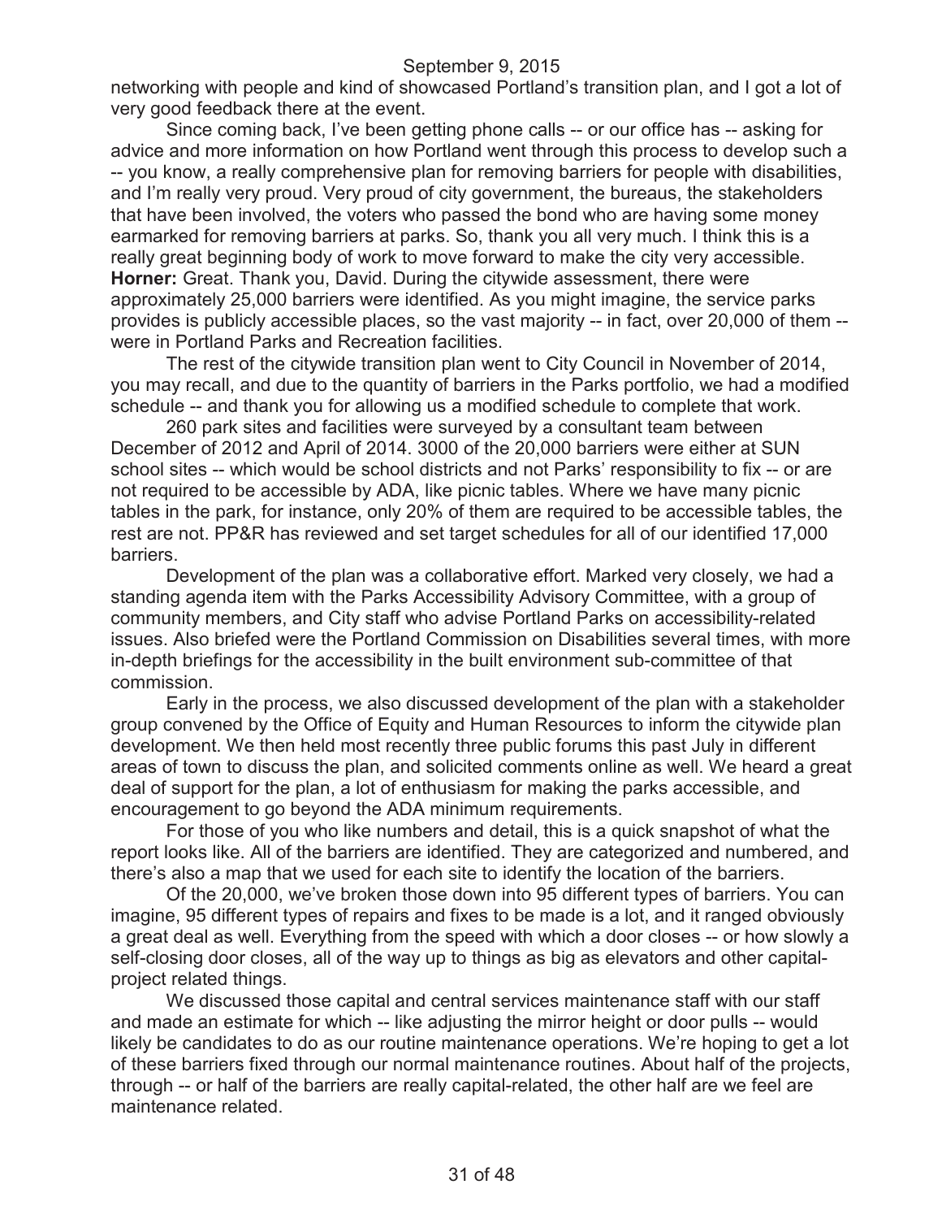networking with people and kind of showcased Portland's transition plan, and I got a lot of very good feedback there at the event.

Since coming back, I've been getting phone calls -- or our office has -- asking for advice and more information on how Portland went through this process to develop such a -- you know, a really comprehensive plan for removing barriers for people with disabilities, and I'm really very proud. Very proud of city government, the bureaus, the stakeholders that have been involved, the voters who passed the bond who are having some money earmarked for removing barriers at parks. So, thank you all very much. I think this is a really great beginning body of work to move forward to make the city very accessible.

**Horner:** Great. Thank you, David. During the citywide assessment, there were approximately 25,000 barriers were identified. As you might imagine, the service parks provides is publicly accessible places, so the vast majority -- in fact, over 20,000 of them -- were in Portland Parks and Recreation facilities.

The rest of the citywide transition plan went to City Council in November of 2014, you may recall, and due to the quantity of barriers in the Parks portfolio, we had a modified schedule -- and thank you for allowing us a modified schedule to complete that work.

260 park sites and facilities were surveyed by a consultant team between December of 2012 and April of 2014. 3000 of the 20,000 barriers were either at SUN school sites -- which would be school districts and not Parks' responsibility to fix -- or are not required to be accessible by ADA, like picnic tables. Where we have many picnic tables in the park, for instance, only 20% of them are required to be accessible tables, the rest are not. PP&R has reviewed and set target schedules for all of our identified 17,000 barriers.

Development of the plan was a collaborative effort. Marked very closely, we had a standing agenda item with the Parks Accessibility Advisory Committee, with a group of community members, and City staff who advise Portland Parks on accessibility-related issues. Also briefed were the Portland Commission on Disabilities several times, with more in-depth briefings for the accessibility in the built environment sub-committee of that commission.

Early in the process, we also discussed development of the plan with a stakeholder group convened by the Office of Equity and Human Resources to inform the citywide plan development. We then held most recently three public forums this past July in different areas of town to discuss the plan, and solicited comments online as well. We heard a great deal of support for the plan, a lot of enthusiasm for making the parks accessible, and encouragement to go beyond the ADA minimum requirements.

For those of you who like numbers and detail, this is a quick snapshot of what the report looks like. All of the barriers are identified. They are categorized and numbered, and there's also a map that we used for each site to identify the location of the barriers.

Of the 20,000, we've broken those down into 95 different types of barriers. You can imagine, 95 different types of repairs and fixes to be made is a lot, and it ranged obviously a great deal as well. Everything from the speed with which a door closes -- or how slowly a self-closing door closes, all of the way up to things as big as elevators and other capital-project related things.

We discussed those capital and central services maintenance staff with our staff and made an estimate for which -- like adjusting the mirror height or door pulls -- would likely be candidates to do as our routine maintenance operations. We're hoping to get a lot of these barriers fixed through our normal maintenance routines. About half of the projects, through -- or half of the barriers are really capital-related, the other half are we feel are maintenance related.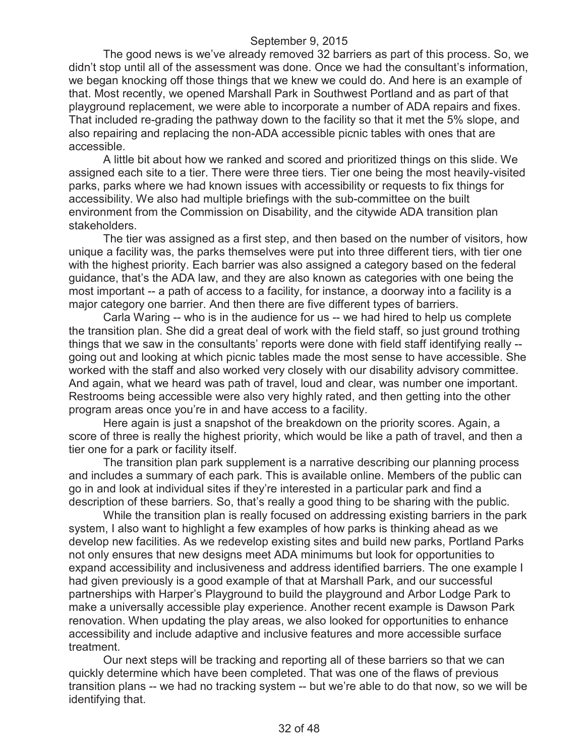The good news is we've already removed 32 barriers as part of this process. So, we didn't stop until all of the assessment was done. Once we had the consultant's information, we began knocking off those things that we knew we could do. And here is an example of that. Most recently, we opened Marshall Park in Southwest Portland and as part of that playground replacement, we were able to incorporate a number of ADA repairs and fixes. That included re-grading the pathway down to the facility so that it met the 5% slope, and also repairing and replacing the non-ADA accessible picnic tables with ones that are accessible.

A little bit about how we ranked and scored and prioritized things on this slide. We assigned each site to a tier. There were three tiers. Tier one being the most heavily-visited parks, parks where we had known issues with accessibility or requests to fix things for accessibility. We also had multiple briefings with the sub-committee on the built environment from the Commission on Disability, and the citywide ADA transition plan stakeholders.

The tier was assigned as a first step, and then based on the number of visitors, how unique a facility was, the parks themselves were put into three different tiers, with tier one with the highest priority. Each barrier was also assigned a category based on the federal guidance, that's the ADA law, and they are also known as categories with one being the most important -- a path of access to a facility, for instance, a doorway into a facility is a major category one barrier. And then there are five different types of barriers.

Carla Waring -- who is in the audience for us -- we had hired to help us complete the transition plan. She did a great deal of work with the field staff, so just ground trothing things that we saw in the consultants' reports were done with field staff identifying really -- going out and looking at which picnic tables made the most sense to have accessible. She worked with the staff and also worked very closely with our disability advisory committee. And again, what we heard was path of travel, loud and clear, was number one important. Restrooms being accessible were also very highly rated, and then getting into the other program areas once you're in and have access to a facility.

Here again is just a snapshot of the breakdown on the priority scores. Again, a score of three is really the highest priority, which would be like a path of travel, and then a tier one for a park or facility itself.

The transition plan park supplement is a narrative describing our planning process and includes a summary of each park. This is available online. Members of the public can go in and look at individual sites if they're interested in a particular park and find a description of these barriers. So, that's really a good thing to be sharing with the public.

While the transition plan is really focused on addressing existing barriers in the park system, I also want to highlight a few examples of how parks is thinking ahead as we develop new facilities. As we redevelop existing sites and build new parks, Portland Parks not only ensures that new designs meet ADA minimums but look for opportunities to expand accessibility and inclusiveness and address identified barriers. The one example I had given previously is a good example of that at Marshall Park, and our successful partnerships with Harper's Playground to build the playground and Arbor Lodge Park to make a universally accessible play experience. Another recent example is Dawson Park renovation. When updating the play areas, we also looked for opportunities to enhance accessibility and include adaptive and inclusive features and more accessible surface treatment.

Our next steps will be tracking and reporting all of these barriers so that we can quickly determine which have been completed. That was one of the flaws of previous transition plans -- we had no tracking system -- but we're able to do that now, so we will be identifying that.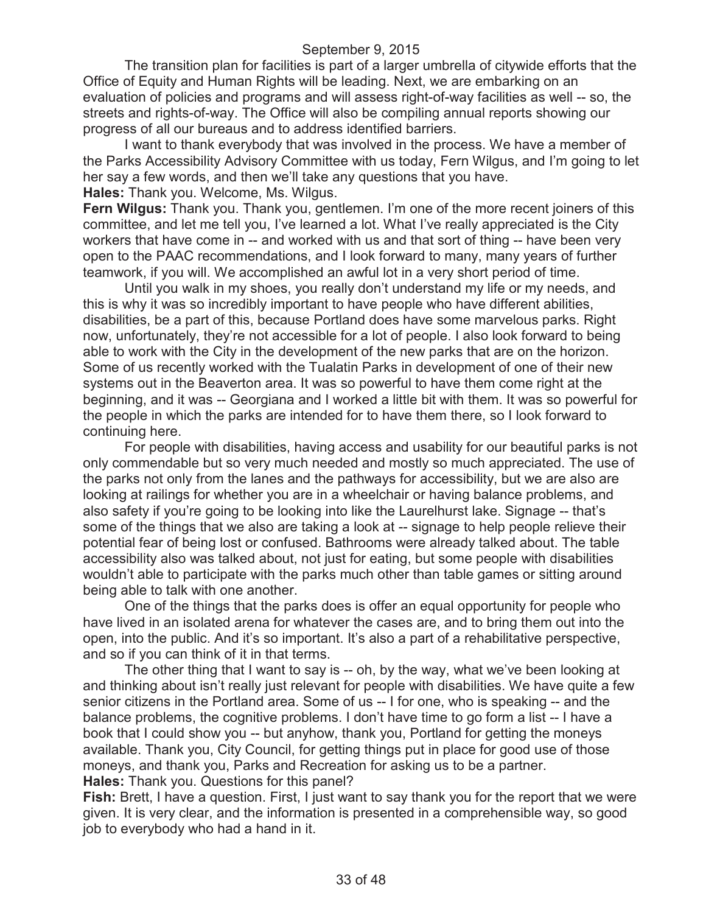The transition plan for facilities is part of a larger umbrella of citywide efforts that the Office of Equity and Human Rights will be leading. Next, we are embarking on an evaluation of policies and programs and will assess right-of-way facilities as well -- so, the streets and rights-of-way. The Office will also be compiling annual reports showing our progress of all our bureaus and to address identified barriers.

I want to thank everybody that was involved in the process. We have a member of the Parks Accessibility Advisory Committee with us today, Fern Wilgus, and I'm going to let her say a few words, and then we'll take any questions that you have.

**Hales:** Thank you. Welcome, Ms. Wilgus.

**Fern Wilgus:** Thank you. Thank you, gentlemen. I'm one of the more recent joiners of this committee, and let me tell you, I've learned a lot. What I've really appreciated is the City workers that have come in -- and worked with us and that sort of thing -- have been very open to the PAAC recommendations, and I look forward to many, many years of further teamwork, if you will. We accomplished an awful lot in a very short period of time.

Until you walk in my shoes, you really don't understand my life or my needs, and this is why it was so incredibly important to have people who have different abilities, disabilities, be a part of this, because Portland does have some marvelous parks. Right now, unfortunately, they're not accessible for a lot of people. I also look forward to being able to work with the City in the development of the new parks that are on the horizon. Some of us recently worked with the Tualatin Parks in development of one of their new systems out in the Beaverton area. It was so powerful to have them come right at the beginning, and it was -- Georgiana and I worked a little bit with them. It was so powerful for the people in which the parks are intended for to have them there, so I look forward to continuing here.

For people with disabilities, having access and usability for our beautiful parks is not only commendable but so very much needed and mostly so much appreciated. The use of the parks not only from the lanes and the pathways for accessibility, but we are also are looking at railings for whether you are in a wheelchair or having balance problems, and also safety if you're going to be looking into like the Laurelhurst lake. Signage -- that's some of the things that we also are taking a look at -- signage to help people relieve their potential fear of being lost or confused. Bathrooms were already talked about. The table accessibility also was talked about, not just for eating, but some people with disabilities wouldn't able to participate with the parks much other than table games or sitting around being able to talk with one another.

One of the things that the parks does is offer an equal opportunity for people who have lived in an isolated arena for whatever the cases are, and to bring them out into the open, into the public. And it's so important. It's also a part of a rehabilitative perspective, and so if you can think of it in that terms.

The other thing that I want to say is -- oh, by the way, what we've been looking at and thinking about isn't really just relevant for people with disabilities. We have quite a few senior citizens in the Portland area. Some of us -- I for one, who is speaking -- and the balance problems, the cognitive problems. I don't have time to go form a list -- I have a book that I could show you -- but anyhow, thank you, Portland for getting the moneys available. Thank you, City Council, for getting things put in place for good use of those moneys, and thank you, Parks and Recreation for asking us to be a partner.

**Hales:** Thank you. Questions for this panel?

**Fish:** Brett, I have a question. First, I just want to say thank you for the report that we were given. It is very clear, and the information is presented in a comprehensible way, so good job to everybody who had a hand in it.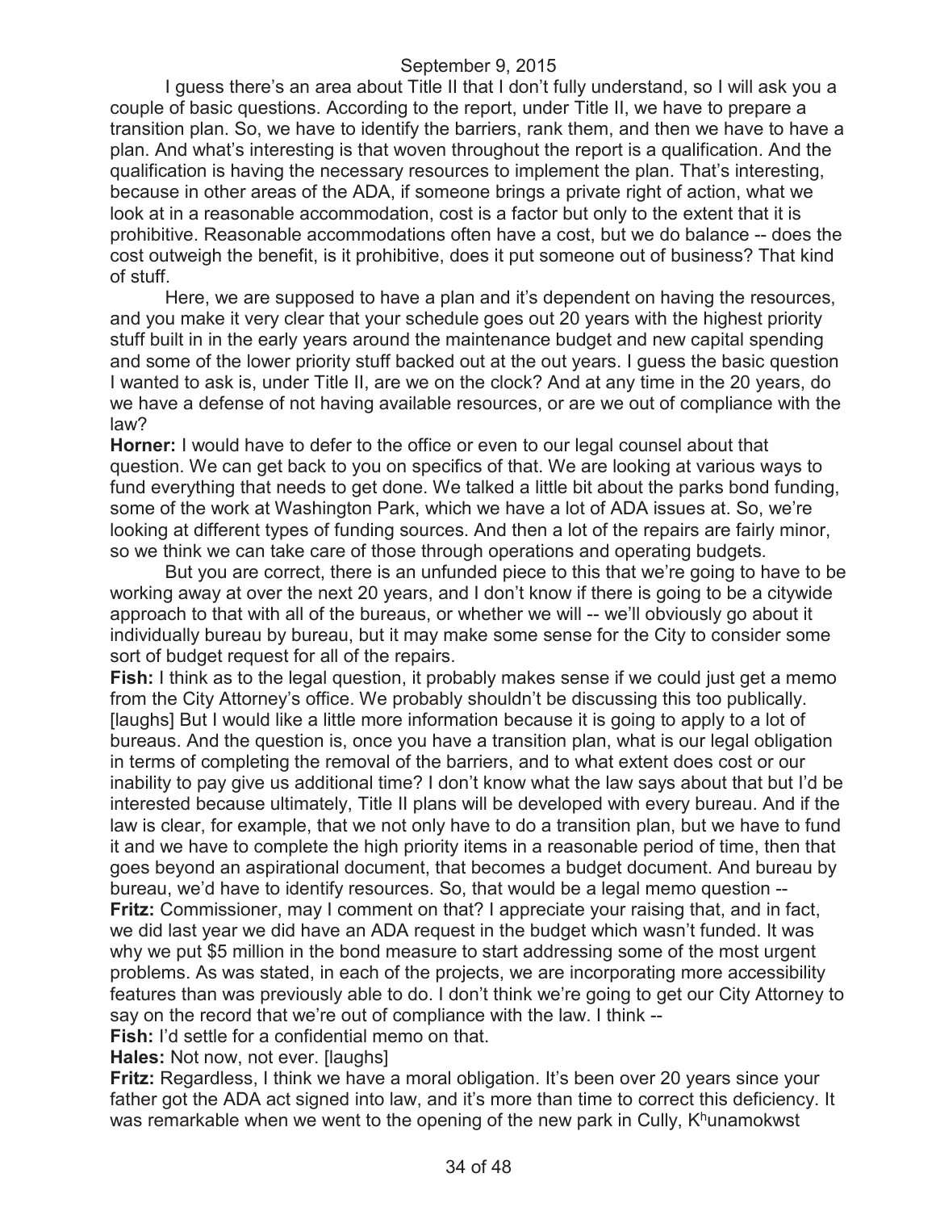I guess there's an area about Title II that I don't fully understand, so I will ask you a couple of basic questions. According to the report, under Title II, we have to prepare a transition plan. So, we have to identify the barriers, rank them, and then we have to have a plan. And what's interesting is that woven throughout the report is a qualification. And the qualification is having the necessary resources to implement the plan. That's interesting, because in other areas of the ADA, if someone brings a private right of action, what we look at in a reasonable accommodation, cost is a factor but only to the extent that it is prohibitive. Reasonable accommodations often have a cost, but we do balance -- does the cost outweigh the benefit, is it prohibitive, does it put someone out of business? That kind of stuff.

Here, we are supposed to have a plan and it's dependent on having the resources, and you make it very clear that your schedule goes out 20 years with the highest priority stuff built in in the early years around the maintenance budget and new capital spending and some of the lower priority stuff backed out at the out years. I guess the basic question I wanted to ask is, under Title II, are we on the clock? And at any time in the 20 years, do we have a defense of not having available resources, or are we out of compliance with the law?

**Horner:** I would have to defer to the office or even to our legal counsel about that question. We can get back to you on specifics of that. We are looking at various ways to fund everything that needs to get done. We talked a little bit about the parks bond funding, some of the work at Washington Park, which we have a lot of ADA issues at. So, we're looking at different types of funding sources. And then a lot of the repairs are fairly minor, so we think we can take care of those through operations and operating budgets.

But you are correct, there is an unfunded piece to this that we're going to have to be working away at over the next 20 years, and I don't know if there is going to be a citywide approach to that with all of the bureaus, or whether we will -- we'll obviously go about it individually bureau by bureau, but it may make some sense for the City to consider some sort of budget request for all of the repairs.

**Fish:** I think as to the legal question, it probably makes sense if we could just get a memo from the City Attorney's office. We probably shouldn't be discussing this too publically. [laughs] But I would like a little more information because it is going to apply to a lot of bureaus. And the question is, once you have a transition plan, what is our legal obligation in terms of completing the removal of the barriers, and to what extent does cost or our inability to pay give us additional time? I don't know what the law says about that but I'd be interested because ultimately, Title II plans will be developed with every bureau. And if the law is clear, for example, that we not only have to do a transition plan, but we have to fund it and we have to complete the high priority items in a reasonable period of time, then that goes beyond an aspirational document, that becomes a budget document. And bureau by bureau, we'd have to identify resources. So, that would be a legal memo question --

**Fritz:** Commissioner, may I comment on that? I appreciate your raising that, and in fact, we did last year we did have an ADA request in the budget which wasn't funded. It was why we put $5 million in the bond measure to start addressing some of the most urgent problems. As was stated, in each of the projects, we are incorporating more accessibility features than was previously able to do. I don't think we're going to get our City Attorney to say on the record that we're out of compliance with the law. I think --

**Fish:** I'd settle for a confidential memo on that.

**Hales:** Not now, not ever. [laughs]

**Fritz:** Regardless, I think we have a moral obligation. It's been over 20 years since your father got the ADA act signed into law, and it's more than time to correct this deficiency. It was remarkable when we went to the opening of the new park in Cully, Kʰunamokwst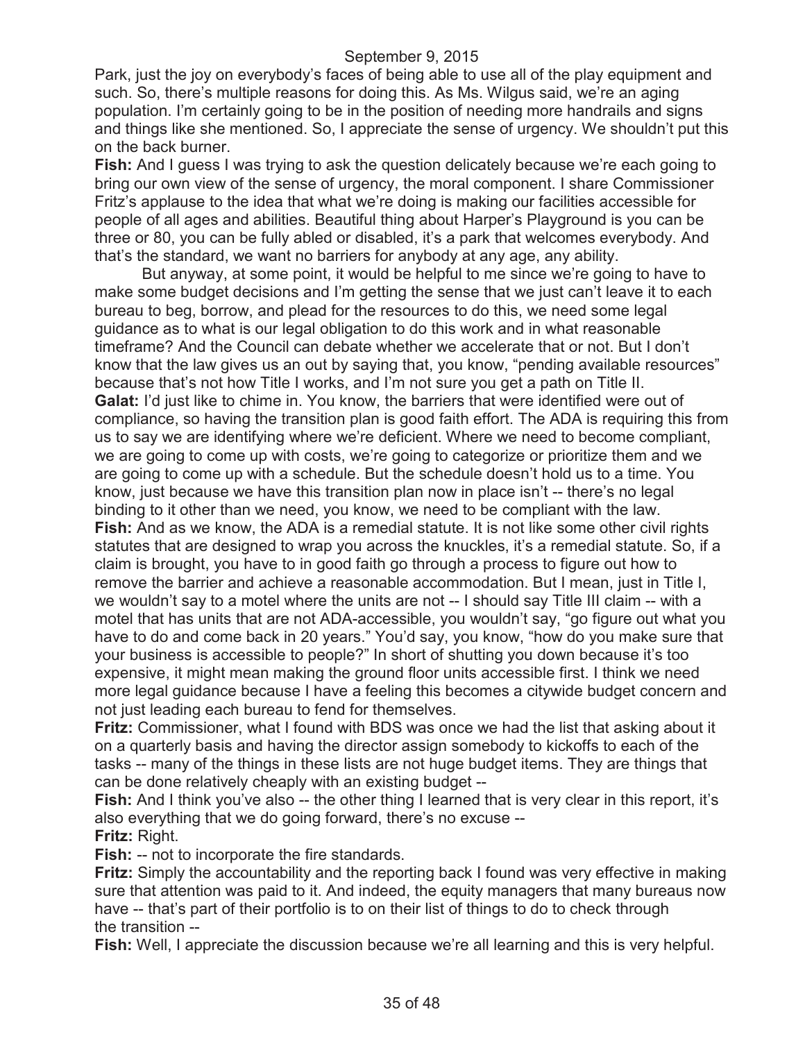Park, just the joy on everybody's faces of being able to use all of the play equipment and such. So, there's multiple reasons for doing this. As Ms. Wilgus said, we're an aging population. I'm certainly going to be in the position of needing more handrails and signs and things like she mentioned. So, I appreciate the sense of urgency. We shouldn't put this on the back burner.

**Fish:** And I guess I was trying to ask the question delicately because we're each going to bring our own view of the sense of urgency, the moral component. I share Commissioner Fritz's applause to the idea that what we're doing is making our facilities accessible for people of all ages and abilities. Beautiful thing about Harper's Playground is you can be three or 80, you can be fully abled or disabled, it's a park that welcomes everybody. And that's the standard, we want no barriers for anybody at any age, any ability.

But anyway, at some point, it would be helpful to me since we're going to have to make some budget decisions and I'm getting the sense that we just can't leave it to each bureau to beg, borrow, and plead for the resources to do this, we need some legal guidance as to what is our legal obligation to do this work and in what reasonable timeframe? And the Council can debate whether we accelerate that or not. But I don't know that the law gives us an out by saying that, you know, "pending available resources" because that's not how Title I works, and I'm not sure you get a path on Title II.

**Galat:** I'd just like to chime in. You know, the barriers that were identified were out of compliance, so having the transition plan is good faith effort. The ADA is requiring this from us to say we are identifying where we're deficient. Where we need to become compliant, we are going to come up with costs, we're going to categorize or prioritize them and we are going to come up with a schedule. But the schedule doesn't hold us to a time. You know, just because we have this transition plan now in place isn't -- there's no legal binding to it other than we need, you know, we need to be compliant with the law.

**Fish:** And as we know, the ADA is a remedial statute. It is not like some other civil rights statutes that are designed to wrap you across the knuckles, it's a remedial statute. So, if a claim is brought, you have to in good faith go through a process to figure out how to remove the barrier and achieve a reasonable accommodation. But I mean, just in Title I, we wouldn't say to a motel where the units are not -- I should say Title III claim -- with a motel that has units that are not ADA-accessible, you wouldn't say, "go figure out what you have to do and come back in 20 years." You'd say, you know, "how do you make sure that your business is accessible to people?" In short of shutting you down because it's too expensive, it might mean making the ground floor units accessible first. I think we need more legal guidance because I have a feeling this becomes a citywide budget concern and not just leading each bureau to fend for themselves.

**Fritz:** Commissioner, what I found with BDS was once we had the list that asking about it on a quarterly basis and having the director assign somebody to kickoffs to each of the tasks -- many of the things in these lists are not huge budget items. They are things that can be done relatively cheaply with an existing budget --

**Fish:** And I think you've also -- the other thing I learned that is very clear in this report, it's also everything that we do going forward, there's no excuse --

**Fritz:** Right.

**Fish:** -- not to incorporate the fire standards.

**Fritz:** Simply the accountability and the reporting back I found was very effective in making sure that attention was paid to it. And indeed, the equity managers that many bureaus now have -- that's part of their portfolio is to on their list of things to do to check through the transition --

**Fish:** Well, I appreciate the discussion because we're all learning and this is very helpful.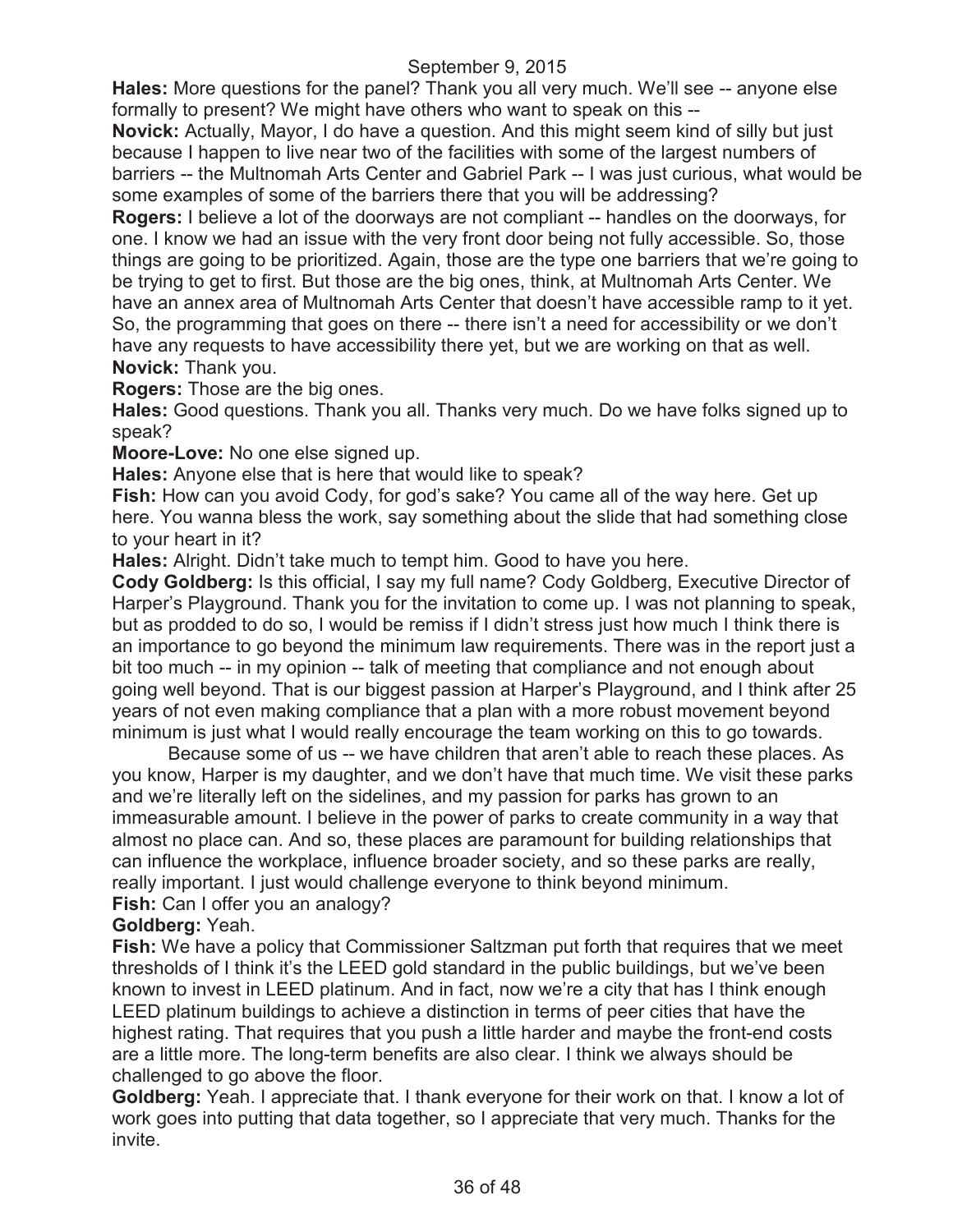**Hales:** More questions for the panel? Thank you all very much. We'll see -- anyone else formally to present? We might have others who want to speak on this --

**Novick:** Actually, Mayor, I do have a question. And this might seem kind of silly but just because I happen to live near two of the facilities with some of the largest numbers of barriers -- the Multnomah Arts Center and Gabriel Park -- I was just curious, what would be some examples of some of the barriers there that you will be addressing?

**Rogers:** I believe a lot of the doorways are not compliant -- handles on the doorways, for one. I know we had an issue with the very front door being not fully accessible. So, those things are going to be prioritized. Again, those are the type one barriers that we're going to be trying to get to first. But those are the big ones, think, at Multnomah Arts Center. We have an annex area of Multnomah Arts Center that doesn't have accessible ramp to it yet. So, the programming that goes on there -- there isn't a need for accessibility or we don't have any requests to have accessibility there yet, but we are working on that as well.

**Novick:** Thank you.

**Rogers:** Those are the big ones.

**Hales:** Good questions. Thank you all. Thanks very much. Do we have folks signed up to speak?

**Moore-Love:** No one else signed up.

**Hales:** Anyone else that is here that would like to speak?

**Fish:** How can you avoid Cody, for god's sake? You came all of the way here. Get up here. You wanna bless the work, say something about the slide that had something close to your heart in it?

**Hales:** Alright. Didn't take much to tempt him. Good to have you here.

**Cody Goldberg:** Is this official, I say my full name? Cody Goldberg, Executive Director of Harper's Playground. Thank you for the invitation to come up. I was not planning to speak, but as prodded to do so, I would be remiss if I didn't stress just how much I think there is an importance to go beyond the minimum law requirements. There was in the report just a bit too much -- in my opinion -- talk of meeting that compliance and not enough about going well beyond. That is our biggest passion at Harper's Playground, and I think after 25 years of not even making compliance that a plan with a more robust movement beyond minimum is just what I would really encourage the team working on this to go towards.

Because some of us -- we have children that aren't able to reach these places. As you know, Harper is my daughter, and we don't have that much time. We visit these parks and we're literally left on the sidelines, and my passion for parks has grown to an immeasurable amount. I believe in the power of parks to create community in a way that almost no place can. And so, these places are paramount for building relationships that can influence the workplace, influence broader society, and so these parks are really, really important. I just would challenge everyone to think beyond minimum.

**Fish:** Can I offer you an analogy?

**Goldberg:** Yeah.

**Fish:** We have a policy that Commissioner Saltzman put forth that requires that we meet thresholds of I think it's the LEED gold standard in the public buildings, but we've been known to invest in LEED platinum. And in fact, now we're a city that has I think enough LEED platinum buildings to achieve a distinction in terms of peer cities that have the highest rating. That requires that you push a little harder and maybe the front-end costs are a little more. The long-term benefits are also clear. I think we always should be challenged to go above the floor.

**Goldberg:** Yeah. I appreciate that. I thank everyone for their work on that. I know a lot of work goes into putting that data together, so I appreciate that very much. Thanks for the invite.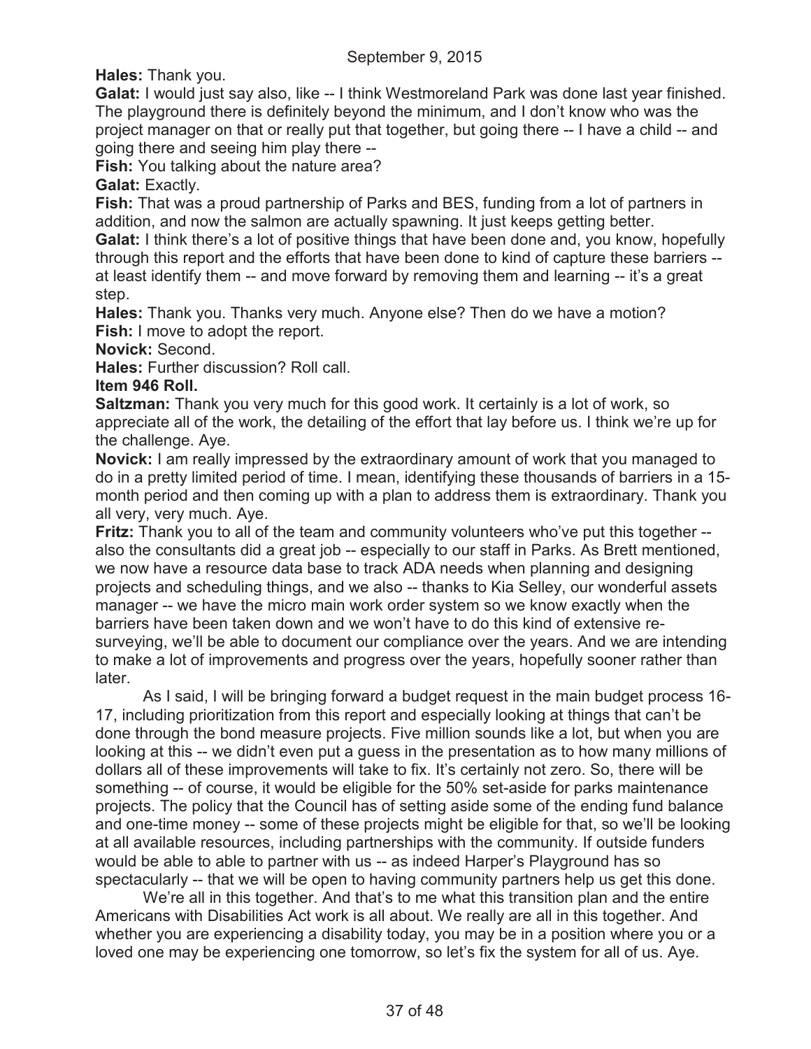**Hales:** Thank you.

**Galat:** I would just say also, like -- I think Westmoreland Park was done last year finished. The playground there is definitely beyond the minimum, and I don't know who was the project manager on that or really put that together, but going there -- I have a child -- and going there and seeing him play there --

**Fish:** You talking about the nature area?

**Galat:** Exactly.

**Fish:** That was a proud partnership of Parks and BES, funding from a lot of partners in addition, and now the salmon are actually spawning. It just keeps getting better.

**Galat:** I think there's a lot of positive things that have been done and, you know, hopefully through this report and the efforts that have been done to kind of capture these barriers -- at least identify them -- and move forward by removing them and learning -- it's a great step.

**Hales:** Thank you. Thanks very much. Anyone else? Then do we have a motion?

**Fish:** I move to adopt the report.

**Novick:** Second.

**Hales:** Further discussion? Roll call.

**Item 946 Roll.**

**Saltzman:** Thank you very much for this good work. It certainly is a lot of work, so appreciate all of the work, the detailing of the effort that lay before us. I think we're up for the challenge. Aye.

**Novick:** I am really impressed by the extraordinary amount of work that you managed to do in a pretty limited period of time. I mean, identifying these thousands of barriers in a 15-month period and then coming up with a plan to address them is extraordinary. Thank you all very, very much. Aye.

**Fritz:** Thank you to all of the team and community volunteers who've put this together -- also the consultants did a great job -- especially to our staff in Parks. As Brett mentioned, we now have a resource data base to track ADA needs when planning and designing projects and scheduling things, and we also -- thanks to Kia Selley, our wonderful assets manager -- we have the micro main work order system so we know exactly when the barriers have been taken down and we won't have to do this kind of extensive re-surveying, we'll be able to document our compliance over the years. And we are intending to make a lot of improvements and progress over the years, hopefully sooner rather than later.

As I said, I will be bringing forward a budget request in the main budget process 16-17, including prioritization from this report and especially looking at things that can't be done through the bond measure projects. Five million sounds like a lot, but when you are looking at this -- we didn't even put a guess in the presentation as to how many millions of dollars all of these improvements will take to fix. It's certainly not zero. So, there will be something -- of course, it would be eligible for the 50% set-aside for parks maintenance projects. The policy that the Council has of setting aside some of the ending fund balance and one-time money -- some of these projects might be eligible for that, so we'll be looking at all available resources, including partnerships with the community. If outside funders would be able to able to partner with us -- as indeed Harper's Playground has so spectacularly -- that we will be open to having community partners help us get this done.

We're all in this together. And that's to me what this transition plan and the entire Americans with Disabilities Act work is all about. We really are all in this together. And whether you are experiencing a disability today, you may be in a position where you or a loved one may be experiencing one tomorrow, so let's fix the system for all of us. Aye.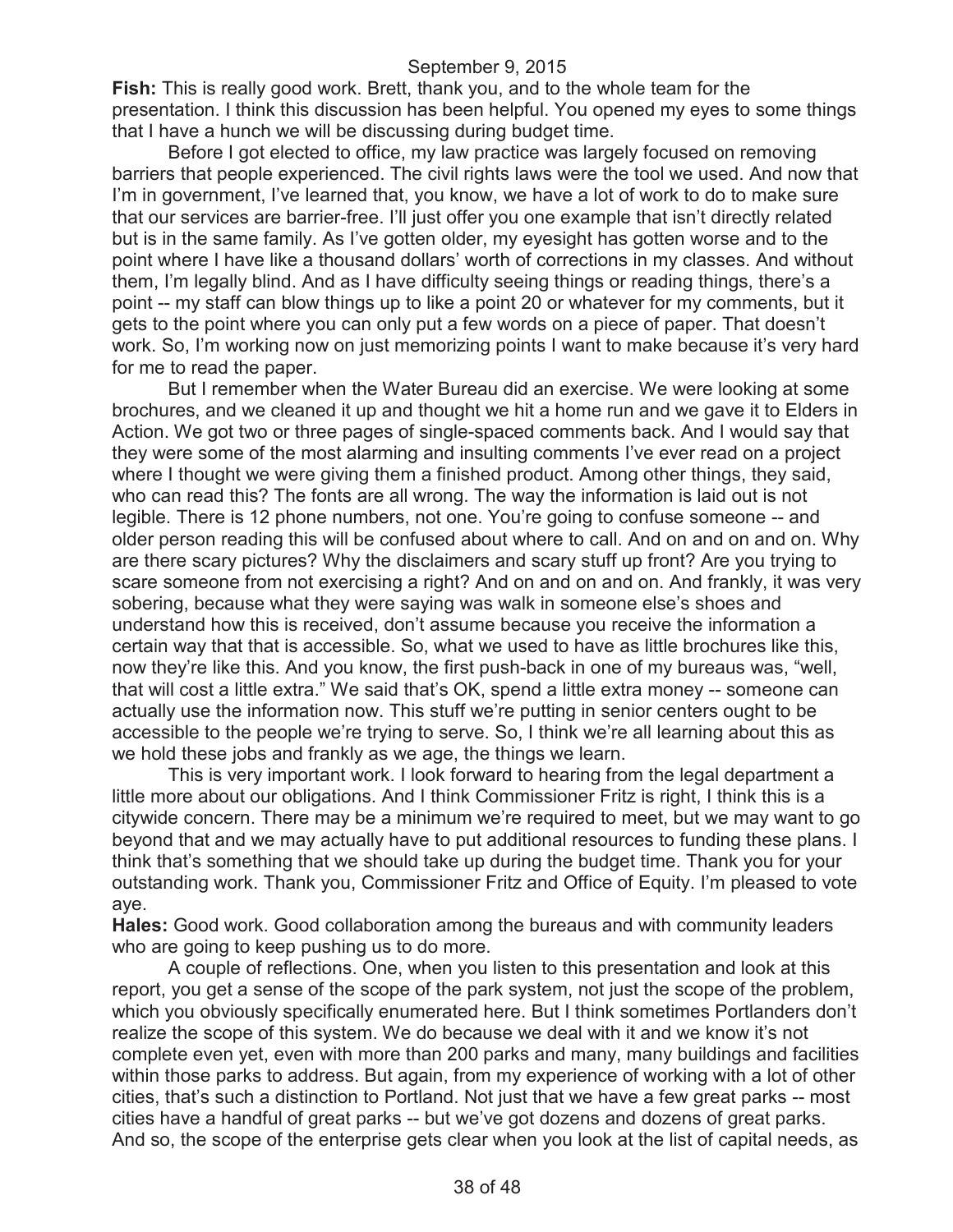**Fish:** This is really good work. Brett, thank you, and to the whole team for the presentation. I think this discussion has been helpful. You opened my eyes to some things that I have a hunch we will be discussing during budget time.

Before I got elected to office, my law practice was largely focused on removing barriers that people experienced. The civil rights laws were the tool we used. And now that I'm in government, I've learned that, you know, we have a lot of work to do to make sure that our services are barrier-free. I'll just offer you one example that isn't directly related but is in the same family. As I've gotten older, my eyesight has gotten worse and to the point where I have like a thousand dollars' worth of corrections in my classes. And without them, I'm legally blind. And as I have difficulty seeing things or reading things, there's a point -- my staff can blow things up to like a point 20 or whatever for my comments, but it gets to the point where you can only put a few words on a piece of paper. That doesn't work. So, I'm working now on just memorizing points I want to make because it's very hard for me to read the paper.

But I remember when the Water Bureau did an exercise. We were looking at some brochures, and we cleaned it up and thought we hit a home run and we gave it to Elders in Action. We got two or three pages of single-spaced comments back. And I would say that they were some of the most alarming and insulting comments I've ever read on a project where I thought we were giving them a finished product. Among other things, they said, who can read this? The fonts are all wrong. The way the information is laid out is not legible. There is 12 phone numbers, not one. You're going to confuse someone -- and older person reading this will be confused about where to call. And on and on and on. Why are there scary pictures? Why the disclaimers and scary stuff up front? Are you trying to scare someone from not exercising a right? And on and on and on. And frankly, it was very sobering, because what they were saying was walk in someone else's shoes and understand how this is received, don't assume because you receive the information a certain way that that is accessible. So, what we used to have as little brochures like this, now they're like this. And you know, the first push-back in one of my bureaus was, "well, that will cost a little extra." We said that's OK, spend a little extra money -- someone can actually use the information now. This stuff we're putting in senior centers ought to be accessible to the people we're trying to serve. So, I think we're all learning about this as we hold these jobs and frankly as we age, the things we learn.

This is very important work. I look forward to hearing from the legal department a little more about our obligations. And I think Commissioner Fritz is right, I think this is a citywide concern. There may be a minimum we're required to meet, but we may want to go beyond that and we may actually have to put additional resources to funding these plans. I think that's something that we should take up during the budget time. Thank you for your outstanding work. Thank you, Commissioner Fritz and Office of Equity. I'm pleased to vote aye.

**Hales:** Good work. Good collaboration among the bureaus and with community leaders who are going to keep pushing us to do more.

A couple of reflections. One, when you listen to this presentation and look at this report, you get a sense of the scope of the park system, not just the scope of the problem, which you obviously specifically enumerated here. But I think sometimes Portlanders don't realize the scope of this system. We do because we deal with it and we know it's not complete even yet, even with more than 200 parks and many, many buildings and facilities within those parks to address. But again, from my experience of working with a lot of other cities, that's such a distinction to Portland. Not just that we have a few great parks -- most cities have a handful of great parks -- but we've got dozens and dozens of great parks. And so, the scope of the enterprise gets clear when you look at the list of capital needs, as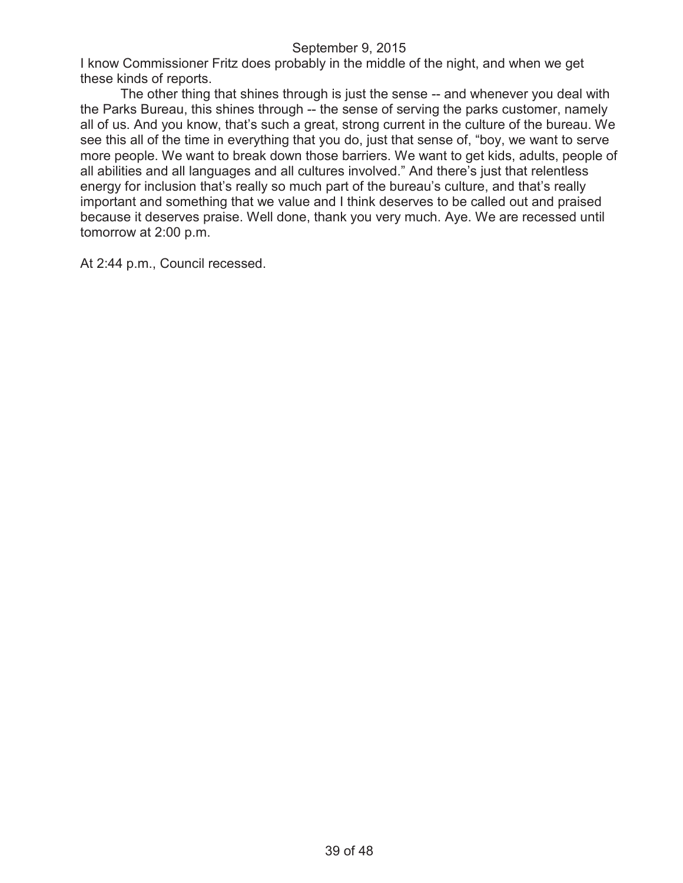I know Commissioner Fritz does probably in the middle of the night, and when we get these kinds of reports.

The other thing that shines through is just the sense -- and whenever you deal with the Parks Bureau, this shines through -- the sense of serving the parks customer, namely all of us. And you know, that's such a great, strong current in the culture of the bureau. We see this all of the time in everything that you do, just that sense of, "boy, we want to serve more people. We want to break down those barriers. We want to get kids, adults, people of all abilities and all languages and all cultures involved." And there's just that relentless energy for inclusion that's really so much part of the bureau's culture, and that's really important and something that we value and I think deserves to be called out and praised because it deserves praise. Well done, thank you very much. Aye. We are recessed until tomorrow at 2:00 p.m.

At 2:44 p.m., Council recessed.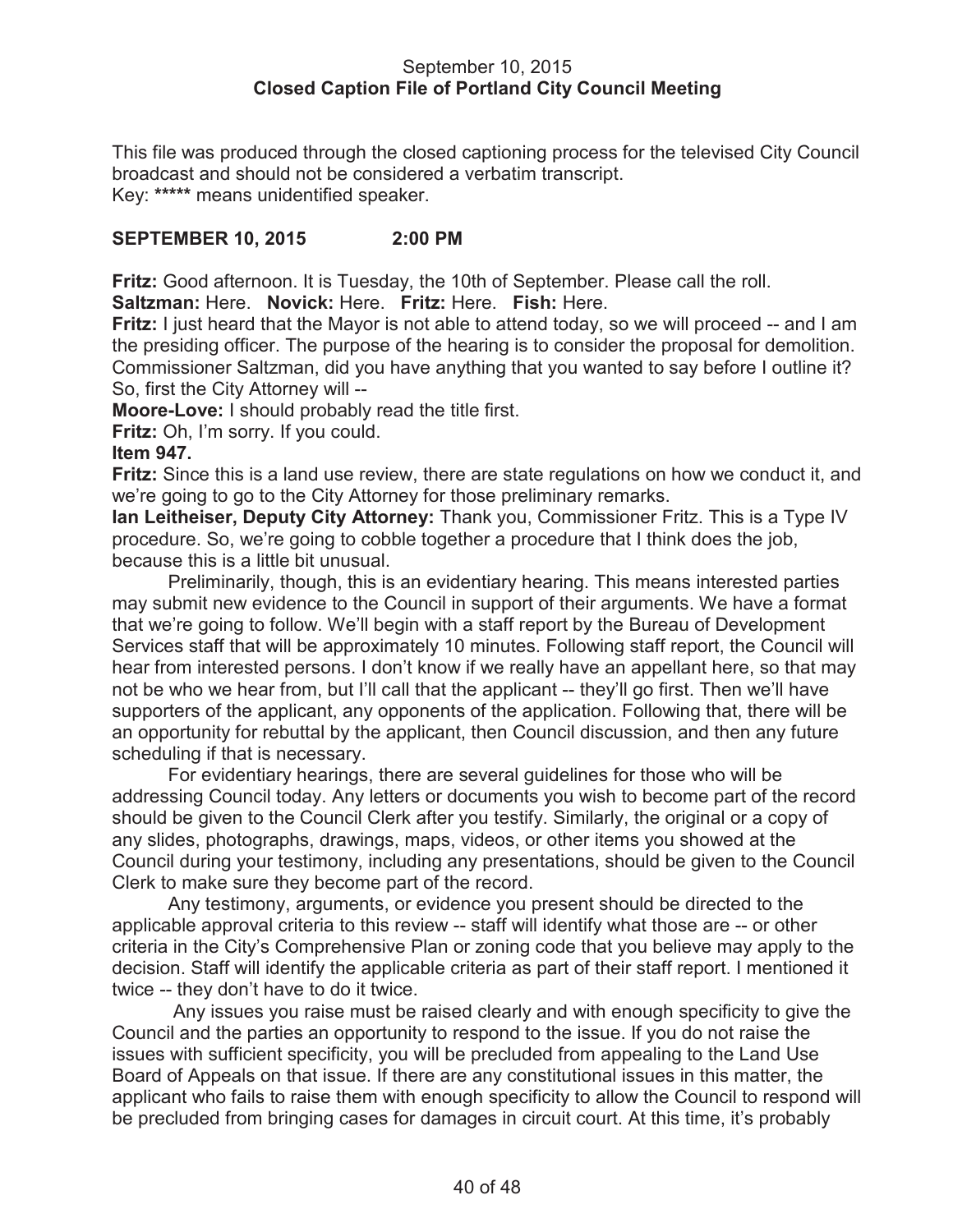September 10, 2015
**Closed Caption File of Portland City Council Meeting**

This file was produced through the closed captioning process for the televised City Council broadcast and should not be considered a verbatim transcript.
Key: ***** means unidentified speaker.

**SEPTEMBER 10, 2015 2:00 PM**

**Fritz:** Good afternoon. It is Tuesday, the 10th of September. Please call the roll.
**Saltzman:** Here. **Novick:** Here. **Fritz:** Here. **Fish:** Here.
**Fritz:** I just heard that the Mayor is not able to attend today, so we will proceed -- and I am the presiding officer. The purpose of the hearing is to consider the proposal for demolition. Commissioner Saltzman, did you have anything that you wanted to say before I outline it? So, first the City Attorney will --
**Moore-Love:** I should probably read the title first.
**Fritz:** Oh, I'm sorry. If you could.
**Item 947.**
**Fritz:** Since this is a land use review, there are state regulations on how we conduct it, and we're going to go to the City Attorney for those preliminary remarks.
**Ian Leitheiser, Deputy City Attorney:** Thank you, Commissioner Fritz. This is a Type IV procedure. So, we're going to cobble together a procedure that I think does the job, because this is a little bit unusual.

Preliminarily, though, this is an evidentiary hearing. This means interested parties may submit new evidence to the Council in support of their arguments. We have a format that we're going to follow. We'll begin with a staff report by the Bureau of Development Services staff that will be approximately 10 minutes. Following staff report, the Council will hear from interested persons. I don't know if we really have an appellant here, so that may not be who we hear from, but I'll call that the applicant -- they'll go first. Then we'll have supporters of the applicant, any opponents of the application. Following that, there will be an opportunity for rebuttal by the applicant, then Council discussion, and then any future scheduling if that is necessary.

For evidentiary hearings, there are several guidelines for those who will be addressing Council today. Any letters or documents you wish to become part of the record should be given to the Council Clerk after you testify. Similarly, the original or a copy of any slides, photographs, drawings, maps, videos, or other items you showed at the Council during your testimony, including any presentations, should be given to the Council Clerk to make sure they become part of the record.

Any testimony, arguments, or evidence you present should be directed to the applicable approval criteria to this review -- staff will identify what those are -- or other criteria in the City's Comprehensive Plan or zoning code that you believe may apply to the decision. Staff will identify the applicable criteria as part of their staff report. I mentioned it twice -- they don't have to do it twice.

Any issues you raise must be raised clearly and with enough specificity to give the Council and the parties an opportunity to respond to the issue. If you do not raise the issues with sufficient specificity, you will be precluded from appealing to the Land Use Board of Appeals on that issue. If there are any constitutional issues in this matter, the applicant who fails to raise them with enough specificity to allow the Council to respond will be precluded from bringing cases for damages in circuit court. At this time, it's probably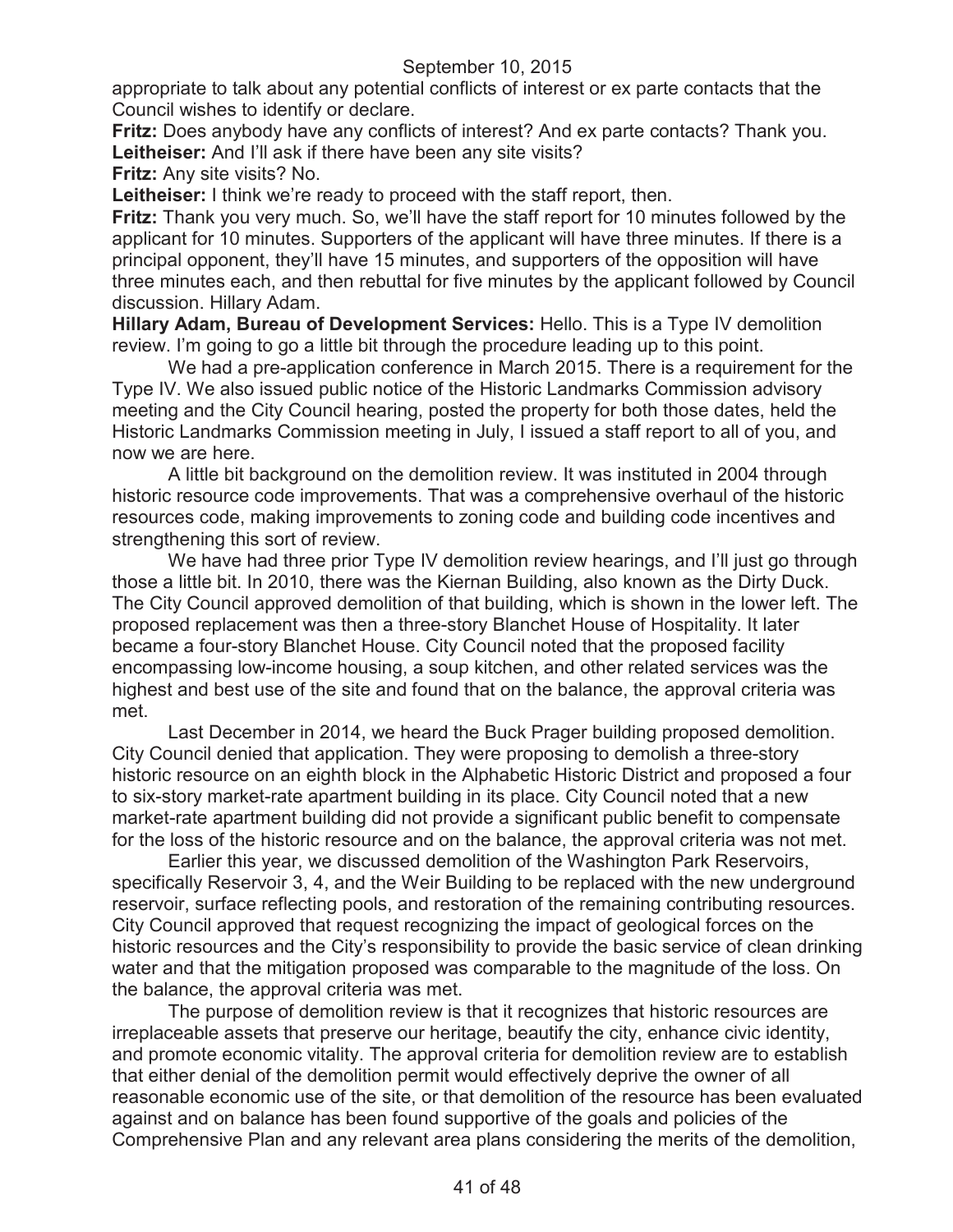appropriate to talk about any potential conflicts of interest or ex parte contacts that the Council wishes to identify or declare.

**Fritz:** Does anybody have any conflicts of interest? And ex parte contacts? Thank you.

**Leitheiser:** And I'll ask if there have been any site visits?

**Fritz:** Any site visits? No.

**Leitheiser:** I think we're ready to proceed with the staff report, then.

**Fritz:** Thank you very much. So, we'll have the staff report for 10 minutes followed by the applicant for 10 minutes. Supporters of the applicant will have three minutes. If there is a principal opponent, they'll have 15 minutes, and supporters of the opposition will have three minutes each, and then rebuttal for five minutes by the applicant followed by Council discussion. Hillary Adam.

**Hillary Adam, Bureau of Development Services:** Hello. This is a Type IV demolition review. I'm going to go a little bit through the procedure leading up to this point.

We had a pre-application conference in March 2015. There is a requirement for the Type IV. We also issued public notice of the Historic Landmarks Commission advisory meeting and the City Council hearing, posted the property for both those dates, held the Historic Landmarks Commission meeting in July, I issued a staff report to all of you, and now we are here.

A little bit background on the demolition review. It was instituted in 2004 through historic resource code improvements. That was a comprehensive overhaul of the historic resources code, making improvements to zoning code and building code incentives and strengthening this sort of review.

We have had three prior Type IV demolition review hearings, and I'll just go through those a little bit. In 2010, there was the Kiernan Building, also known as the Dirty Duck. The City Council approved demolition of that building, which is shown in the lower left. The proposed replacement was then a three-story Blanchet House of Hospitality. It later became a four-story Blanchet House. City Council noted that the proposed facility encompassing low-income housing, a soup kitchen, and other related services was the highest and best use of the site and found that on the balance, the approval criteria was met.

Last December in 2014, we heard the Buck Prager building proposed demolition. City Council denied that application. They were proposing to demolish a three-story historic resource on an eighth block in the Alphabetic Historic District and proposed a four to six-story market-rate apartment building in its place. City Council noted that a new market-rate apartment building did not provide a significant public benefit to compensate for the loss of the historic resource and on the balance, the approval criteria was not met.

Earlier this year, we discussed demolition of the Washington Park Reservoirs, specifically Reservoir 3, 4, and the Weir Building to be replaced with the new underground reservoir, surface reflecting pools, and restoration of the remaining contributing resources. City Council approved that request recognizing the impact of geological forces on the historic resources and the City's responsibility to provide the basic service of clean drinking water and that the mitigation proposed was comparable to the magnitude of the loss. On the balance, the approval criteria was met.

The purpose of demolition review is that it recognizes that historic resources are irreplaceable assets that preserve our heritage, beautify the city, enhance civic identity, and promote economic vitality. The approval criteria for demolition review are to establish that either denial of the demolition permit would effectively deprive the owner of all reasonable economic use of the site, or that demolition of the resource has been evaluated against and on balance has been found supportive of the goals and policies of the Comprehensive Plan and any relevant area plans considering the merits of the demolition,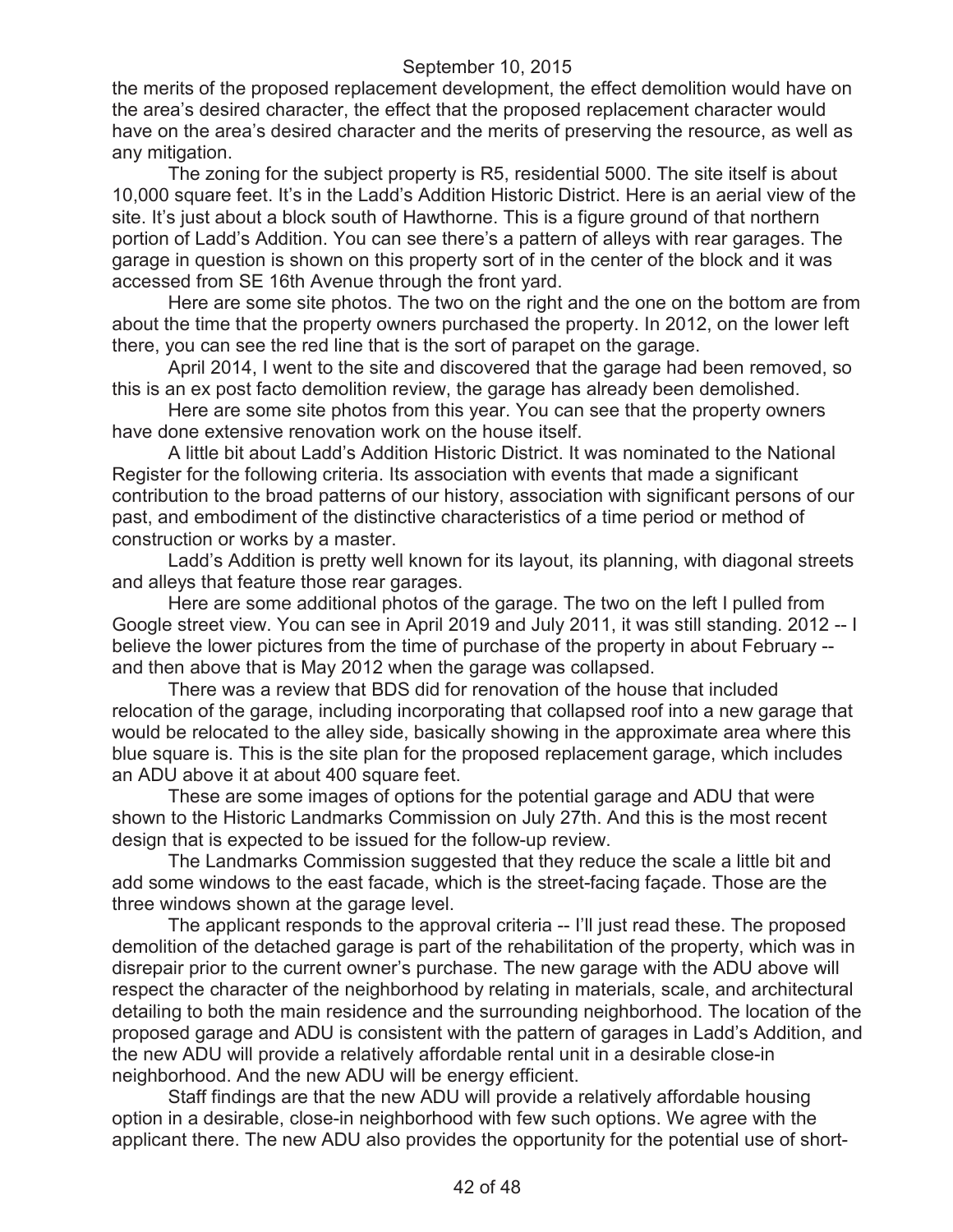the merits of the proposed replacement development, the effect demolition would have on the area's desired character, the effect that the proposed replacement character would have on the area's desired character and the merits of preserving the resource, as well as any mitigation.

The zoning for the subject property is R5, residential 5000. The site itself is about 10,000 square feet. It's in the Ladd's Addition Historic District. Here is an aerial view of the site. It's just about a block south of Hawthorne. This is a figure ground of that northern portion of Ladd's Addition. You can see there's a pattern of alleys with rear garages. The garage in question is shown on this property sort of in the center of the block and it was accessed from SE 16th Avenue through the front yard.

Here are some site photos. The two on the right and the one on the bottom are from about the time that the property owners purchased the property. In 2012, on the lower left there, you can see the red line that is the sort of parapet on the garage.

April 2014, I went to the site and discovered that the garage had been removed, so this is an ex post facto demolition review, the garage has already been demolished.

Here are some site photos from this year. You can see that the property owners have done extensive renovation work on the house itself.

A little bit about Ladd's Addition Historic District. It was nominated to the National Register for the following criteria. Its association with events that made a significant contribution to the broad patterns of our history, association with significant persons of our past, and embodiment of the distinctive characteristics of a time period or method of construction or works by a master.

Ladd's Addition is pretty well known for its layout, its planning, with diagonal streets and alleys that feature those rear garages.

Here are some additional photos of the garage. The two on the left I pulled from Google street view. You can see in April 2019 and July 2011, it was still standing. 2012 -- I believe the lower pictures from the time of purchase of the property in about February -- and then above that is May 2012 when the garage was collapsed.

There was a review that BDS did for renovation of the house that included relocation of the garage, including incorporating that collapsed roof into a new garage that would be relocated to the alley side, basically showing in the approximate area where this blue square is. This is the site plan for the proposed replacement garage, which includes an ADU above it at about 400 square feet.

These are some images of options for the potential garage and ADU that were shown to the Historic Landmarks Commission on July 27th. And this is the most recent design that is expected to be issued for the follow-up review.

The Landmarks Commission suggested that they reduce the scale a little bit and add some windows to the east facade, which is the street-facing façade. Those are the three windows shown at the garage level.

The applicant responds to the approval criteria -- I'll just read these. The proposed demolition of the detached garage is part of the rehabilitation of the property, which was in disrepair prior to the current owner's purchase. The new garage with the ADU above will respect the character of the neighborhood by relating in materials, scale, and architectural detailing to both the main residence and the surrounding neighborhood. The location of the proposed garage and ADU is consistent with the pattern of garages in Ladd's Addition, and the new ADU will provide a relatively affordable rental unit in a desirable close-in neighborhood. And the new ADU will be energy efficient.

Staff findings are that the new ADU will provide a relatively affordable housing option in a desirable, close-in neighborhood with few such options. We agree with the applicant there. The new ADU also provides the opportunity for the potential use of short-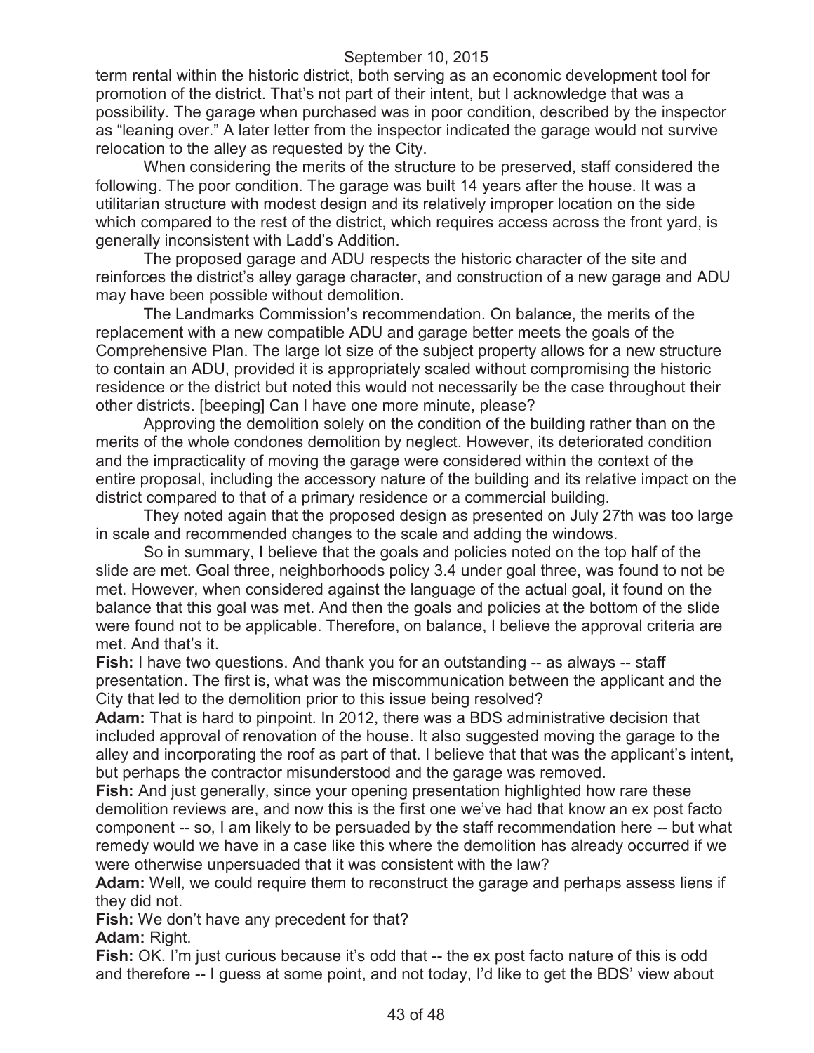term rental within the historic district, both serving as an economic development tool for promotion of the district. That's not part of their intent, but I acknowledge that was a possibility. The garage when purchased was in poor condition, described by the inspector as "leaning over." A later letter from the inspector indicated the garage would not survive relocation to the alley as requested by the City.

When considering the merits of the structure to be preserved, staff considered the following. The poor condition. The garage was built 14 years after the house. It was a utilitarian structure with modest design and its relatively improper location on the side which compared to the rest of the district, which requires access across the front yard, is generally inconsistent with Ladd's Addition.

The proposed garage and ADU respects the historic character of the site and reinforces the district's alley garage character, and construction of a new garage and ADU may have been possible without demolition.

The Landmarks Commission's recommendation. On balance, the merits of the replacement with a new compatible ADU and garage better meets the goals of the Comprehensive Plan. The large lot size of the subject property allows for a new structure to contain an ADU, provided it is appropriately scaled without compromising the historic residence or the district but noted this would not necessarily be the case throughout their other districts. [beeping] Can I have one more minute, please?

Approving the demolition solely on the condition of the building rather than on the merits of the whole condones demolition by neglect. However, its deteriorated condition and the impracticality of moving the garage were considered within the context of the entire proposal, including the accessory nature of the building and its relative impact on the district compared to that of a primary residence or a commercial building.

They noted again that the proposed design as presented on July 27th was too large in scale and recommended changes to the scale and adding the windows.

So in summary, I believe that the goals and policies noted on the top half of the slide are met. Goal three, neighborhoods policy 3.4 under goal three, was found to not be met. However, when considered against the language of the actual goal, it found on the balance that this goal was met. And then the goals and policies at the bottom of the slide were found not to be applicable. Therefore, on balance, I believe the approval criteria are met. And that's it.

**Fish:** I have two questions. And thank you for an outstanding -- as always -- staff presentation. The first is, what was the miscommunication between the applicant and the City that led to the demolition prior to this issue being resolved?

**Adam:** That is hard to pinpoint. In 2012, there was a BDS administrative decision that included approval of renovation of the house. It also suggested moving the garage to the alley and incorporating the roof as part of that. I believe that that was the applicant's intent, but perhaps the contractor misunderstood and the garage was removed.

**Fish:** And just generally, since your opening presentation highlighted how rare these demolition reviews are, and now this is the first one we've had that know an ex post facto component -- so, I am likely to be persuaded by the staff recommendation here -- but what remedy would we have in a case like this where the demolition has already occurred if we were otherwise unpersuaded that it was consistent with the law?

**Adam:** Well, we could require them to reconstruct the garage and perhaps assess liens if they did not.

**Fish:** We don't have any precedent for that?

**Adam:** Right.

**Fish:** OK. I'm just curious because it's odd that -- the ex post facto nature of this is odd and therefore -- I guess at some point, and not today, I'd like to get the BDS' view about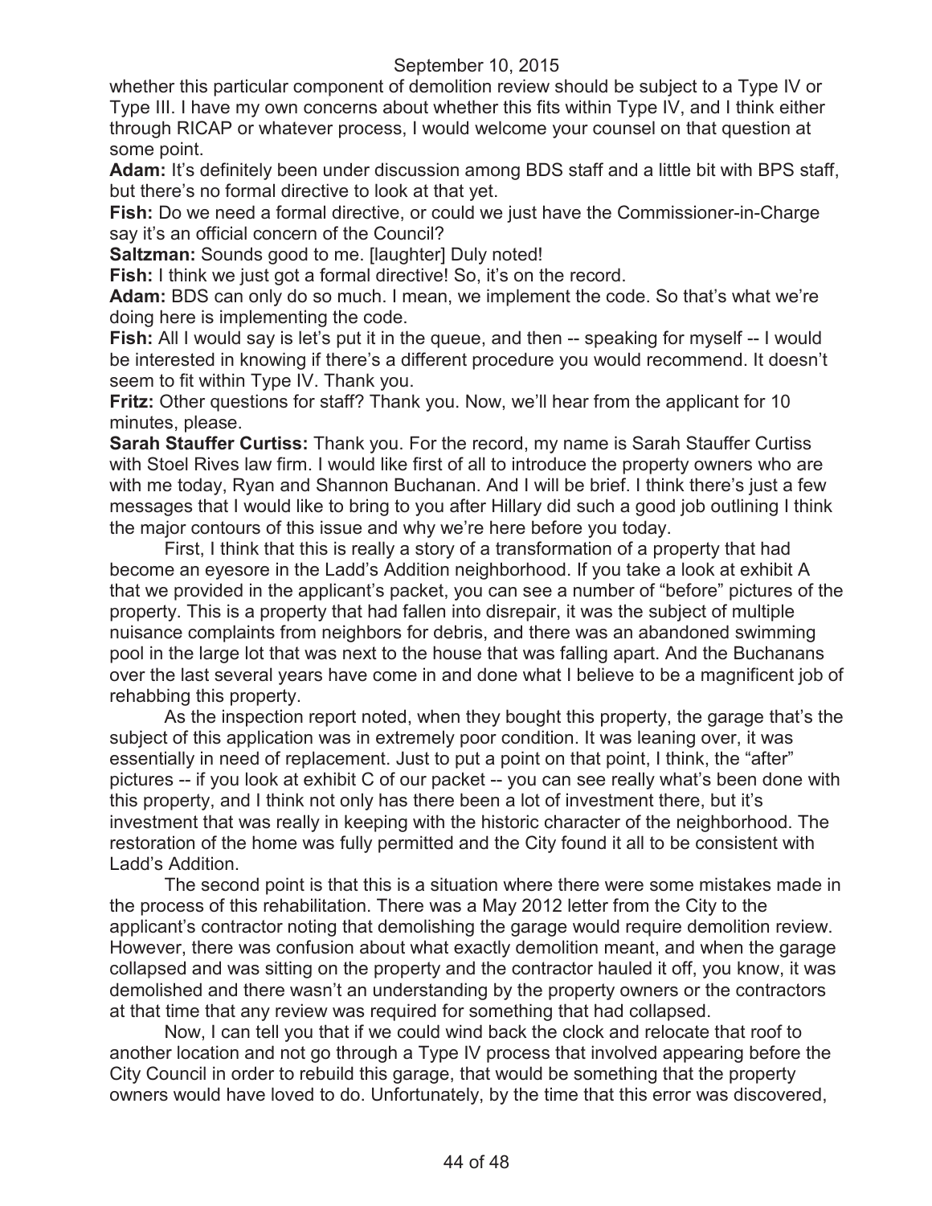whether this particular component of demolition review should be subject to a Type IV or Type III. I have my own concerns about whether this fits within Type IV, and I think either through RICAP or whatever process, I would welcome your counsel on that question at some point.

**Adam:** It's definitely been under discussion among BDS staff and a little bit with BPS staff, but there's no formal directive to look at that yet.

**Fish:** Do we need a formal directive, or could we just have the Commissioner-in-Charge say it's an official concern of the Council?

**Saltzman:** Sounds good to me. [laughter] Duly noted!

**Fish:** I think we just got a formal directive! So, it's on the record.

**Adam:** BDS can only do so much. I mean, we implement the code. So that's what we're doing here is implementing the code.

**Fish:** All I would say is let's put it in the queue, and then -- speaking for myself -- I would be interested in knowing if there's a different procedure you would recommend. It doesn't seem to fit within Type IV. Thank you.

**Fritz:** Other questions for staff? Thank you. Now, we'll hear from the applicant for 10 minutes, please.

**Sarah Stauffer Curtiss:** Thank you. For the record, my name is Sarah Stauffer Curtiss with Stoel Rives law firm. I would like first of all to introduce the property owners who are with me today, Ryan and Shannon Buchanan. And I will be brief. I think there's just a few messages that I would like to bring to you after Hillary did such a good job outlining I think the major contours of this issue and why we're here before you today.

First, I think that this is really a story of a transformation of a property that had become an eyesore in the Ladd's Addition neighborhood. If you take a look at exhibit A that we provided in the applicant's packet, you can see a number of "before" pictures of the property. This is a property that had fallen into disrepair, it was the subject of multiple nuisance complaints from neighbors for debris, and there was an abandoned swimming pool in the large lot that was next to the house that was falling apart. And the Buchanans over the last several years have come in and done what I believe to be a magnificent job of rehabbing this property.

As the inspection report noted, when they bought this property, the garage that's the subject of this application was in extremely poor condition. It was leaning over, it was essentially in need of replacement. Just to put a point on that point, I think, the "after" pictures -- if you look at exhibit C of our packet -- you can see really what's been done with this property, and I think not only has there been a lot of investment there, but it's investment that was really in keeping with the historic character of the neighborhood. The restoration of the home was fully permitted and the City found it all to be consistent with Ladd's Addition.

The second point is that this is a situation where there were some mistakes made in the process of this rehabilitation. There was a May 2012 letter from the City to the applicant's contractor noting that demolishing the garage would require demolition review. However, there was confusion about what exactly demolition meant, and when the garage collapsed and was sitting on the property and the contractor hauled it off, you know, it was demolished and there wasn't an understanding by the property owners or the contractors at that time that any review was required for something that had collapsed.

Now, I can tell you that if we could wind back the clock and relocate that roof to another location and not go through a Type IV process that involved appearing before the City Council in order to rebuild this garage, that would be something that the property owners would have loved to do. Unfortunately, by the time that this error was discovered,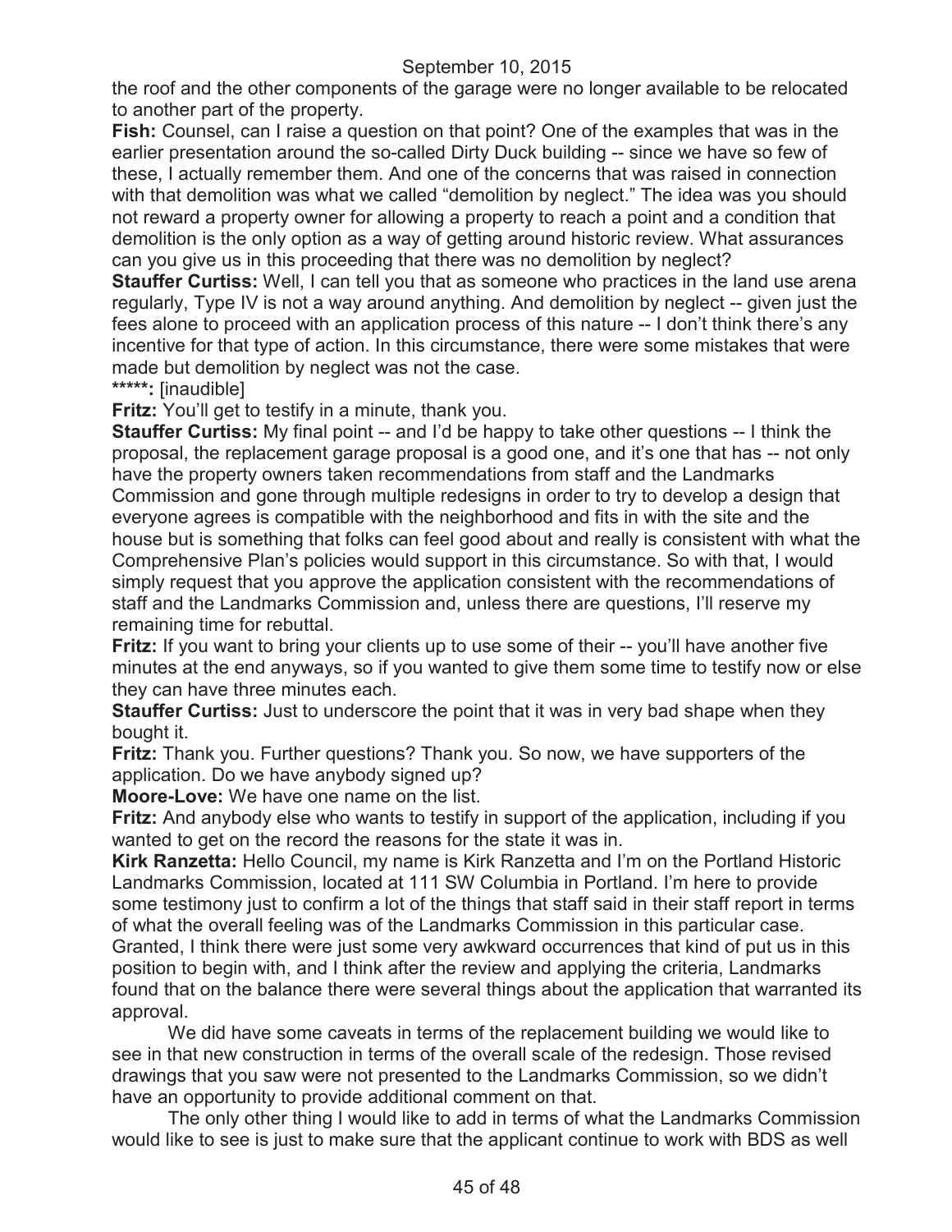the roof and the other components of the garage were no longer available to be relocated to another part of the property.

**Fish:** Counsel, can I raise a question on that point? One of the examples that was in the earlier presentation around the so-called Dirty Duck building -- since we have so few of these, I actually remember them. And one of the concerns that was raised in connection with that demolition was what we called "demolition by neglect." The idea was you should not reward a property owner for allowing a property to reach a point and a condition that demolition is the only option as a way of getting around historic review. What assurances can you give us in this proceeding that there was no demolition by neglect?

**Stauffer Curtiss:** Well, I can tell you that as someone who practices in the land use arena regularly, Type IV is not a way around anything. And demolition by neglect -- given just the fees alone to proceed with an application process of this nature -- I don't think there's any incentive for that type of action. In this circumstance, there were some mistakes that were made but demolition by neglect was not the case.

**\*\*\*\*\*:** [inaudible]

**Fritz:** You'll get to testify in a minute, thank you.

**Stauffer Curtiss:** My final point -- and I'd be happy to take other questions -- I think the proposal, the replacement garage proposal is a good one, and it's one that has -- not only have the property owners taken recommendations from staff and the Landmarks Commission and gone through multiple redesigns in order to try to develop a design that everyone agrees is compatible with the neighborhood and fits in with the site and the house but is something that folks can feel good about and really is consistent with what the Comprehensive Plan's policies would support in this circumstance. So with that, I would simply request that you approve the application consistent with the recommendations of staff and the Landmarks Commission and, unless there are questions, I'll reserve my remaining time for rebuttal.

**Fritz:** If you want to bring your clients up to use some of their -- you'll have another five minutes at the end anyways, so if you wanted to give them some time to testify now or else they can have three minutes each.

**Stauffer Curtiss:** Just to underscore the point that it was in very bad shape when they bought it.

**Fritz:** Thank you. Further questions? Thank you. So now, we have supporters of the application. Do we have anybody signed up?

**Moore-Love:** We have one name on the list.

**Fritz:** And anybody else who wants to testify in support of the application, including if you wanted to get on the record the reasons for the state it was in.

**Kirk Ranzetta:** Hello Council, my name is Kirk Ranzetta and I'm on the Portland Historic Landmarks Commission, located at 111 SW Columbia in Portland. I'm here to provide some testimony just to confirm a lot of the things that staff said in their staff report in terms of what the overall feeling was of the Landmarks Commission in this particular case. Granted, I think there were just some very awkward occurrences that kind of put us in this position to begin with, and I think after the review and applying the criteria, Landmarks found that on the balance there were several things about the application that warranted its approval.

We did have some caveats in terms of the replacement building we would like to see in that new construction in terms of the overall scale of the redesign. Those revised drawings that you saw were not presented to the Landmarks Commission, so we didn't have an opportunity to provide additional comment on that.

The only other thing I would like to add in terms of what the Landmarks Commission would like to see is just to make sure that the applicant continue to work with BDS as well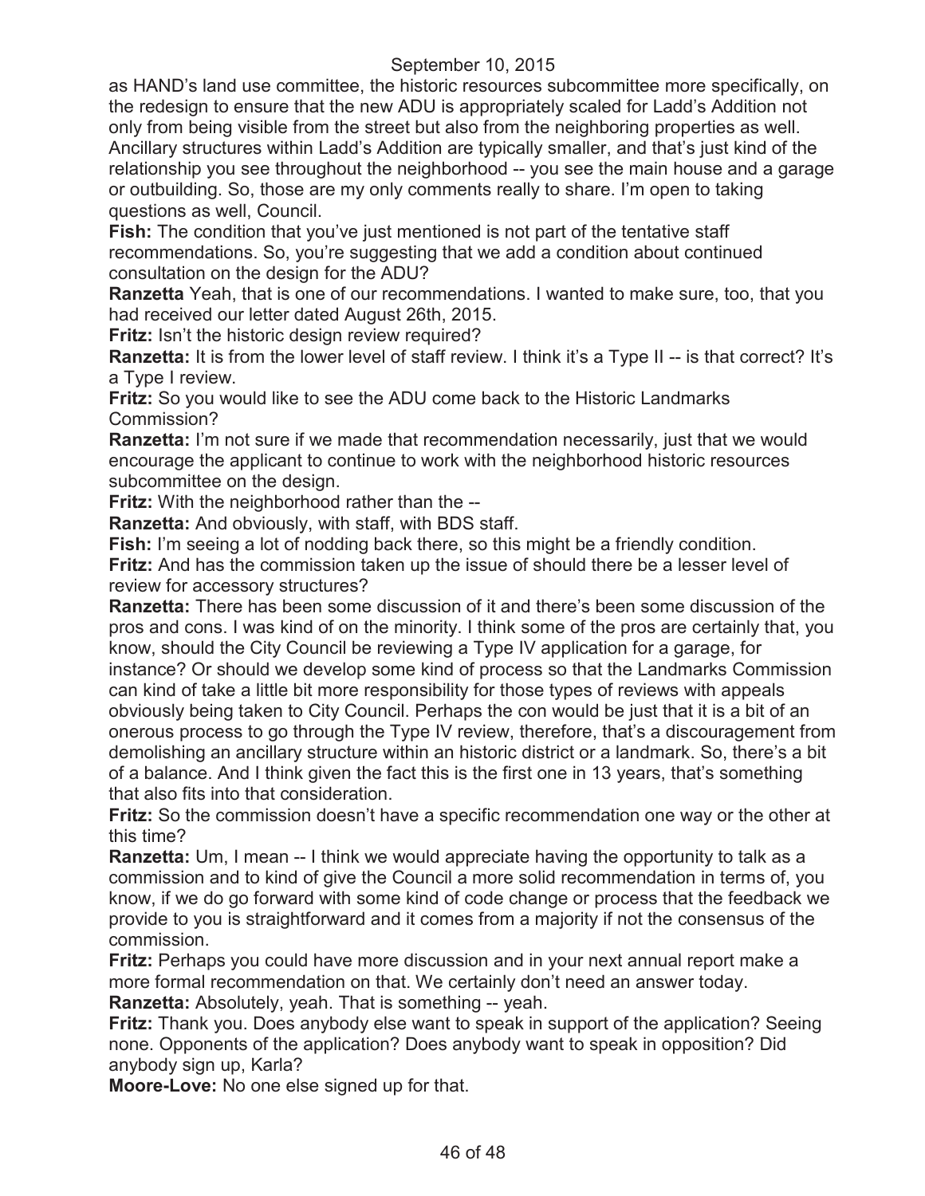as HAND's land use committee, the historic resources subcommittee more specifically, on the redesign to ensure that the new ADU is appropriately scaled for Ladd's Addition not only from being visible from the street but also from the neighboring properties as well. Ancillary structures within Ladd's Addition are typically smaller, and that's just kind of the relationship you see throughout the neighborhood -- you see the main house and a garage or outbuilding. So, those are my only comments really to share. I'm open to taking questions as well, Council.

**Fish:** The condition that you've just mentioned is not part of the tentative staff recommendations. So, you're suggesting that we add a condition about continued consultation on the design for the ADU?

**Ranzetta** Yeah, that is one of our recommendations. I wanted to make sure, too, that you had received our letter dated August 26th, 2015.

**Fritz:** Isn't the historic design review required?

**Ranzetta:** It is from the lower level of staff review. I think it's a Type II -- is that correct? It's a Type I review.

**Fritz:** So you would like to see the ADU come back to the Historic Landmarks Commission?

**Ranzetta:** I'm not sure if we made that recommendation necessarily, just that we would encourage the applicant to continue to work with the neighborhood historic resources subcommittee on the design.

**Fritz:** With the neighborhood rather than the --

**Ranzetta:** And obviously, with staff, with BDS staff.

**Fish:** I'm seeing a lot of nodding back there, so this might be a friendly condition.

**Fritz:** And has the commission taken up the issue of should there be a lesser level of review for accessory structures?

**Ranzetta:** There has been some discussion of it and there's been some discussion of the pros and cons. I was kind of on the minority. I think some of the pros are certainly that, you know, should the City Council be reviewing a Type IV application for a garage, for instance? Or should we develop some kind of process so that the Landmarks Commission can kind of take a little bit more responsibility for those types of reviews with appeals obviously being taken to City Council. Perhaps the con would be just that it is a bit of an onerous process to go through the Type IV review, therefore, that's a discouragement from demolishing an ancillary structure within an historic district or a landmark. So, there's a bit of a balance. And I think given the fact this is the first one in 13 years, that's something that also fits into that consideration.

**Fritz:** So the commission doesn't have a specific recommendation one way or the other at this time?

**Ranzetta:** Um, I mean -- I think we would appreciate having the opportunity to talk as a commission and to kind of give the Council a more solid recommendation in terms of, you know, if we do go forward with some kind of code change or process that the feedback we provide to you is straightforward and it comes from a majority if not the consensus of the commission.

**Fritz:** Perhaps you could have more discussion and in your next annual report make a more formal recommendation on that. We certainly don't need an answer today.

**Ranzetta:** Absolutely, yeah. That is something -- yeah.

**Fritz:** Thank you. Does anybody else want to speak in support of the application? Seeing none. Opponents of the application? Does anybody want to speak in opposition? Did anybody sign up, Karla?

**Moore-Love:** No one else signed up for that.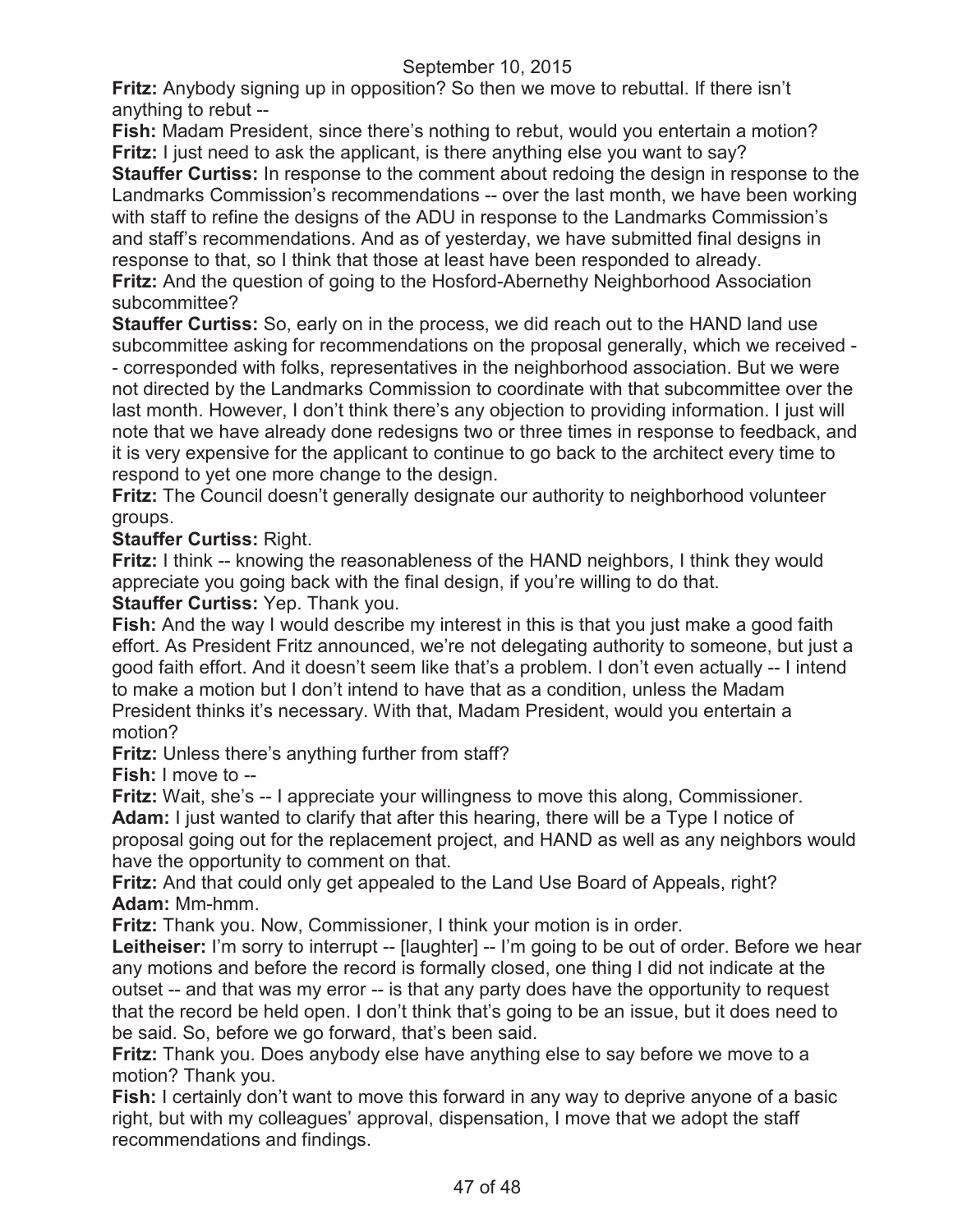**Fritz:** Anybody signing up in opposition? So then we move to rebuttal. If there isn't anything to rebut --

**Fish:** Madam President, since there's nothing to rebut, would you entertain a motion?

**Fritz:** I just need to ask the applicant, is there anything else you want to say?

**Stauffer Curtiss:** In response to the comment about redoing the design in response to the Landmarks Commission's recommendations -- over the last month, we have been working with staff to refine the designs of the ADU in response to the Landmarks Commission's and staff's recommendations. And as of yesterday, we have submitted final designs in response to that, so I think that those at least have been responded to already.

**Fritz:** And the question of going to the Hosford-Abernethy Neighborhood Association subcommittee?

**Stauffer Curtiss:** So, early on in the process, we did reach out to the HAND land use subcommittee asking for recommendations on the proposal generally, which we received -- corresponded with folks, representatives in the neighborhood association. But we were not directed by the Landmarks Commission to coordinate with that subcommittee over the last month. However, I don't think there's any objection to providing information. I just will note that we have already done redesigns two or three times in response to feedback, and it is very expensive for the applicant to continue to go back to the architect every time to respond to yet one more change to the design.

**Fritz:** The Council doesn't generally designate our authority to neighborhood volunteer groups.

**Stauffer Curtiss:** Right.

**Fritz:** I think -- knowing the reasonableness of the HAND neighbors, I think they would appreciate you going back with the final design, if you're willing to do that.

**Stauffer Curtiss:** Yep. Thank you.

**Fish:** And the way I would describe my interest in this is that you just make a good faith effort. As President Fritz announced, we're not delegating authority to someone, but just a good faith effort. And it doesn't seem like that's a problem. I don't even actually -- I intend to make a motion but I don't intend to have that as a condition, unless the Madam President thinks it's necessary. With that, Madam President, would you entertain a motion?

**Fritz:** Unless there's anything further from staff?

**Fish:** I move to --

**Fritz:** Wait, she's -- I appreciate your willingness to move this along, Commissioner.

**Adam:** I just wanted to clarify that after this hearing, there will be a Type I notice of proposal going out for the replacement project, and HAND as well as any neighbors would have the opportunity to comment on that.

**Fritz:** And that could only get appealed to the Land Use Board of Appeals, right?

**Adam:** Mm-hmm.

**Fritz:** Thank you. Now, Commissioner, I think your motion is in order.

**Leitheiser:** I'm sorry to interrupt -- [laughter] -- I'm going to be out of order. Before we hear any motions and before the record is formally closed, one thing I did not indicate at the outset -- and that was my error -- is that any party does have the opportunity to request that the record be held open. I don't think that's going to be an issue, but it does need to be said. So, before we go forward, that's been said.

**Fritz:** Thank you. Does anybody else have anything else to say before we move to a motion? Thank you.

**Fish:** I certainly don't want to move this forward in any way to deprive anyone of a basic right, but with my colleagues' approval, dispensation, I move that we adopt the staff recommendations and findings.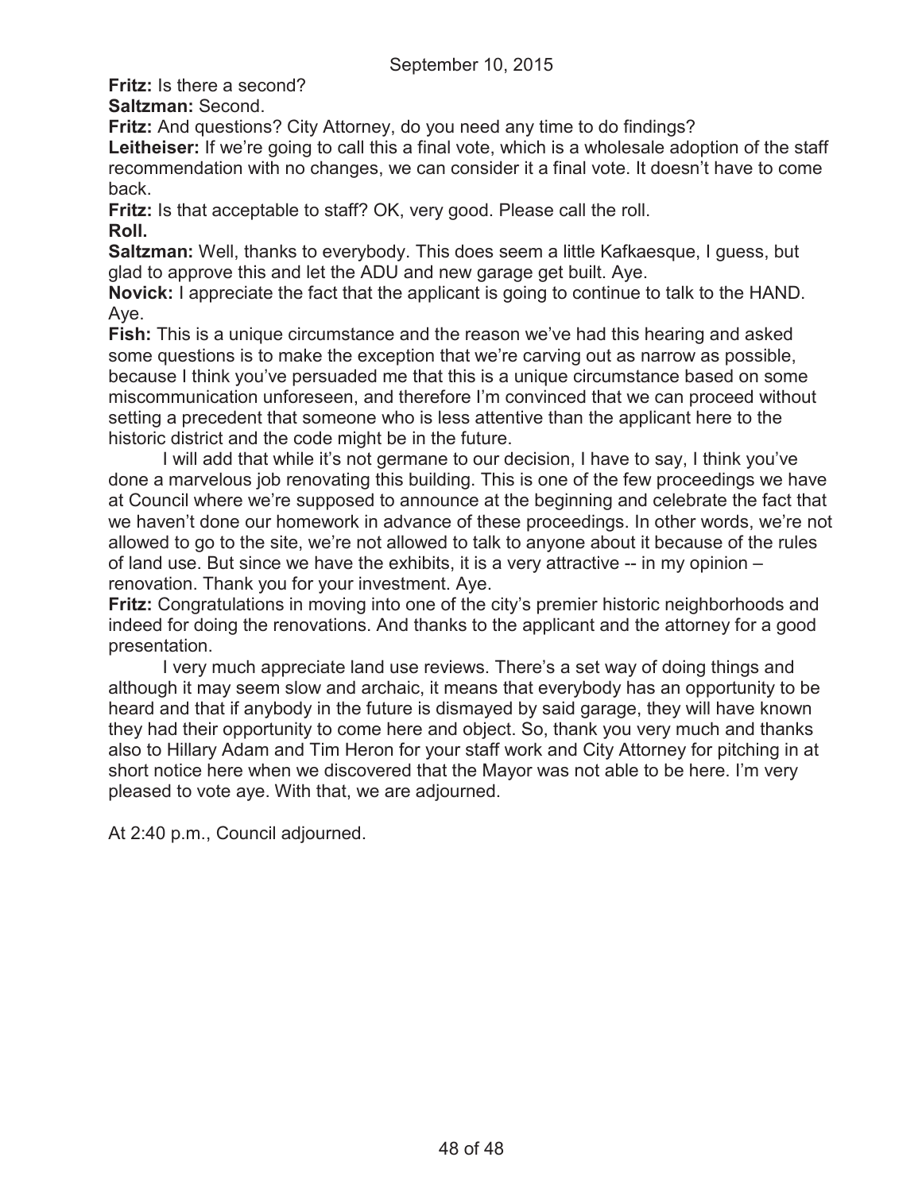**Fritz:** Is there a second?

**Saltzman:** Second.

**Fritz:** And questions? City Attorney, do you need any time to do findings?

**Leitheiser:** If we're going to call this a final vote, which is a wholesale adoption of the staff recommendation with no changes, we can consider it a final vote. It doesn't have to come back.

**Fritz:** Is that acceptable to staff? OK, very good. Please call the roll.

**Roll.**

**Saltzman:** Well, thanks to everybody. This does seem a little Kafkaesque, I guess, but glad to approve this and let the ADU and new garage get built. Aye.

**Novick:** I appreciate the fact that the applicant is going to continue to talk to the HAND. Aye.

**Fish:** This is a unique circumstance and the reason we've had this hearing and asked some questions is to make the exception that we're carving out as narrow as possible, because I think you've persuaded me that this is a unique circumstance based on some miscommunication unforeseen, and therefore I'm convinced that we can proceed without setting a precedent that someone who is less attentive than the applicant here to the historic district and the code might be in the future.

I will add that while it's not germane to our decision, I have to say, I think you've done a marvelous job renovating this building. This is one of the few proceedings we have at Council where we're supposed to announce at the beginning and celebrate the fact that we haven't done our homework in advance of these proceedings. In other words, we're not allowed to go to the site, we're not allowed to talk to anyone about it because of the rules of land use. But since we have the exhibits, it is a very attractive -- in my opinion – renovation. Thank you for your investment. Aye.

**Fritz:** Congratulations in moving into one of the city's premier historic neighborhoods and indeed for doing the renovations. And thanks to the applicant and the attorney for a good presentation.

I very much appreciate land use reviews. There's a set way of doing things and although it may seem slow and archaic, it means that everybody has an opportunity to be heard and that if anybody in the future is dismayed by said garage, they will have known they had their opportunity to come here and object. So, thank you very much and thanks also to Hillary Adam and Tim Heron for your staff work and City Attorney for pitching in at short notice here when we discovered that the Mayor was not able to be here. I'm very pleased to vote aye. With that, we are adjourned.

At 2:40 p.m., Council adjourned.